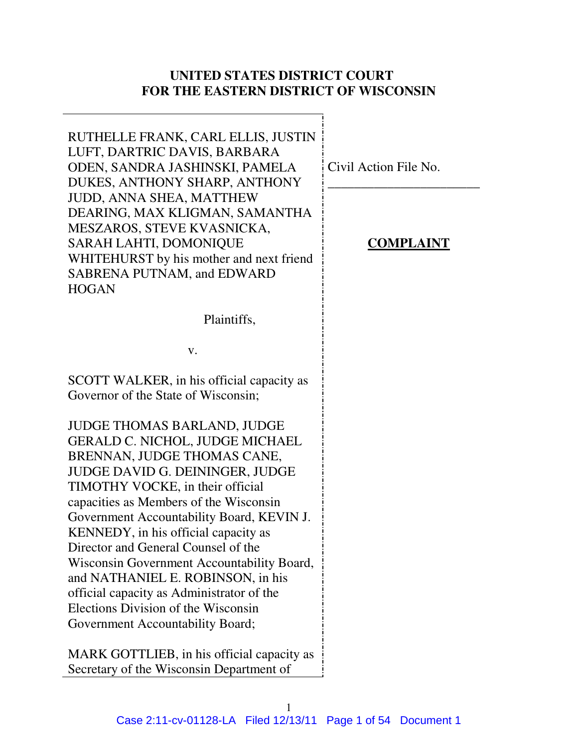**UNITED STATES DISTRICT COURT**
**FOR THE EASTERN DISTRICT OF WISCONSIN**

RUTHELLE FRANK, CARL ELLIS, JUSTIN LUFT, DARTRIC DAVIS, BARBARA ODEN, SANDRA JASHINSKI, PAMELA DUKES, ANTHONY SHARP, ANTHONY JUDD, ANNA SHEA, MATTHEW DEARING, MAX KLIGMAN, SAMANTHA MESZAROS, STEVE KVASNICKA, SARAH LAHTI, DOMONIQUE WHITEHURST by his mother and next friend SABRENA PUTNAM, and EDWARD HOGAN

Plaintiffs,

v.

SCOTT WALKER, in his official capacity as Governor of the State of Wisconsin;

JUDGE THOMAS BARLAND, JUDGE GERALD C. NICHOL, JUDGE MICHAEL BRENNAN, JUDGE THOMAS CANE, JUDGE DAVID G. DEININGER, JUDGE TIMOTHY VOCKE, in their official capacities as Members of the Wisconsin Government Accountability Board, KEVIN J. KENNEDY, in his official capacity as Director and General Counsel of the Wisconsin Government Accountability Board, and NATHANIEL E. ROBINSON, in his official capacity as Administrator of the Elections Division of the Wisconsin Government Accountability Board;

MARK GOTTLIEB, in his official capacity as Secretary of the Wisconsin Department of

Civil Action File No.

______________________

**COMPLAINT**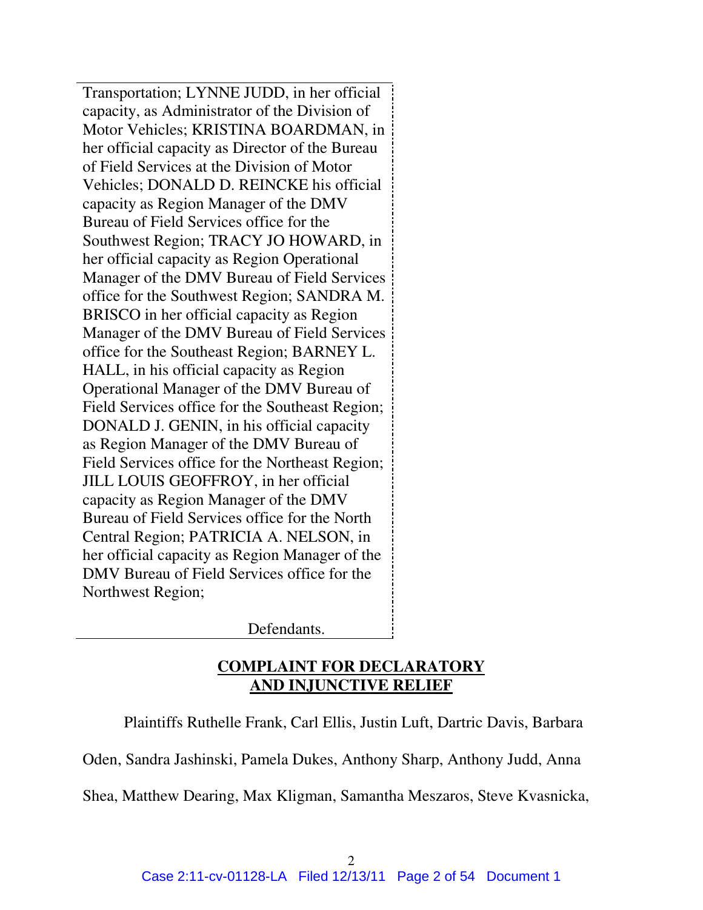Transportation; LYNNE JUDD, in her official capacity, as Administrator of the Division of Motor Vehicles; KRISTINA BOARDMAN, in her official capacity as Director of the Bureau of Field Services at the Division of Motor Vehicles; DONALD D. REINCKE his official capacity as Region Manager of the DMV Bureau of Field Services office for the Southwest Region; TRACY JO HOWARD, in her official capacity as Region Operational Manager of the DMV Bureau of Field Services office for the Southwest Region; SANDRA M. BRISCO in her official capacity as Region Manager of the DMV Bureau of Field Services office for the Southeast Region; BARNEY L. HALL, in his official capacity as Region Operational Manager of the DMV Bureau of Field Services office for the Southeast Region; DONALD J. GENIN, in his official capacity as Region Manager of the DMV Bureau of Field Services office for the Northeast Region; JILL LOUIS GEOFFROY, in her official capacity as Region Manager of the DMV Bureau of Field Services office for the North Central Region; PATRICIA A. NELSON, in her official capacity as Region Manager of the DMV Bureau of Field Services office for the Northwest Region;

Defendants.

## COMPLAINT FOR DECLARATORY AND INJUNCTIVE RELIEF

Plaintiffs Ruthelle Frank, Carl Ellis, Justin Luft, Dartric Davis, Barbara Oden, Sandra Jashinski, Pamela Dukes, Anthony Sharp, Anthony Judd, Anna Shea, Matthew Dearing, Max Kligman, Samantha Meszaros, Steve Kvasnicka,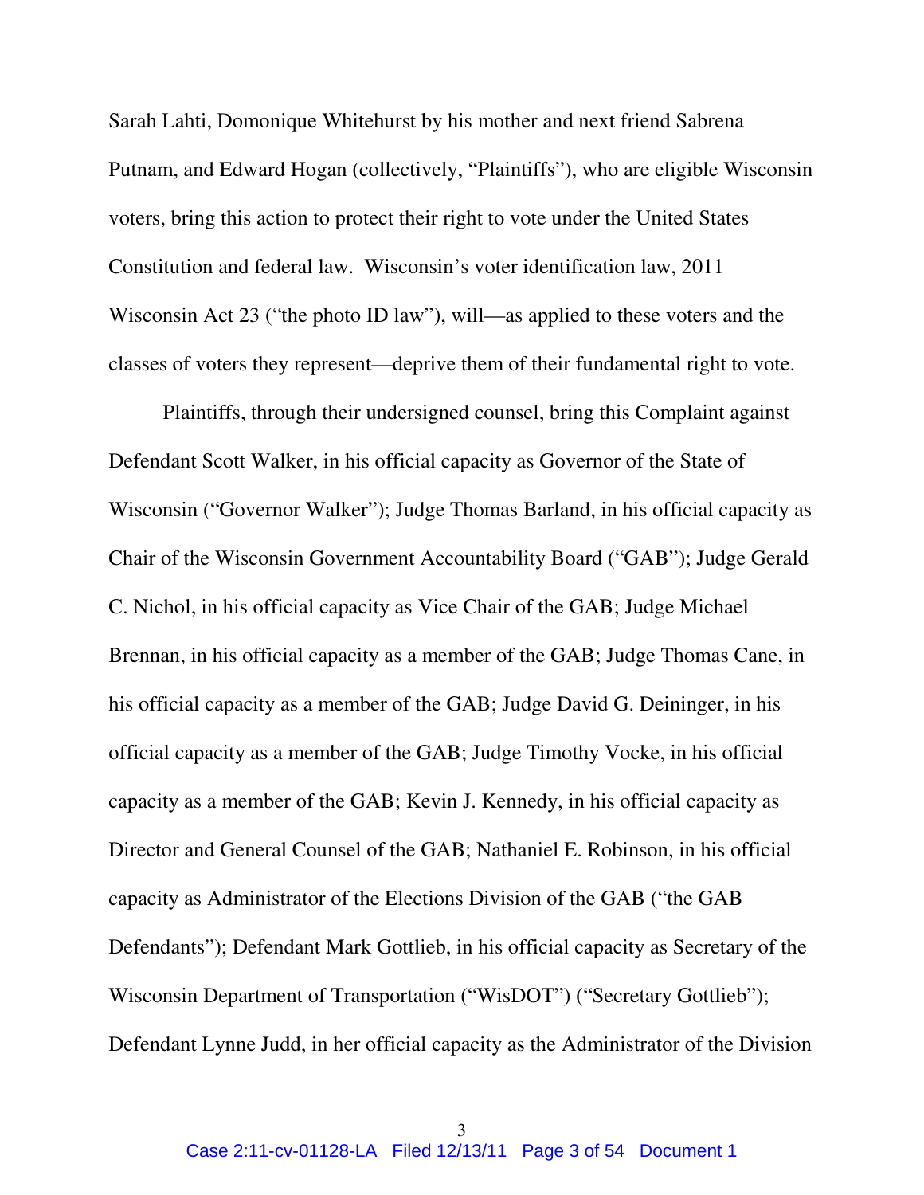Sarah Lahti, Domonique Whitehurst by his mother and next friend Sabrena Putnam, and Edward Hogan (collectively, "Plaintiffs"), who are eligible Wisconsin voters, bring this action to protect their right to vote under the United States Constitution and federal law. Wisconsin's voter identification law, 2011 Wisconsin Act 23 ("the photo ID law"), will—as applied to these voters and the classes of voters they represent—deprive them of their fundamental right to vote.

Plaintiffs, through their undersigned counsel, bring this Complaint against Defendant Scott Walker, in his official capacity as Governor of the State of Wisconsin ("Governor Walker"); Judge Thomas Barland, in his official capacity as Chair of the Wisconsin Government Accountability Board ("GAB"); Judge Gerald C. Nichol, in his official capacity as Vice Chair of the GAB; Judge Michael Brennan, in his official capacity as a member of the GAB; Judge Thomas Cane, in his official capacity as a member of the GAB; Judge David G. Deininger, in his official capacity as a member of the GAB; Judge Timothy Vocke, in his official capacity as a member of the GAB; Kevin J. Kennedy, in his official capacity as Director and General Counsel of the GAB; Nathaniel E. Robinson, in his official capacity as Administrator of the Elections Division of the GAB ("the GAB Defendants"); Defendant Mark Gottlieb, in his official capacity as Secretary of the Wisconsin Department of Transportation ("WisDOT") ("Secretary Gottlieb"); Defendant Lynne Judd, in her official capacity as the Administrator of the Division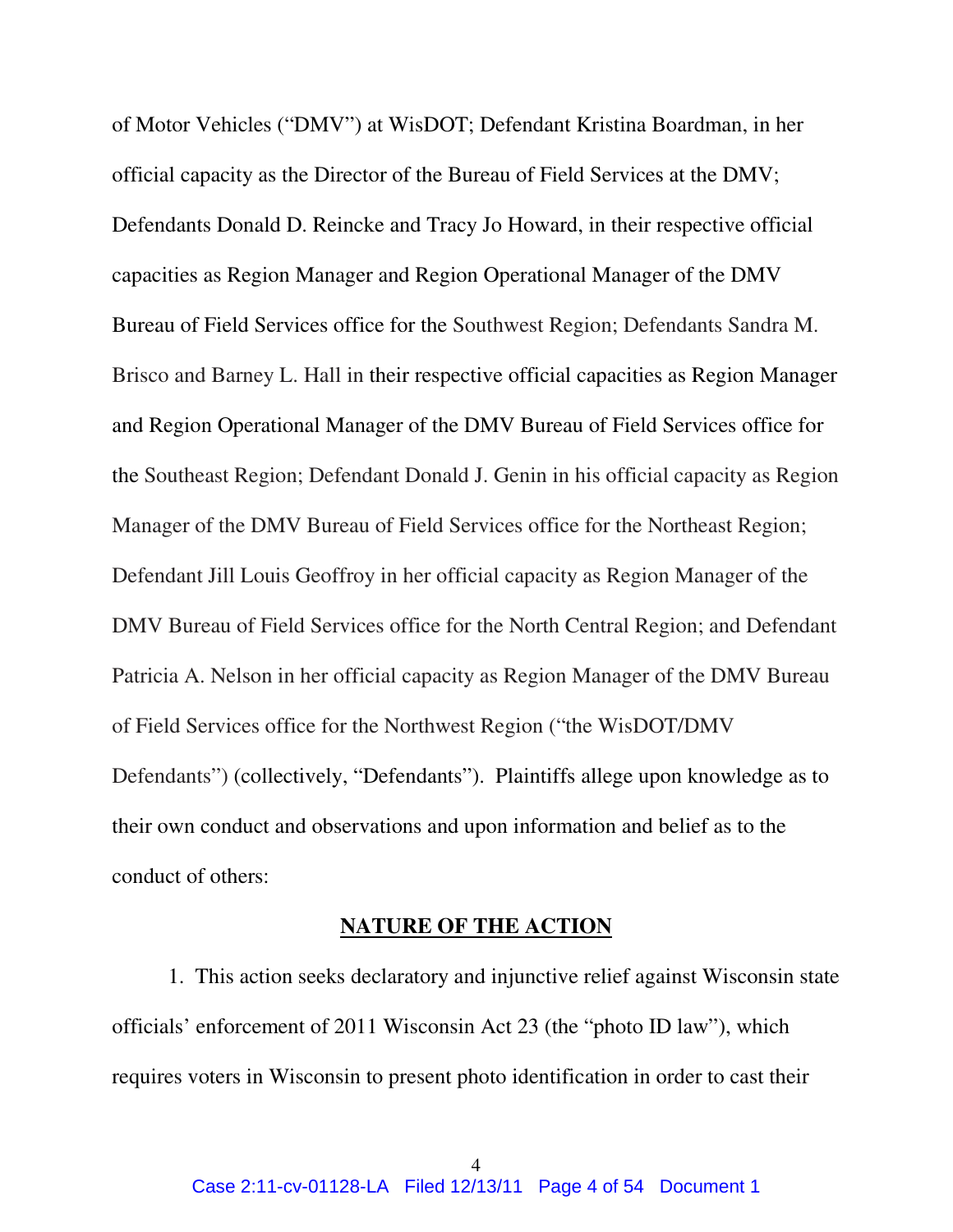of Motor Vehicles ("DMV") at WisDOT; Defendant Kristina Boardman, in her official capacity as the Director of the Bureau of Field Services at the DMV; Defendants Donald D. Reincke and Tracy Jo Howard, in their respective official capacities as Region Manager and Region Operational Manager of the DMV Bureau of Field Services office for the Southwest Region; Defendants Sandra M. Brisco and Barney L. Hall in their respective official capacities as Region Manager and Region Operational Manager of the DMV Bureau of Field Services office for the Southeast Region; Defendant Donald J. Genin in his official capacity as Region Manager of the DMV Bureau of Field Services office for the Northeast Region; Defendant Jill Louis Geoffroy in her official capacity as Region Manager of the DMV Bureau of Field Services office for the North Central Region; and Defendant Patricia A. Nelson in her official capacity as Region Manager of the DMV Bureau of Field Services office for the Northwest Region ("the WisDOT/DMV Defendants") (collectively, "Defendants"). Plaintiffs allege upon knowledge as to their own conduct and observations and upon information and belief as to the conduct of others:

## NATURE OF THE ACTION

1. This action seeks declaratory and injunctive relief against Wisconsin state officials' enforcement of 2011 Wisconsin Act 23 (the "photo ID law"), which requires voters in Wisconsin to present photo identification in order to cast their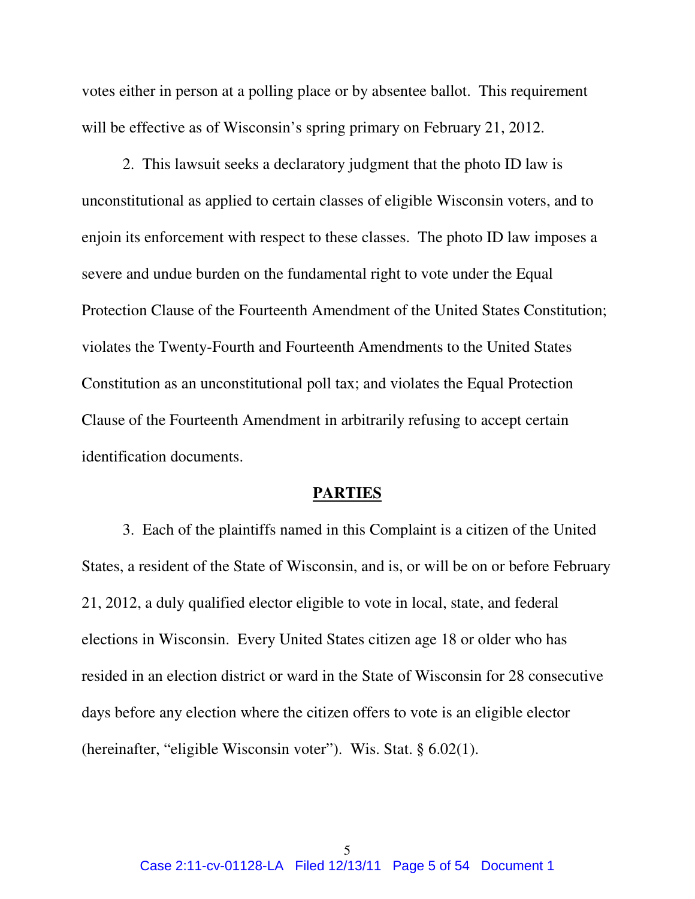votes either in person at a polling place or by absentee ballot. This requirement will be effective as of Wisconsin's spring primary on February 21, 2012.

2. This lawsuit seeks a declaratory judgment that the photo ID law is unconstitutional as applied to certain classes of eligible Wisconsin voters, and to enjoin its enforcement with respect to these classes. The photo ID law imposes a severe and undue burden on the fundamental right to vote under the Equal Protection Clause of the Fourteenth Amendment of the United States Constitution; violates the Twenty-Fourth and Fourteenth Amendments to the United States Constitution as an unconstitutional poll tax; and violates the Equal Protection Clause of the Fourteenth Amendment in arbitrarily refusing to accept certain identification documents.

## PARTIES

3. Each of the plaintiffs named in this Complaint is a citizen of the United States, a resident of the State of Wisconsin, and is, or will be on or before February 21, 2012, a duly qualified elector eligible to vote in local, state, and federal elections in Wisconsin. Every United States citizen age 18 or older who has resided in an election district or ward in the State of Wisconsin for 28 consecutive days before any election where the citizen offers to vote is an eligible elector (hereinafter, "eligible Wisconsin voter"). Wis. Stat. § 6.02(1).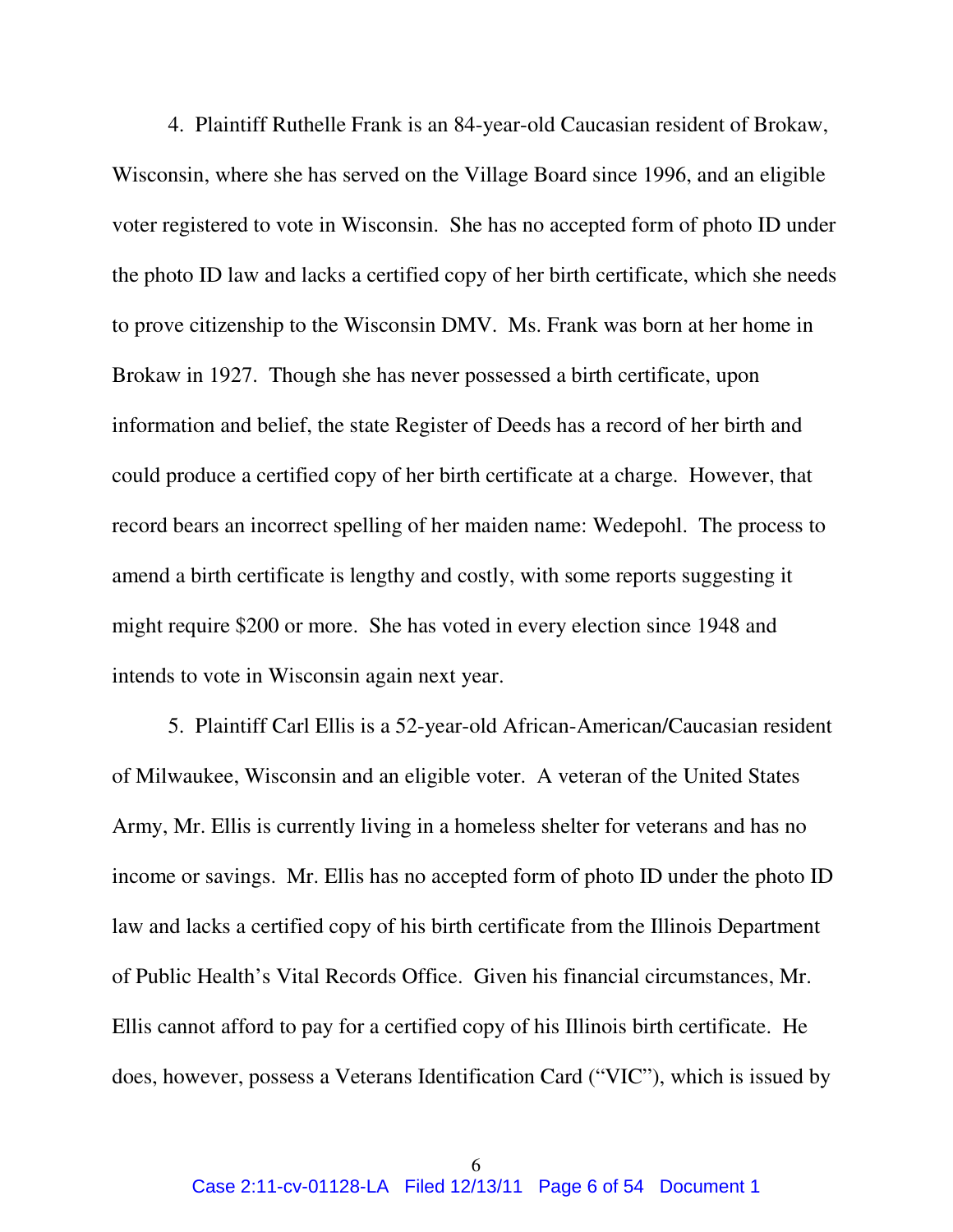4. Plaintiff Ruthelle Frank is an 84-year-old Caucasian resident of Brokaw, Wisconsin, where she has served on the Village Board since 1996, and an eligible voter registered to vote in Wisconsin. She has no accepted form of photo ID under the photo ID law and lacks a certified copy of her birth certificate, which she needs to prove citizenship to the Wisconsin DMV. Ms. Frank was born at her home in Brokaw in 1927. Though she has never possessed a birth certificate, upon information and belief, the state Register of Deeds has a record of her birth and could produce a certified copy of her birth certificate at a charge. However, that record bears an incorrect spelling of her maiden name: Wedepohl. The process to amend a birth certificate is lengthy and costly, with some reports suggesting it might require $200 or more. She has voted in every election since 1948 and intends to vote in Wisconsin again next year.

5. Plaintiff Carl Ellis is a 52-year-old African-American/Caucasian resident of Milwaukee, Wisconsin and an eligible voter. A veteran of the United States Army, Mr. Ellis is currently living in a homeless shelter for veterans and has no income or savings. Mr. Ellis has no accepted form of photo ID under the photo ID law and lacks a certified copy of his birth certificate from the Illinois Department of Public Health's Vital Records Office. Given his financial circumstances, Mr. Ellis cannot afford to pay for a certified copy of his Illinois birth certificate. He does, however, possess a Veterans Identification Card ("VIC"), which is issued by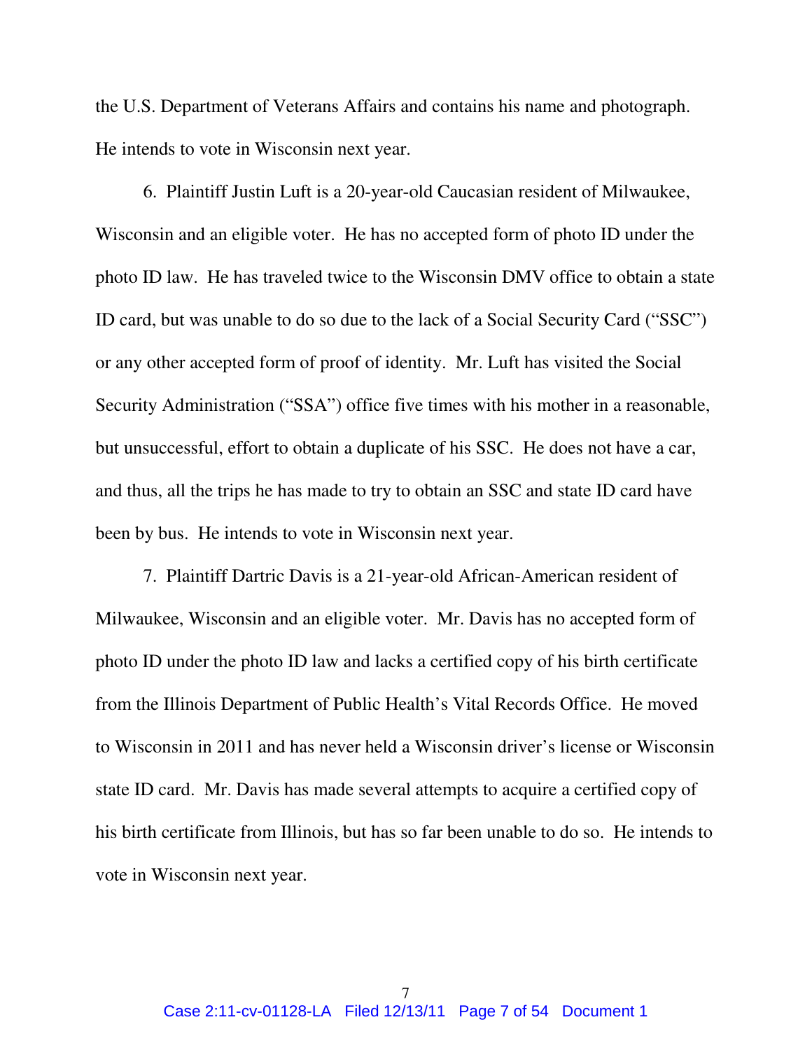the U.S. Department of Veterans Affairs and contains his name and photograph. He intends to vote in Wisconsin next year.

6. Plaintiff Justin Luft is a 20-year-old Caucasian resident of Milwaukee, Wisconsin and an eligible voter. He has no accepted form of photo ID under the photo ID law. He has traveled twice to the Wisconsin DMV office to obtain a state ID card, but was unable to do so due to the lack of a Social Security Card ("SSC") or any other accepted form of proof of identity. Mr. Luft has visited the Social Security Administration ("SSA") office five times with his mother in a reasonable, but unsuccessful, effort to obtain a duplicate of his SSC. He does not have a car, and thus, all the trips he has made to try to obtain an SSC and state ID card have been by bus. He intends to vote in Wisconsin next year.

7. Plaintiff Dartric Davis is a 21-year-old African-American resident of Milwaukee, Wisconsin and an eligible voter. Mr. Davis has no accepted form of photo ID under the photo ID law and lacks a certified copy of his birth certificate from the Illinois Department of Public Health's Vital Records Office. He moved to Wisconsin in 2011 and has never held a Wisconsin driver's license or Wisconsin state ID card. Mr. Davis has made several attempts to acquire a certified copy of his birth certificate from Illinois, but has so far been unable to do so. He intends to vote in Wisconsin next year.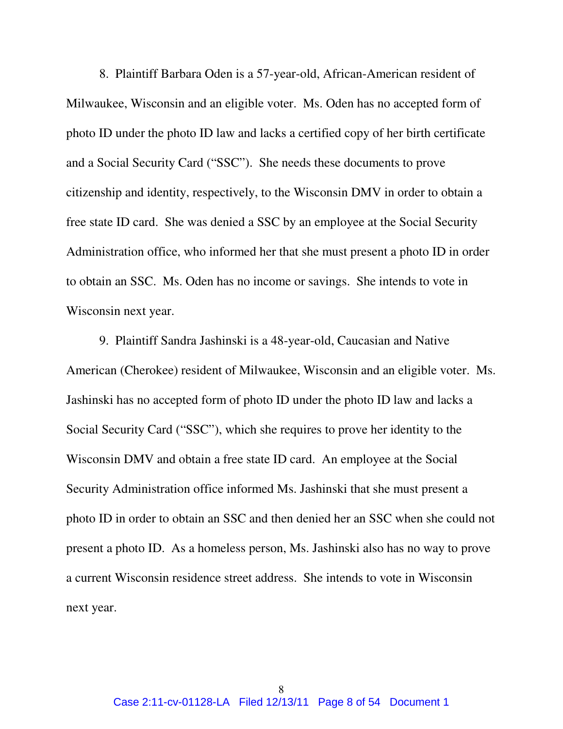8. Plaintiff Barbara Oden is a 57-year-old, African-American resident of Milwaukee, Wisconsin and an eligible voter. Ms. Oden has no accepted form of photo ID under the photo ID law and lacks a certified copy of her birth certificate and a Social Security Card ("SSC"). She needs these documents to prove citizenship and identity, respectively, to the Wisconsin DMV in order to obtain a free state ID card. She was denied a SSC by an employee at the Social Security Administration office, who informed her that she must present a photo ID in order to obtain an SSC. Ms. Oden has no income or savings. She intends to vote in Wisconsin next year.

9. Plaintiff Sandra Jashinski is a 48-year-old, Caucasian and Native American (Cherokee) resident of Milwaukee, Wisconsin and an eligible voter. Ms. Jashinski has no accepted form of photo ID under the photo ID law and lacks a Social Security Card ("SSC"), which she requires to prove her identity to the Wisconsin DMV and obtain a free state ID card. An employee at the Social Security Administration office informed Ms. Jashinski that she must present a photo ID in order to obtain an SSC and then denied her an SSC when she could not present a photo ID. As a homeless person, Ms. Jashinski also has no way to prove a current Wisconsin residence street address. She intends to vote in Wisconsin next year.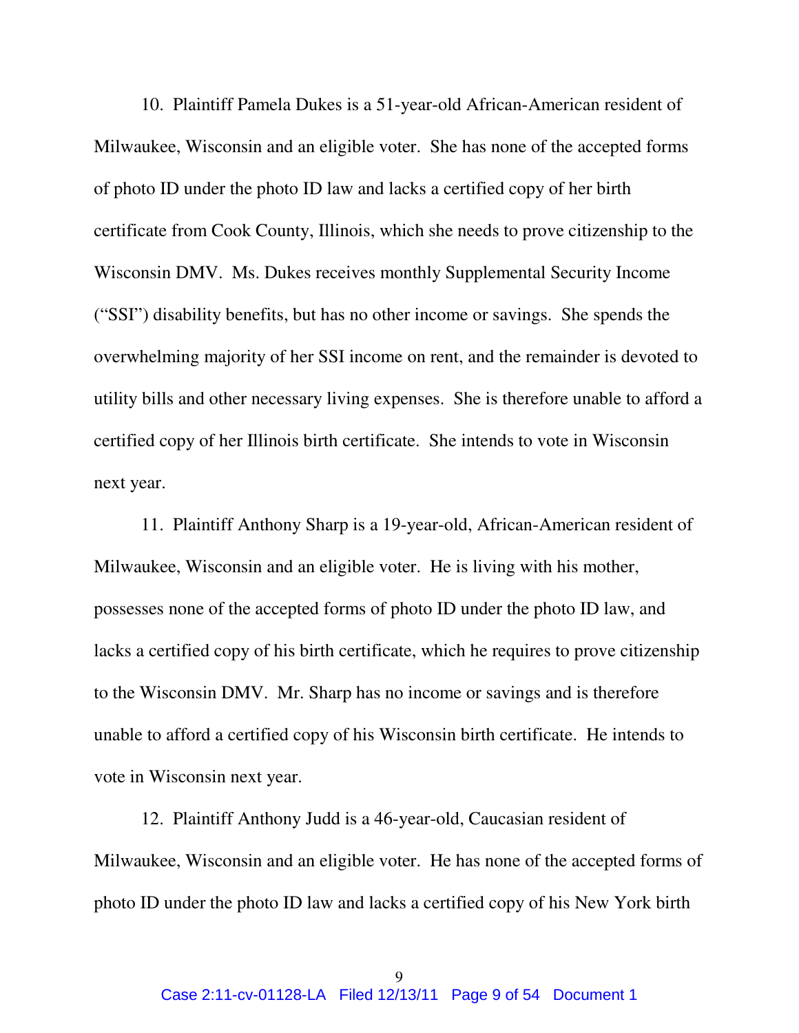10. Plaintiff Pamela Dukes is a 51-year-old African-American resident of Milwaukee, Wisconsin and an eligible voter. She has none of the accepted forms of photo ID under the photo ID law and lacks a certified copy of her birth certificate from Cook County, Illinois, which she needs to prove citizenship to the Wisconsin DMV. Ms. Dukes receives monthly Supplemental Security Income ("SSI") disability benefits, but has no other income or savings. She spends the overwhelming majority of her SSI income on rent, and the remainder is devoted to utility bills and other necessary living expenses. She is therefore unable to afford a certified copy of her Illinois birth certificate. She intends to vote in Wisconsin next year.

11. Plaintiff Anthony Sharp is a 19-year-old, African-American resident of Milwaukee, Wisconsin and an eligible voter. He is living with his mother, possesses none of the accepted forms of photo ID under the photo ID law, and lacks a certified copy of his birth certificate, which he requires to prove citizenship to the Wisconsin DMV. Mr. Sharp has no income or savings and is therefore unable to afford a certified copy of his Wisconsin birth certificate. He intends to vote in Wisconsin next year.

12. Plaintiff Anthony Judd is a 46-year-old, Caucasian resident of Milwaukee, Wisconsin and an eligible voter. He has none of the accepted forms of photo ID under the photo ID law and lacks a certified copy of his New York birth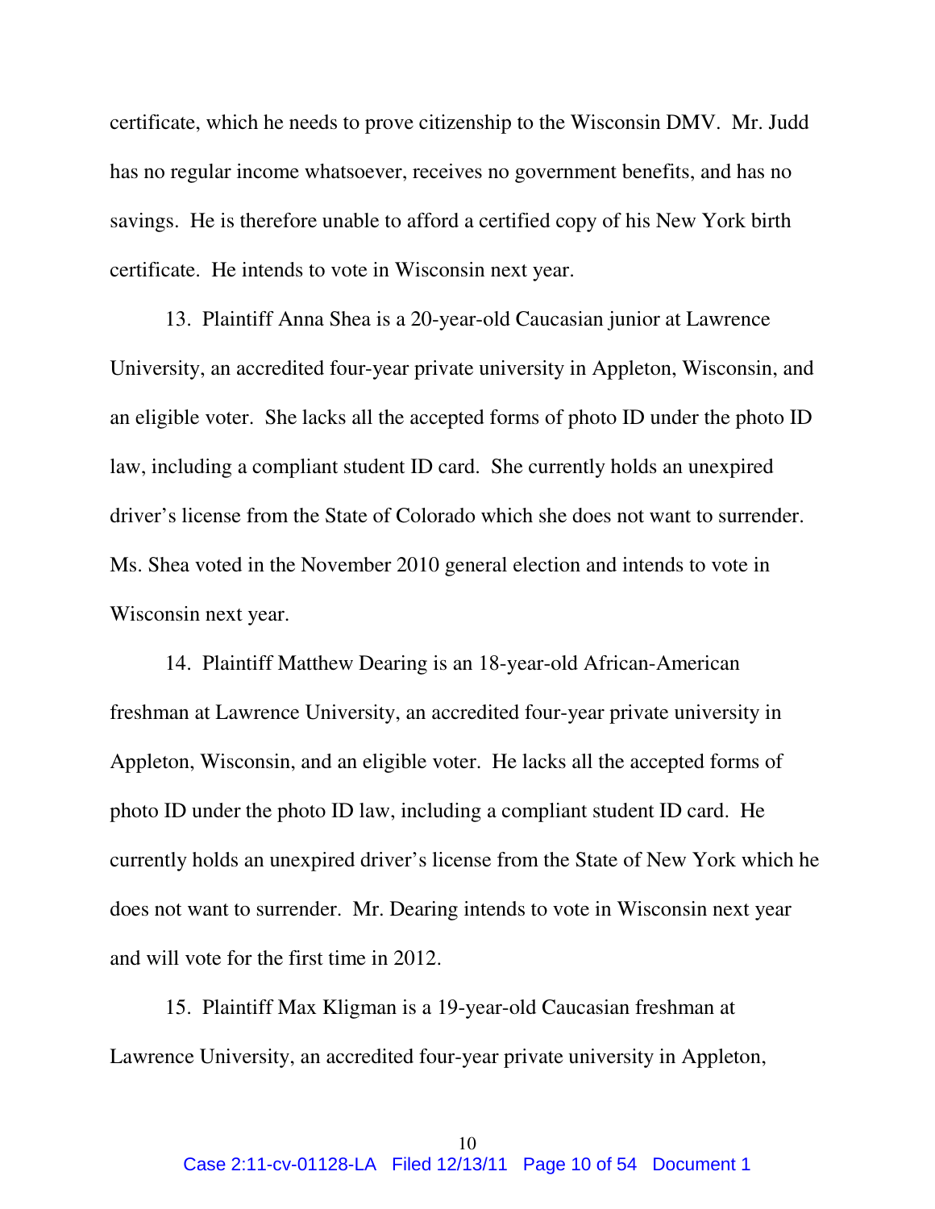certificate, which he needs to prove citizenship to the Wisconsin DMV. Mr. Judd has no regular income whatsoever, receives no government benefits, and has no savings. He is therefore unable to afford a certified copy of his New York birth certificate. He intends to vote in Wisconsin next year.

13. Plaintiff Anna Shea is a 20-year-old Caucasian junior at Lawrence University, an accredited four-year private university in Appleton, Wisconsin, and an eligible voter. She lacks all the accepted forms of photo ID under the photo ID law, including a compliant student ID card. She currently holds an unexpired driver's license from the State of Colorado which she does not want to surrender. Ms. Shea voted in the November 2010 general election and intends to vote in Wisconsin next year.

14. Plaintiff Matthew Dearing is an 18-year-old African-American freshman at Lawrence University, an accredited four-year private university in Appleton, Wisconsin, and an eligible voter. He lacks all the accepted forms of photo ID under the photo ID law, including a compliant student ID card. He currently holds an unexpired driver's license from the State of New York which he does not want to surrender. Mr. Dearing intends to vote in Wisconsin next year and will vote for the first time in 2012.

15. Plaintiff Max Kligman is a 19-year-old Caucasian freshman at Lawrence University, an accredited four-year private university in Appleton,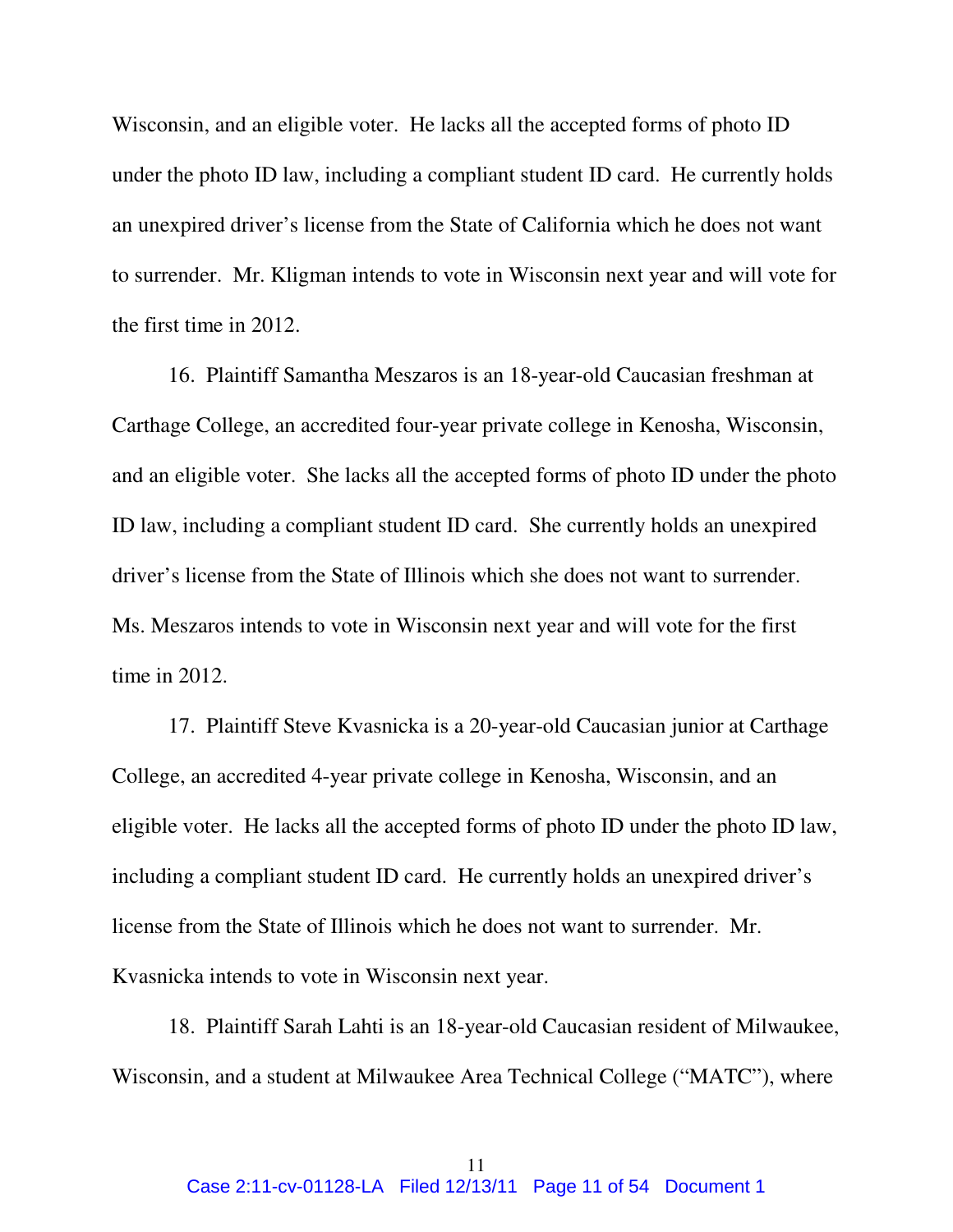Wisconsin, and an eligible voter. He lacks all the accepted forms of photo ID under the photo ID law, including a compliant student ID card. He currently holds an unexpired driver's license from the State of California which he does not want to surrender. Mr. Kligman intends to vote in Wisconsin next year and will vote for the first time in 2012.

16. Plaintiff Samantha Meszaros is an 18-year-old Caucasian freshman at Carthage College, an accredited four-year private college in Kenosha, Wisconsin, and an eligible voter. She lacks all the accepted forms of photo ID under the photo ID law, including a compliant student ID card. She currently holds an unexpired driver's license from the State of Illinois which she does not want to surrender. Ms. Meszaros intends to vote in Wisconsin next year and will vote for the first time in 2012.

17. Plaintiff Steve Kvasnicka is a 20-year-old Caucasian junior at Carthage College, an accredited 4-year private college in Kenosha, Wisconsin, and an eligible voter. He lacks all the accepted forms of photo ID under the photo ID law, including a compliant student ID card. He currently holds an unexpired driver's license from the State of Illinois which he does not want to surrender. Mr. Kvasnicka intends to vote in Wisconsin next year.

18. Plaintiff Sarah Lahti is an 18-year-old Caucasian resident of Milwaukee, Wisconsin, and a student at Milwaukee Area Technical College ("MATC"), where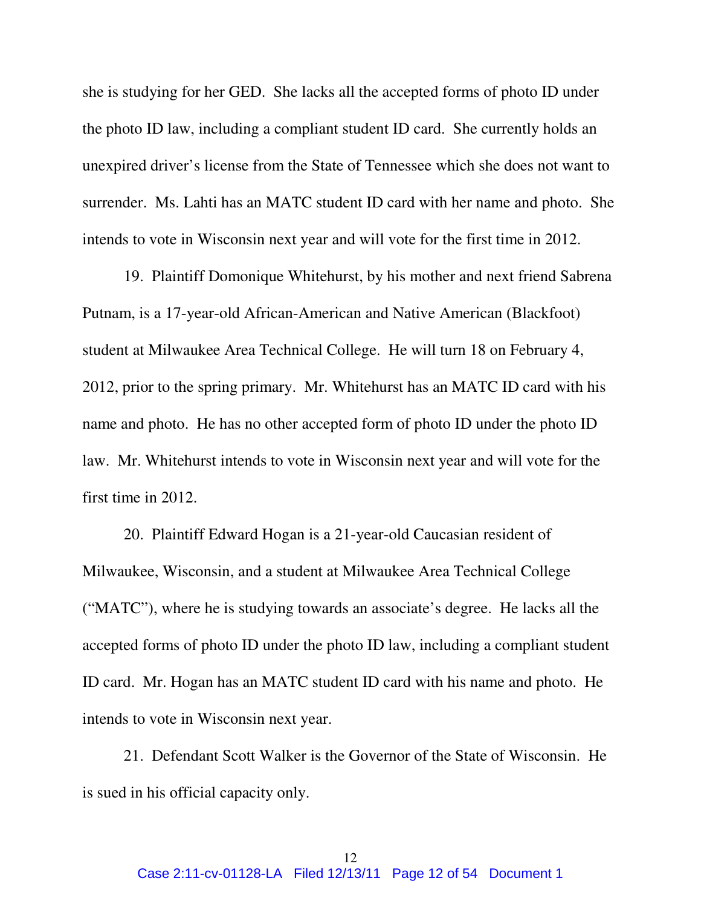she is studying for her GED. She lacks all the accepted forms of photo ID under the photo ID law, including a compliant student ID card. She currently holds an unexpired driver's license from the State of Tennessee which she does not want to surrender. Ms. Lahti has an MATC student ID card with her name and photo. She intends to vote in Wisconsin next year and will vote for the first time in 2012.

19. Plaintiff Domonique Whitehurst, by his mother and next friend Sabrena Putnam, is a 17-year-old African-American and Native American (Blackfoot) student at Milwaukee Area Technical College. He will turn 18 on February 4, 2012, prior to the spring primary. Mr. Whitehurst has an MATC ID card with his name and photo. He has no other accepted form of photo ID under the photo ID law. Mr. Whitehurst intends to vote in Wisconsin next year and will vote for the first time in 2012.

20. Plaintiff Edward Hogan is a 21-year-old Caucasian resident of Milwaukee, Wisconsin, and a student at Milwaukee Area Technical College ("MATC"), where he is studying towards an associate's degree. He lacks all the accepted forms of photo ID under the photo ID law, including a compliant student ID card. Mr. Hogan has an MATC student ID card with his name and photo. He intends to vote in Wisconsin next year.

21. Defendant Scott Walker is the Governor of the State of Wisconsin. He is sued in his official capacity only.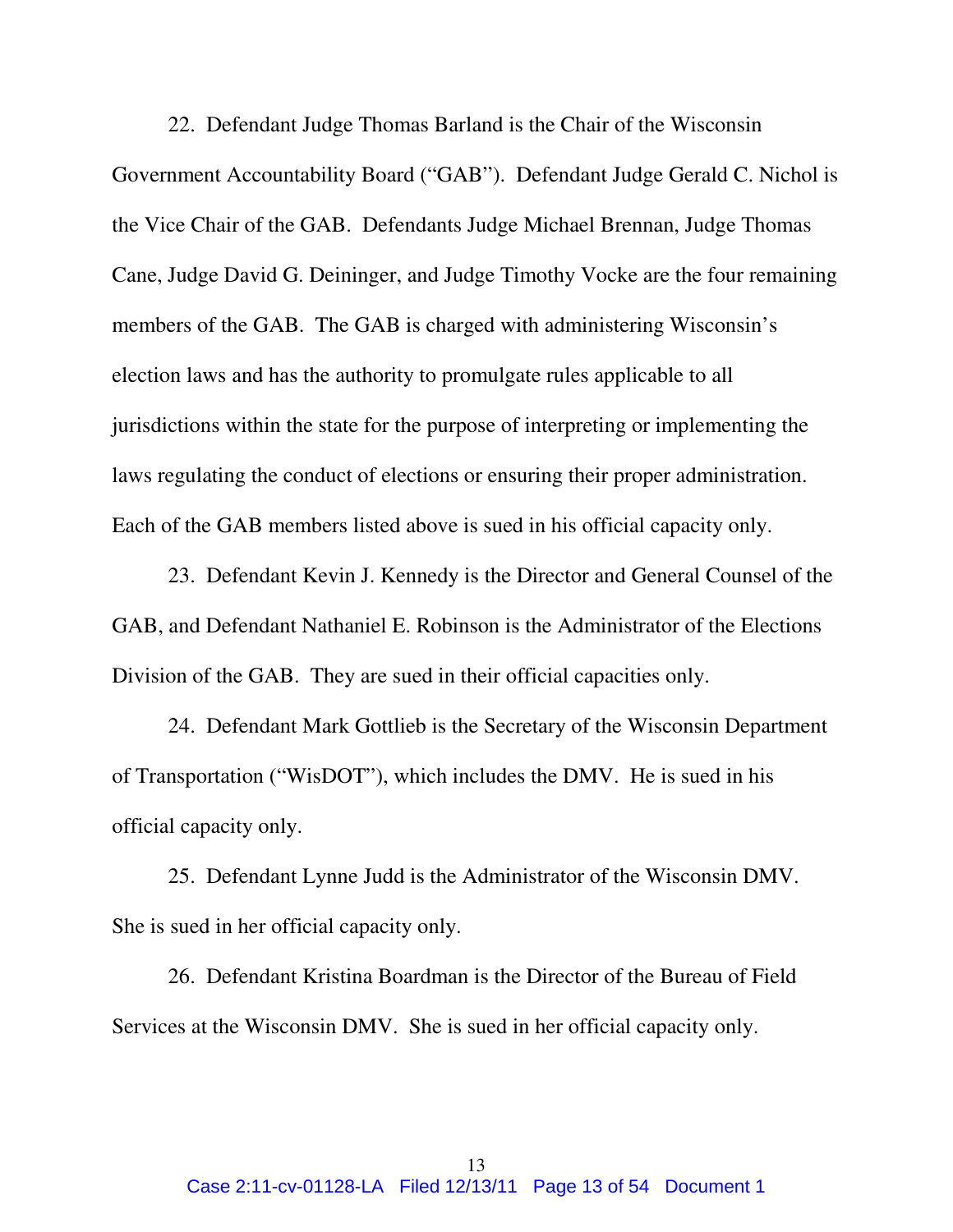22. Defendant Judge Thomas Barland is the Chair of the Wisconsin Government Accountability Board ("GAB"). Defendant Judge Gerald C. Nichol is the Vice Chair of the GAB. Defendants Judge Michael Brennan, Judge Thomas Cane, Judge David G. Deininger, and Judge Timothy Vocke are the four remaining members of the GAB. The GAB is charged with administering Wisconsin's election laws and has the authority to promulgate rules applicable to all jurisdictions within the state for the purpose of interpreting or implementing the laws regulating the conduct of elections or ensuring their proper administration. Each of the GAB members listed above is sued in his official capacity only.

23. Defendant Kevin J. Kennedy is the Director and General Counsel of the GAB, and Defendant Nathaniel E. Robinson is the Administrator of the Elections Division of the GAB. They are sued in their official capacities only.

24. Defendant Mark Gottlieb is the Secretary of the Wisconsin Department of Transportation ("WisDOT"), which includes the DMV. He is sued in his official capacity only.

25. Defendant Lynne Judd is the Administrator of the Wisconsin DMV. She is sued in her official capacity only.

26. Defendant Kristina Boardman is the Director of the Bureau of Field Services at the Wisconsin DMV. She is sued in her official capacity only.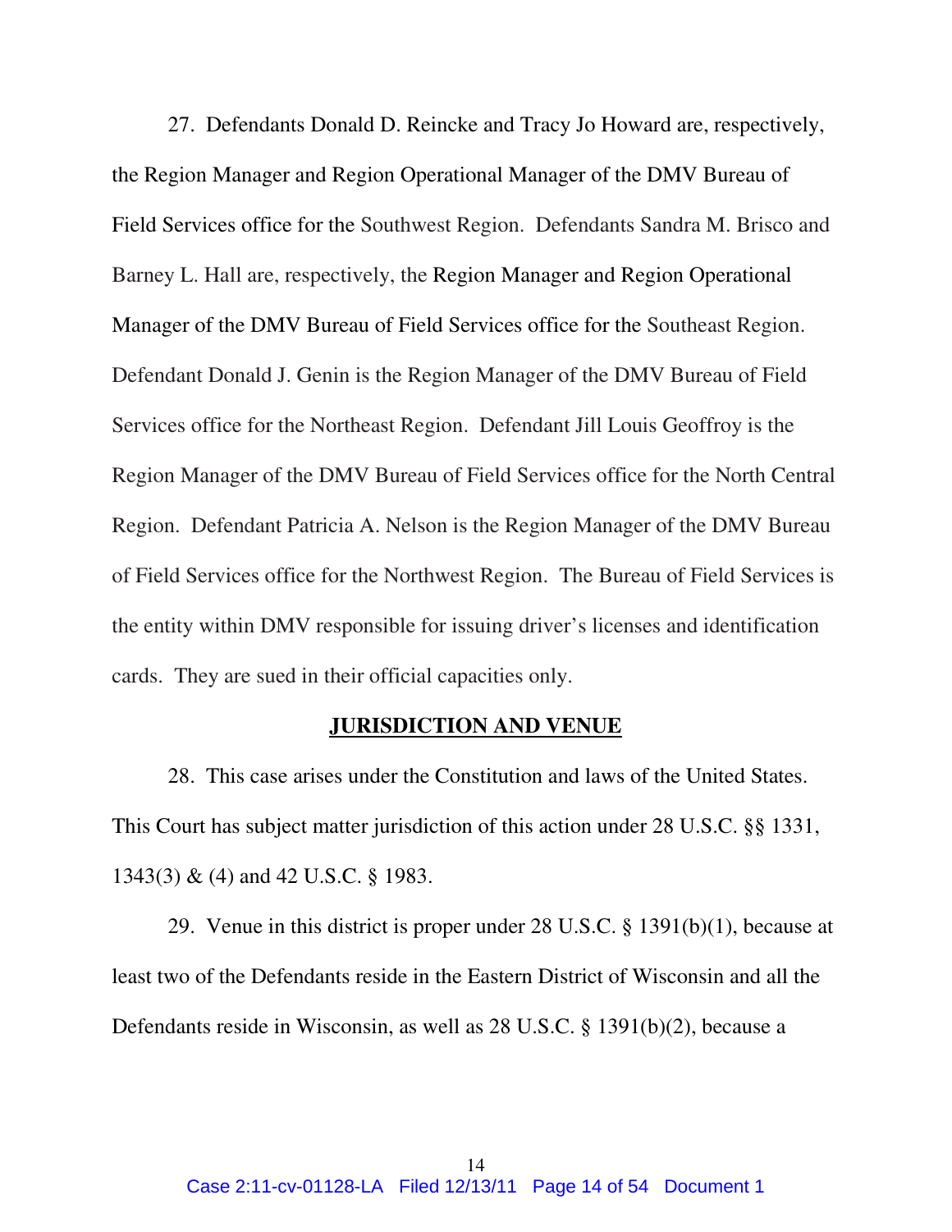27. Defendants Donald D. Reincke and Tracy Jo Howard are, respectively, the Region Manager and Region Operational Manager of the DMV Bureau of Field Services office for the Southwest Region. Defendants Sandra M. Brisco and Barney L. Hall are, respectively, the Region Manager and Region Operational Manager of the DMV Bureau of Field Services office for the Southeast Region. Defendant Donald J. Genin is the Region Manager of the DMV Bureau of Field Services office for the Northeast Region. Defendant Jill Louis Geoffroy is the Region Manager of the DMV Bureau of Field Services office for the North Central Region. Defendant Patricia A. Nelson is the Region Manager of the DMV Bureau of Field Services office for the Northwest Region. The Bureau of Field Services is the entity within DMV responsible for issuing driver's licenses and identification cards. They are sued in their official capacities only.

## JURISDICTION AND VENUE

28. This case arises under the Constitution and laws of the United States. This Court has subject matter jurisdiction of this action under 28 U.S.C. §§ 1331, 1343(3) & (4) and 42 U.S.C. § 1983.

29. Venue in this district is proper under 28 U.S.C. § 1391(b)(1), because at least two of the Defendants reside in the Eastern District of Wisconsin and all the Defendants reside in Wisconsin, as well as 28 U.S.C. § 1391(b)(2), because a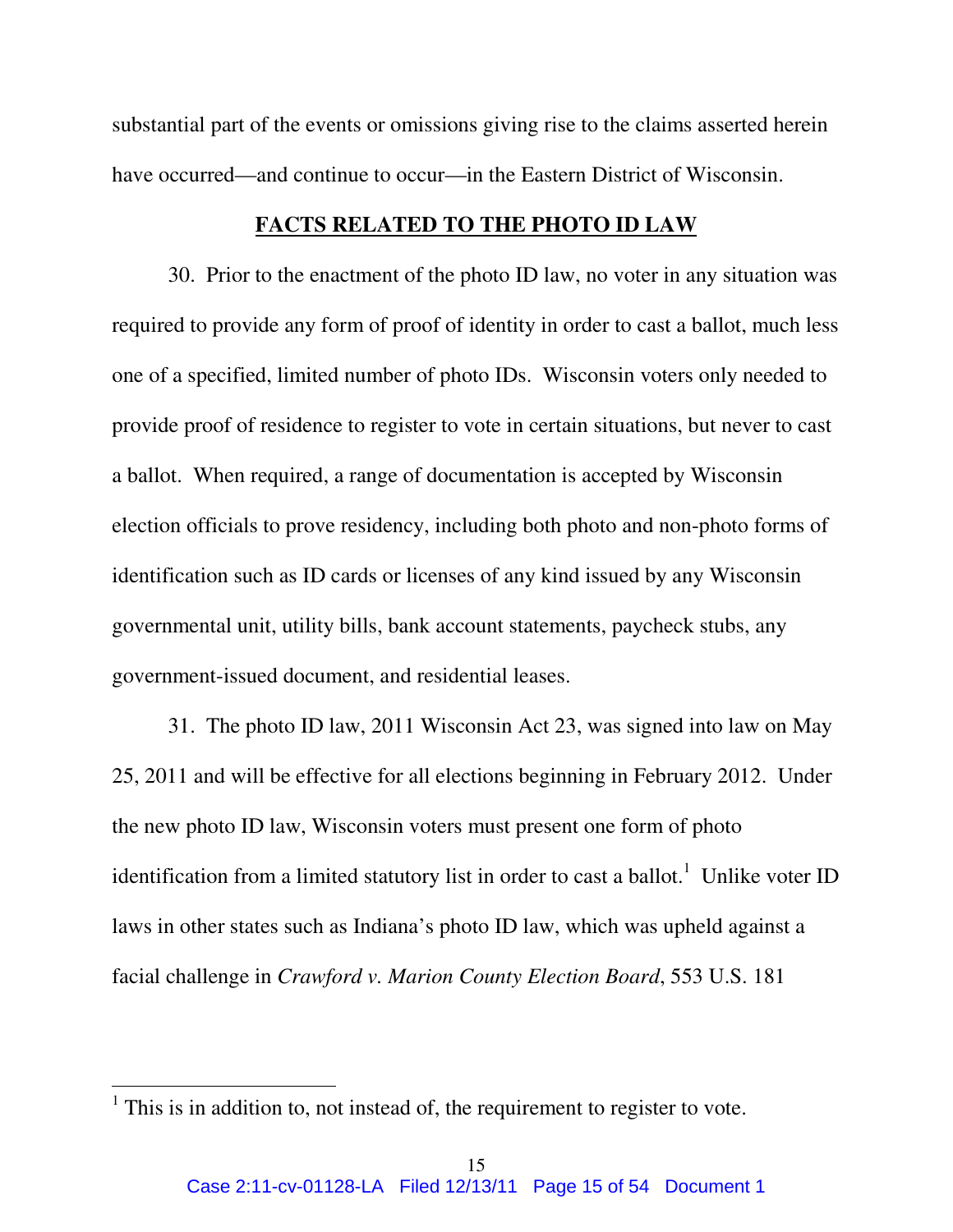substantial part of the events or omissions giving rise to the claims asserted herein have occurred—and continue to occur—in the Eastern District of Wisconsin.

## FACTS RELATED TO THE PHOTO ID LAW

30. Prior to the enactment of the photo ID law, no voter in any situation was required to provide any form of proof of identity in order to cast a ballot, much less one of a specified, limited number of photo IDs. Wisconsin voters only needed to provide proof of residence to register to vote in certain situations, but never to cast a ballot. When required, a range of documentation is accepted by Wisconsin election officials to prove residency, including both photo and non-photo forms of identification such as ID cards or licenses of any kind issued by any Wisconsin governmental unit, utility bills, bank account statements, paycheck stubs, any government-issued document, and residential leases.

31. The photo ID law, 2011 Wisconsin Act 23, was signed into law on May 25, 2011 and will be effective for all elections beginning in February 2012. Under the new photo ID law, Wisconsin voters must present one form of photo identification from a limited statutory list in order to cast a ballot.[1] Unlike voter ID laws in other states such as Indiana's photo ID law, which was upheld against a facial challenge in *Crawford v. Marion County Election Board*, 553 U.S. 181

---

[1] This is in addition to, not instead of, the requirement to register to vote.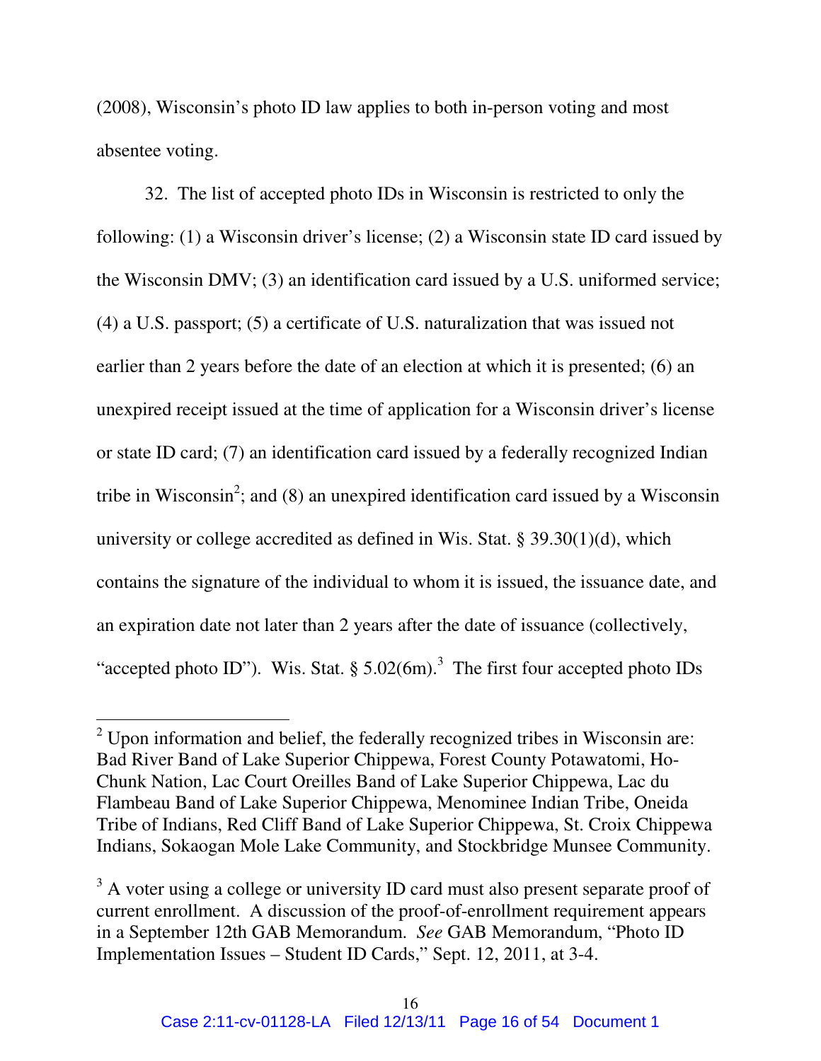(2008), Wisconsin's photo ID law applies to both in-person voting and most absentee voting.

32. The list of accepted photo IDs in Wisconsin is restricted to only the following: (1) a Wisconsin driver's license; (2) a Wisconsin state ID card issued by the Wisconsin DMV; (3) an identification card issued by a U.S. uniformed service; (4) a U.S. passport; (5) a certificate of U.S. naturalization that was issued not earlier than 2 years before the date of an election at which it is presented; (6) an unexpired receipt issued at the time of application for a Wisconsin driver's license or state ID card; (7) an identification card issued by a federally recognized Indian tribe in Wisconsin[2]; and (8) an unexpired identification card issued by a Wisconsin university or college accredited as defined in Wis. Stat. § 39.30(1)(d), which contains the signature of the individual to whom it is issued, the issuance date, and an expiration date not later than 2 years after the date of issuance (collectively, "accepted photo ID"). Wis. Stat. § 5.02(6m).[3] The first four accepted photo IDs

---

[2] Upon information and belief, the federally recognized tribes in Wisconsin are: Bad River Band of Lake Superior Chippewa, Forest County Potawatomi, Ho-Chunk Nation, Lac Court Oreilles Band of Lake Superior Chippewa, Lac du Flambeau Band of Lake Superior Chippewa, Menominee Indian Tribe, Oneida Tribe of Indians, Red Cliff Band of Lake Superior Chippewa, St. Croix Chippewa Indians, Sokaogan Mole Lake Community, and Stockbridge Munsee Community.

[3] A voter using a college or university ID card must also present separate proof of current enrollment. A discussion of the proof-of-enrollment requirement appears in a September 12th GAB Memorandum. *See* GAB Memorandum, "Photo ID Implementation Issues – Student ID Cards," Sept. 12, 2011, at 3-4.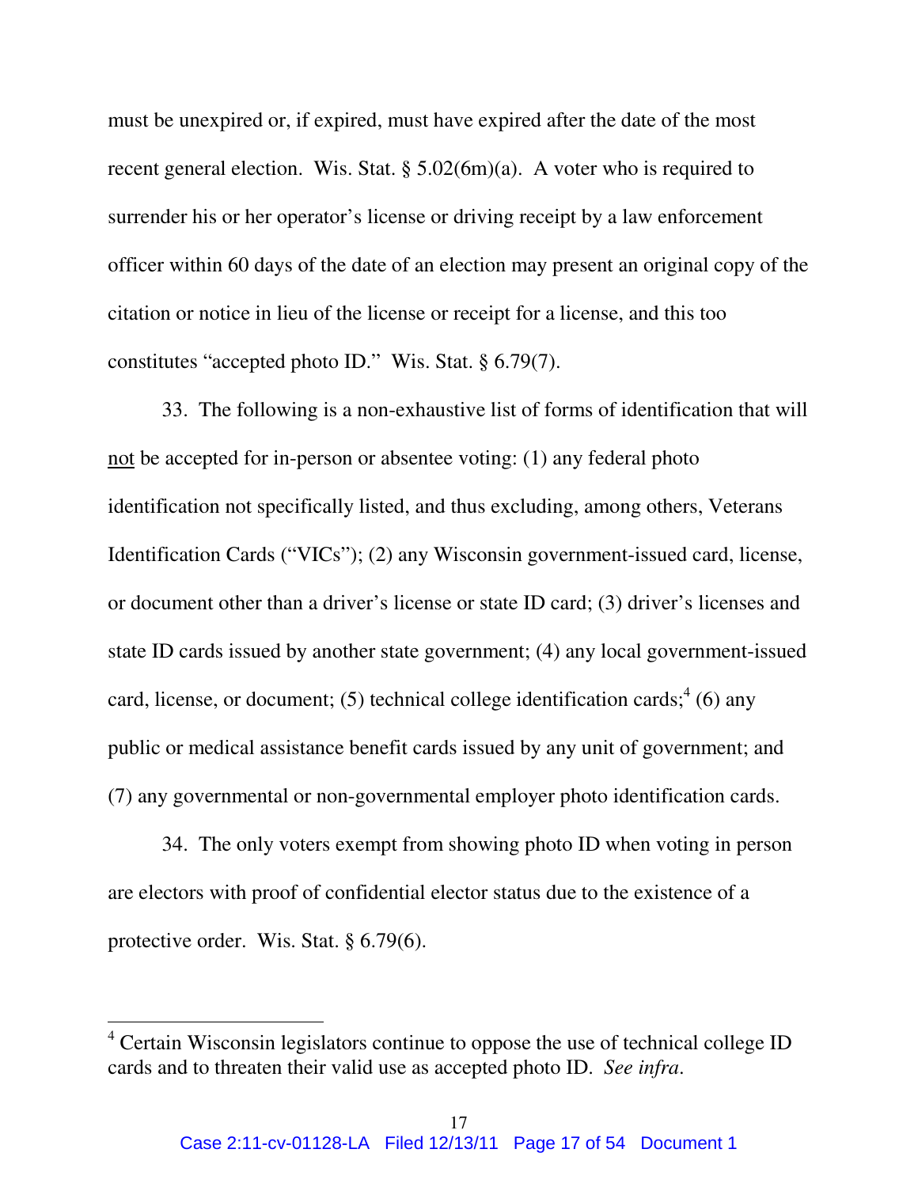must be unexpired or, if expired, must have expired after the date of the most recent general election. Wis. Stat. § 5.02(6m)(a). A voter who is required to surrender his or her operator's license or driving receipt by a law enforcement officer within 60 days of the date of an election may present an original copy of the citation or notice in lieu of the license or receipt for a license, and this too constitutes "accepted photo ID." Wis. Stat. § 6.79(7).

33. The following is a non-exhaustive list of forms of identification that will <u>not</u> be accepted for in-person or absentee voting: (1) any federal photo identification not specifically listed, and thus excluding, among others, Veterans Identification Cards ("VICs"); (2) any Wisconsin government-issued card, license, or document other than a driver's license or state ID card; (3) driver's licenses and state ID cards issued by another state government; (4) any local government-issued card, license, or document; (5) technical college identification cards;[4] (6) any public or medical assistance benefit cards issued by any unit of government; and (7) any governmental or non-governmental employer photo identification cards.

34. The only voters exempt from showing photo ID when voting in person are electors with proof of confidential elector status due to the existence of a protective order. Wis. Stat. § 6.79(6).

---

[4] Certain Wisconsin legislators continue to oppose the use of technical college ID cards and to threaten their valid use as accepted photo ID. *See infra.*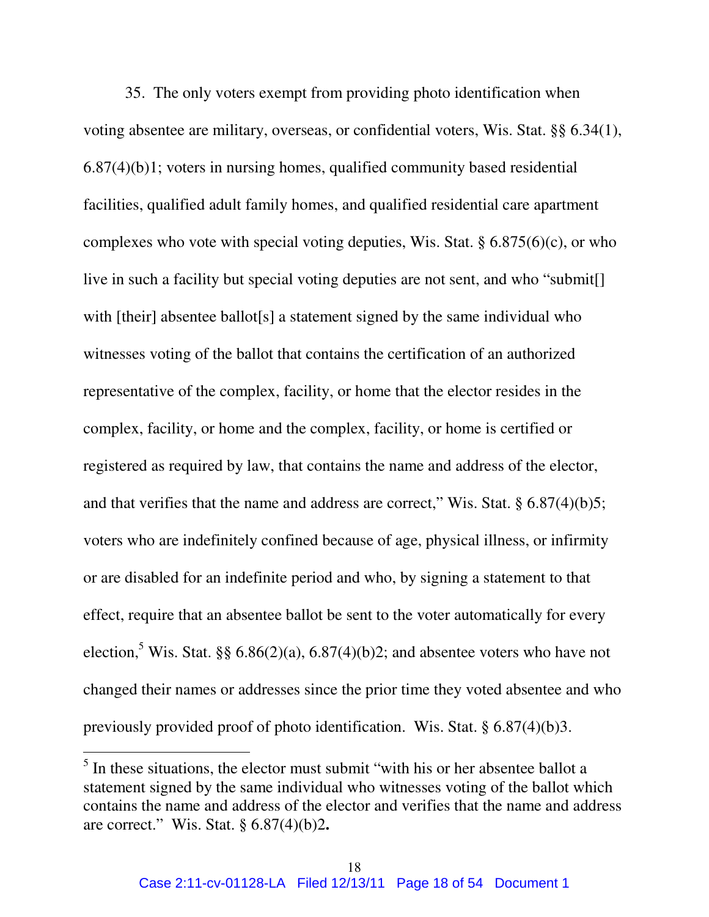35. The only voters exempt from providing photo identification when voting absentee are military, overseas, or confidential voters, Wis. Stat. §§ 6.34(1), 6.87(4)(b)1; voters in nursing homes, qualified community based residential facilities, qualified adult family homes, and qualified residential care apartment complexes who vote with special voting deputies, Wis. Stat. § 6.875(6)(c), or who live in such a facility but special voting deputies are not sent, and who "submit[] with [their] absentee ballot[s] a statement signed by the same individual who witnesses voting of the ballot that contains the certification of an authorized representative of the complex, facility, or home that the elector resides in the complex, facility, or home and the complex, facility, or home is certified or registered as required by law, that contains the name and address of the elector, and that verifies that the name and address are correct," Wis. Stat. § 6.87(4)(b)5; voters who are indefinitely confined because of age, physical illness, or infirmity or are disabled for an indefinite period and who, by signing a statement to that effect, require that an absentee ballot be sent to the voter automatically for every election,[5] Wis. Stat. §§ 6.86(2)(a), 6.87(4)(b)2; and absentee voters who have not changed their names or addresses since the prior time they voted absentee and who previously provided proof of photo identification. Wis. Stat. § 6.87(4)(b)3.

---

[5] In these situations, the elector must submit "with his or her absentee ballot a statement signed by the same individual who witnesses voting of the ballot which contains the name and address of the elector and verifies that the name and address are correct." Wis. Stat. § 6.87(4)(b)2**.**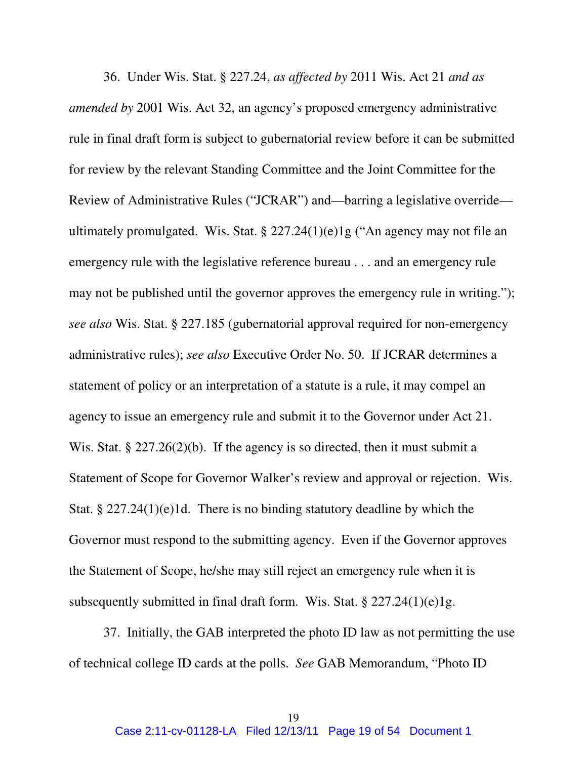36. Under Wis. Stat. § 227.24, *as affected by* 2011 Wis. Act 21 *and as amended by* 2001 Wis. Act 32, an agency's proposed emergency administrative rule in final draft form is subject to gubernatorial review before it can be submitted for review by the relevant Standing Committee and the Joint Committee for the Review of Administrative Rules ("JCRAR") and—barring a legislative override—ultimately promulgated. Wis. Stat. § 227.24(1)(e)1g ("An agency may not file an emergency rule with the legislative reference bureau . . . and an emergency rule may not be published until the governor approves the emergency rule in writing."); *see also* Wis. Stat. § 227.185 (gubernatorial approval required for non-emergency administrative rules); *see also* Executive Order No. 50. If JCRAR determines a statement of policy or an interpretation of a statute is a rule, it may compel an agency to issue an emergency rule and submit it to the Governor under Act 21. Wis. Stat. § 227.26(2)(b). If the agency is so directed, then it must submit a Statement of Scope for Governor Walker's review and approval or rejection. Wis. Stat. § 227.24(1)(e)1d. There is no binding statutory deadline by which the Governor must respond to the submitting agency. Even if the Governor approves the Statement of Scope, he/she may still reject an emergency rule when it is subsequently submitted in final draft form. Wis. Stat. § 227.24(1)(e)1g.

37. Initially, the GAB interpreted the photo ID law as not permitting the use of technical college ID cards at the polls. *See* GAB Memorandum, "Photo ID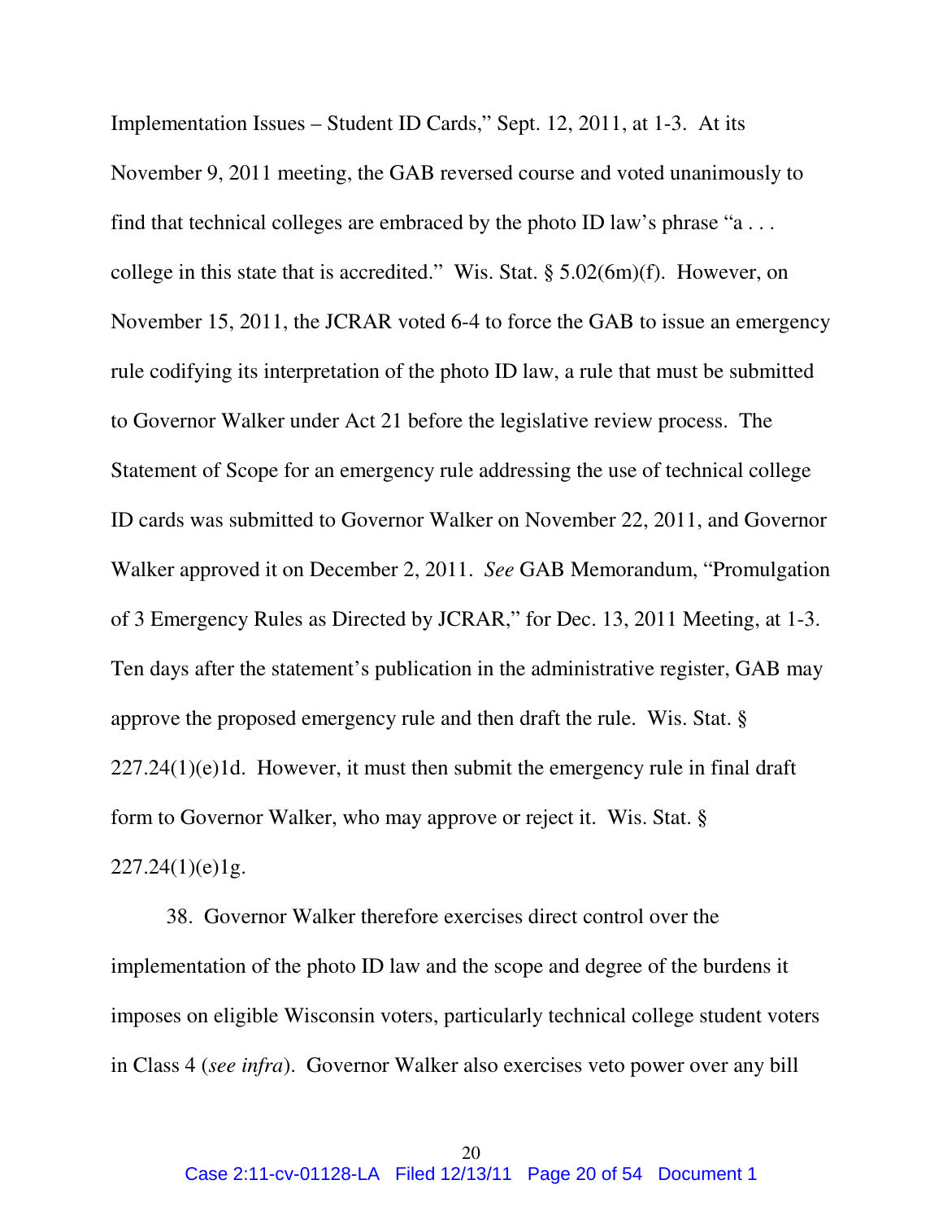Implementation Issues – Student ID Cards," Sept. 12, 2011, at 1-3. At its November 9, 2011 meeting, the GAB reversed course and voted unanimously to find that technical colleges are embraced by the photo ID law's phrase "a . . . college in this state that is accredited." Wis. Stat. § 5.02(6m)(f). However, on November 15, 2011, the JCRAR voted 6-4 to force the GAB to issue an emergency rule codifying its interpretation of the photo ID law, a rule that must be submitted to Governor Walker under Act 21 before the legislative review process. The Statement of Scope for an emergency rule addressing the use of technical college ID cards was submitted to Governor Walker on November 22, 2011, and Governor Walker approved it on December 2, 2011. *See* GAB Memorandum, "Promulgation of 3 Emergency Rules as Directed by JCRAR," for Dec. 13, 2011 Meeting, at 1-3. Ten days after the statement's publication in the administrative register, GAB may approve the proposed emergency rule and then draft the rule. Wis. Stat. § 227.24(1)(e)1d. However, it must then submit the emergency rule in final draft form to Governor Walker, who may approve or reject it. Wis. Stat. § 227.24(1)(e)1g.

38. Governor Walker therefore exercises direct control over the implementation of the photo ID law and the scope and degree of the burdens it imposes on eligible Wisconsin voters, particularly technical college student voters in Class 4 (*see infra*). Governor Walker also exercises veto power over any bill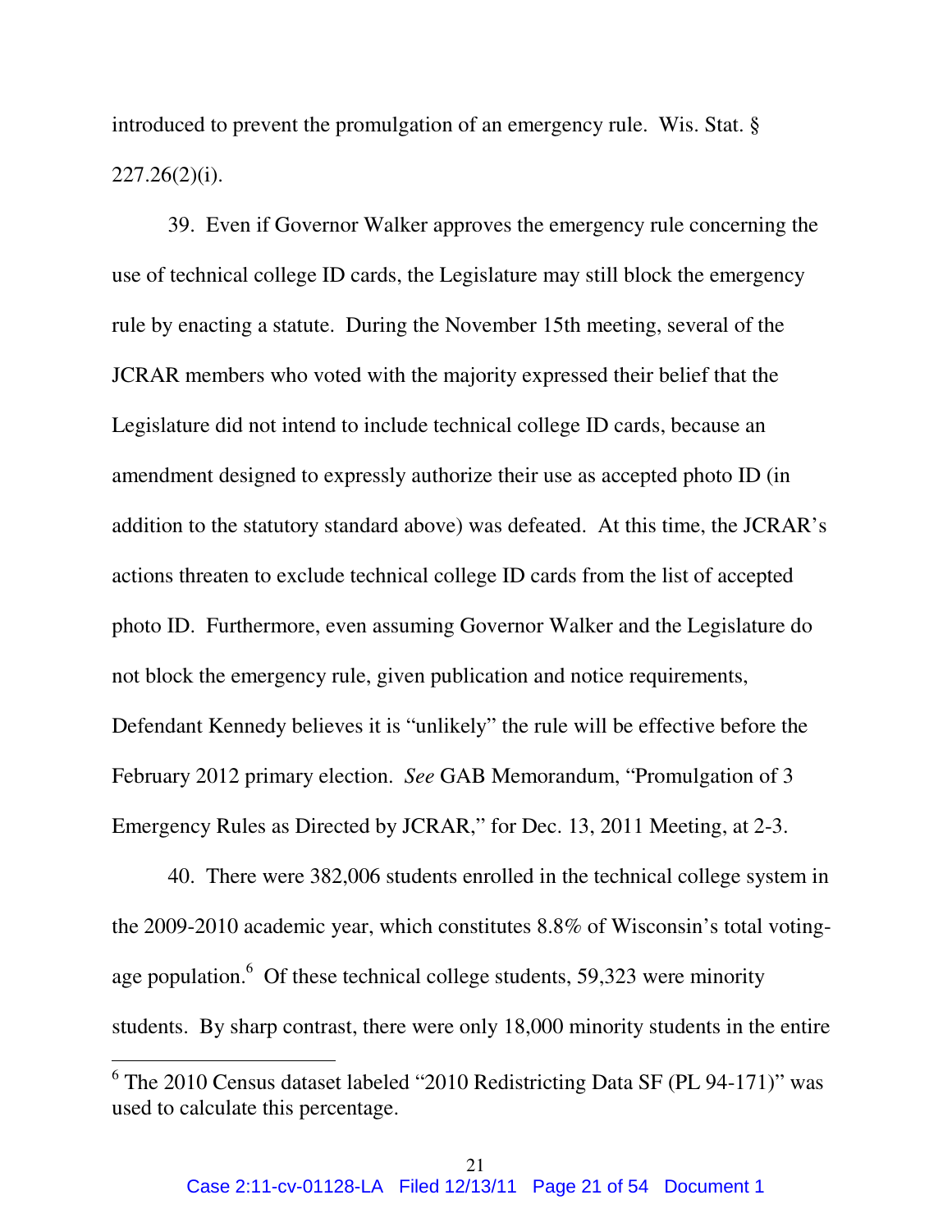introduced to prevent the promulgation of an emergency rule. Wis. Stat. § 227.26(2)(i).

39. Even if Governor Walker approves the emergency rule concerning the use of technical college ID cards, the Legislature may still block the emergency rule by enacting a statute. During the November 15th meeting, several of the JCRAR members who voted with the majority expressed their belief that the Legislature did not intend to include technical college ID cards, because an amendment designed to expressly authorize their use as accepted photo ID (in addition to the statutory standard above) was defeated. At this time, the JCRAR's actions threaten to exclude technical college ID cards from the list of accepted photo ID. Furthermore, even assuming Governor Walker and the Legislature do not block the emergency rule, given publication and notice requirements, Defendant Kennedy believes it is "unlikely" the rule will be effective before the February 2012 primary election. *See* GAB Memorandum, "Promulgation of 3 Emergency Rules as Directed by JCRAR," for Dec. 13, 2011 Meeting, at 2-3.

40. There were 382,006 students enrolled in the technical college system in the 2009-2010 academic year, which constitutes 8.8% of Wisconsin's total voting-age population.[6] Of these technical college students, 59,323 were minority students. By sharp contrast, there were only 18,000 minority students in the entire

---

[6] The 2010 Census dataset labeled "2010 Redistricting Data SF (PL 94-171)" was used to calculate this percentage.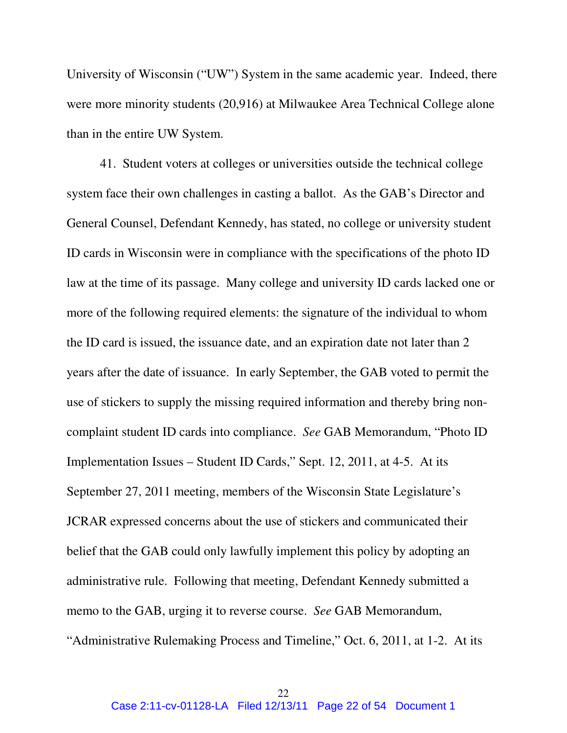University of Wisconsin ("UW") System in the same academic year. Indeed, there were more minority students (20,916) at Milwaukee Area Technical College alone than in the entire UW System.

41. Student voters at colleges or universities outside the technical college system face their own challenges in casting a ballot. As the GAB's Director and General Counsel, Defendant Kennedy, has stated, no college or university student ID cards in Wisconsin were in compliance with the specifications of the photo ID law at the time of its passage. Many college and university ID cards lacked one or more of the following required elements: the signature of the individual to whom the ID card is issued, the issuance date, and an expiration date not later than 2 years after the date of issuance. In early September, the GAB voted to permit the use of stickers to supply the missing required information and thereby bring non-complaint student ID cards into compliance. *See* GAB Memorandum, "Photo ID Implementation Issues – Student ID Cards," Sept. 12, 2011, at 4-5. At its September 27, 2011 meeting, members of the Wisconsin State Legislature's JCRAR expressed concerns about the use of stickers and communicated their belief that the GAB could only lawfully implement this policy by adopting an administrative rule. Following that meeting, Defendant Kennedy submitted a memo to the GAB, urging it to reverse course. *See* GAB Memorandum, "Administrative Rulemaking Process and Timeline," Oct. 6, 2011, at 1-2. At its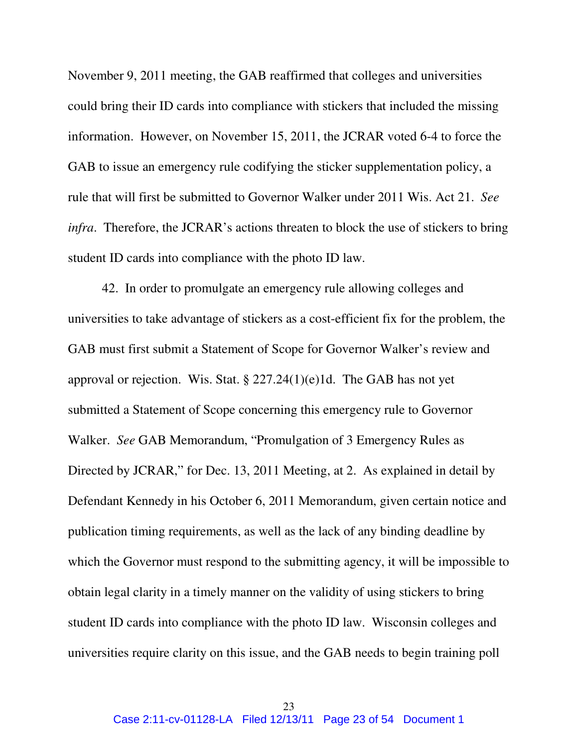November 9, 2011 meeting, the GAB reaffirmed that colleges and universities could bring their ID cards into compliance with stickers that included the missing information. However, on November 15, 2011, the JCRAR voted 6-4 to force the GAB to issue an emergency rule codifying the sticker supplementation policy, a rule that will first be submitted to Governor Walker under 2011 Wis. Act 21. *See infra*. Therefore, the JCRAR's actions threaten to block the use of stickers to bring student ID cards into compliance with the photo ID law.

42. In order to promulgate an emergency rule allowing colleges and universities to take advantage of stickers as a cost-efficient fix for the problem, the GAB must first submit a Statement of Scope for Governor Walker's review and approval or rejection. Wis. Stat. § 227.24(1)(e)1d. The GAB has not yet submitted a Statement of Scope concerning this emergency rule to Governor Walker. *See* GAB Memorandum, "Promulgation of 3 Emergency Rules as Directed by JCRAR," for Dec. 13, 2011 Meeting, at 2. As explained in detail by Defendant Kennedy in his October 6, 2011 Memorandum, given certain notice and publication timing requirements, as well as the lack of any binding deadline by which the Governor must respond to the submitting agency, it will be impossible to obtain legal clarity in a timely manner on the validity of using stickers to bring student ID cards into compliance with the photo ID law. Wisconsin colleges and universities require clarity on this issue, and the GAB needs to begin training poll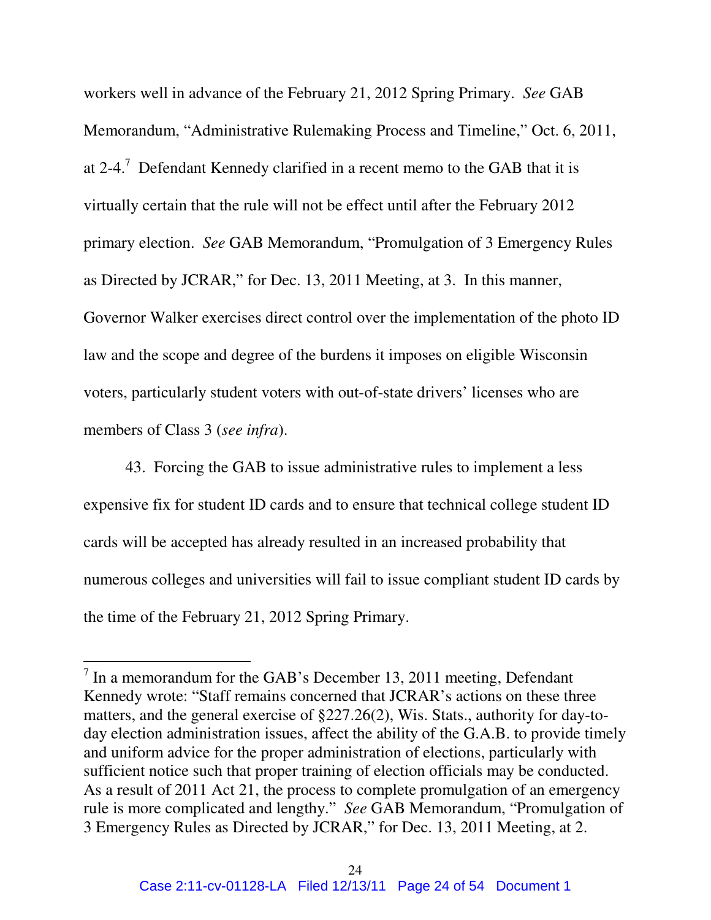workers well in advance of the February 21, 2012 Spring Primary. *See* GAB Memorandum, "Administrative Rulemaking Process and Timeline," Oct. 6, 2011, at 2-4.[7] Defendant Kennedy clarified in a recent memo to the GAB that it is virtually certain that the rule will not be effect until after the February 2012 primary election. *See* GAB Memorandum, "Promulgation of 3 Emergency Rules as Directed by JCRAR," for Dec. 13, 2011 Meeting, at 3. In this manner, Governor Walker exercises direct control over the implementation of the photo ID law and the scope and degree of the burdens it imposes on eligible Wisconsin voters, particularly student voters with out-of-state drivers' licenses who are members of Class 3 (*see infra*).

43. Forcing the GAB to issue administrative rules to implement a less expensive fix for student ID cards and to ensure that technical college student ID cards will be accepted has already resulted in an increased probability that numerous colleges and universities will fail to issue compliant student ID cards by the time of the February 21, 2012 Spring Primary.

---

[7] In a memorandum for the GAB's December 13, 2011 meeting, Defendant Kennedy wrote: "Staff remains concerned that JCRAR's actions on these three matters, and the general exercise of §227.26(2), Wis. Stats., authority for day-to-day election administration issues, affect the ability of the G.A.B. to provide timely and uniform advice for the proper administration of elections, particularly with sufficient notice such that proper training of election officials may be conducted. As a result of 2011 Act 21, the process to complete promulgation of an emergency rule is more complicated and lengthy." *See* GAB Memorandum, "Promulgation of 3 Emergency Rules as Directed by JCRAR," for Dec. 13, 2011 Meeting, at 2.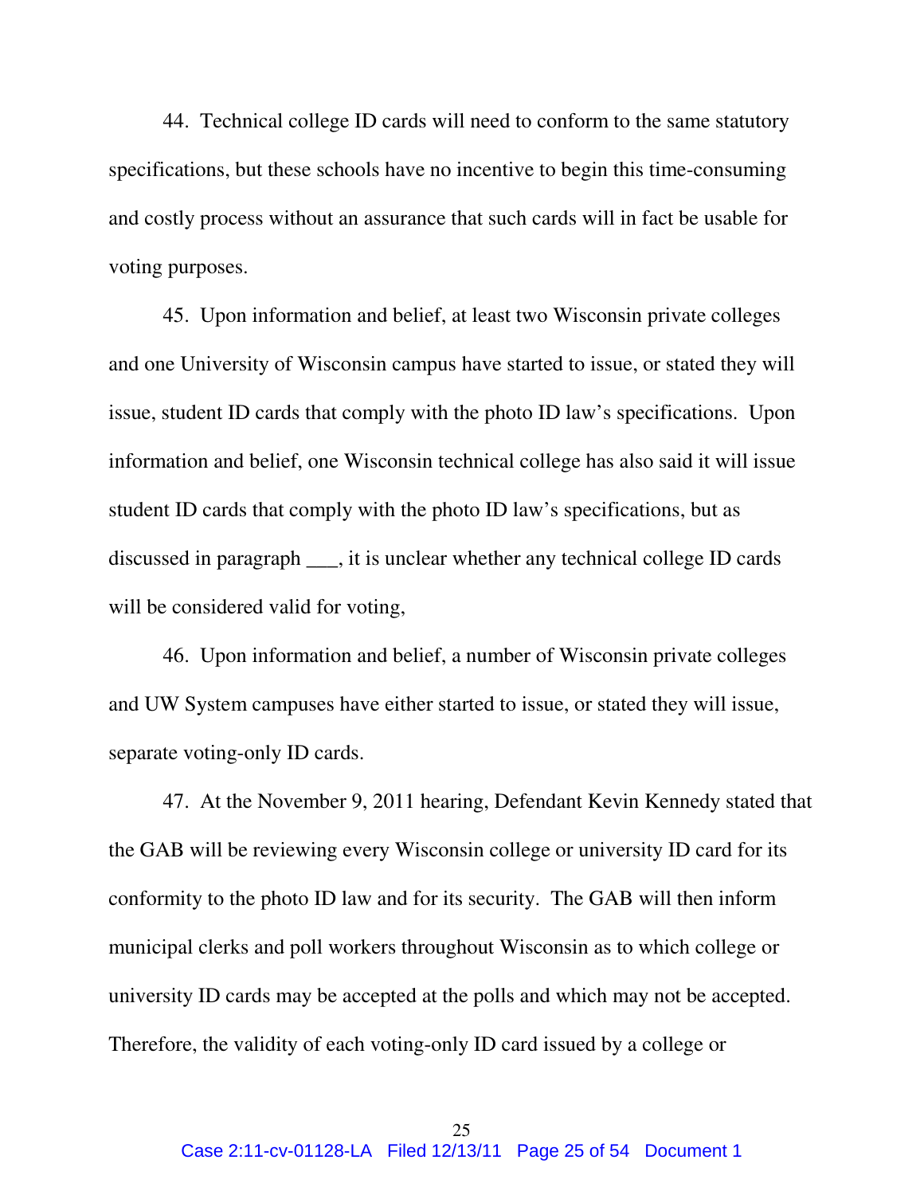44. Technical college ID cards will need to conform to the same statutory specifications, but these schools have no incentive to begin this time-consuming and costly process without an assurance that such cards will in fact be usable for voting purposes.

45. Upon information and belief, at least two Wisconsin private colleges and one University of Wisconsin campus have started to issue, or stated they will issue, student ID cards that comply with the photo ID law's specifications. Upon information and belief, one Wisconsin technical college has also said it will issue student ID cards that comply with the photo ID law's specifications, but as discussed in paragraph ___, it is unclear whether any technical college ID cards will be considered valid for voting,

46. Upon information and belief, a number of Wisconsin private colleges and UW System campuses have either started to issue, or stated they will issue, separate voting-only ID cards.

47. At the November 9, 2011 hearing, Defendant Kevin Kennedy stated that the GAB will be reviewing every Wisconsin college or university ID card for its conformity to the photo ID law and for its security. The GAB will then inform municipal clerks and poll workers throughout Wisconsin as to which college or university ID cards may be accepted at the polls and which may not be accepted. Therefore, the validity of each voting-only ID card issued by a college or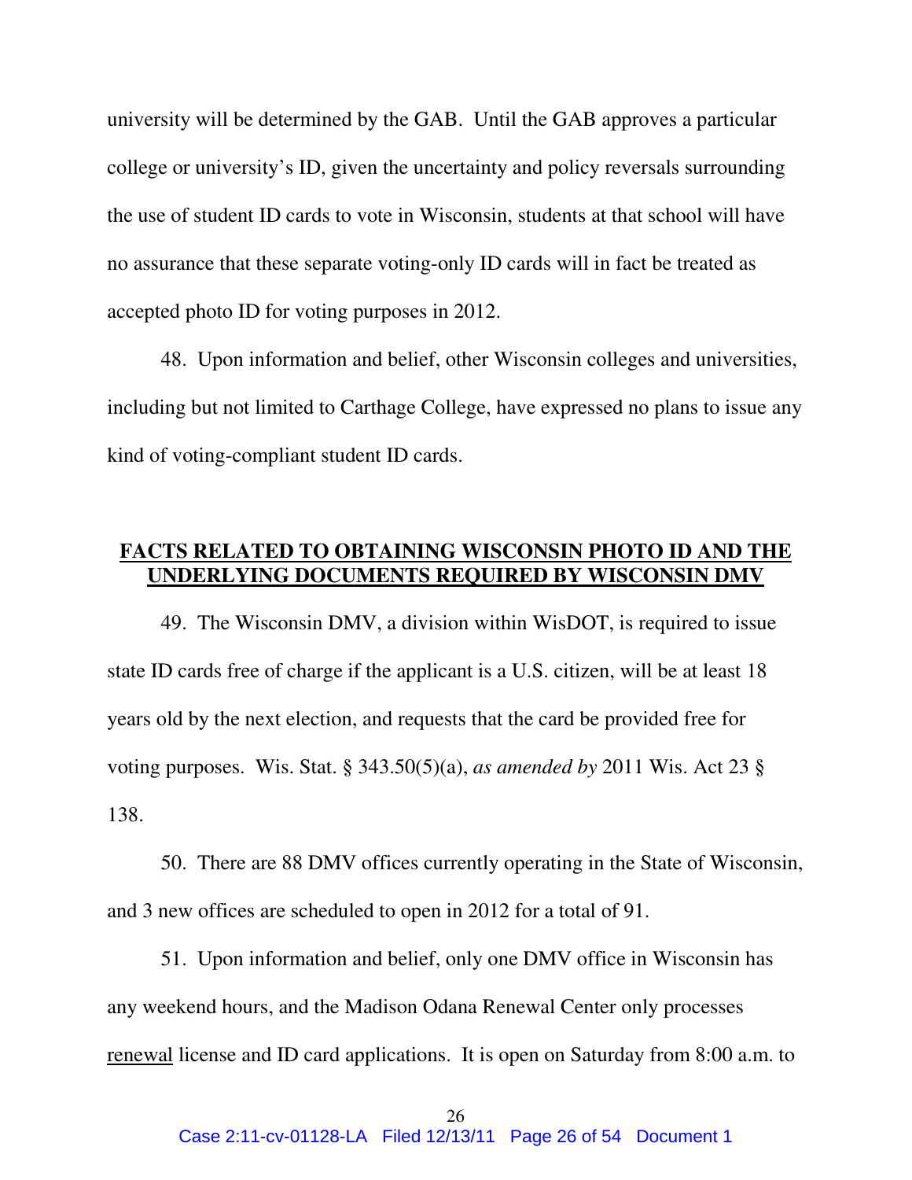university will be determined by the GAB. Until the GAB approves a particular college or university's ID, given the uncertainty and policy reversals surrounding the use of student ID cards to vote in Wisconsin, students at that school will have no assurance that these separate voting-only ID cards will in fact be treated as accepted photo ID for voting purposes in 2012.

48. Upon information and belief, other Wisconsin colleges and universities, including but not limited to Carthage College, have expressed no plans to issue any kind of voting-compliant student ID cards.

## FACTS RELATED TO OBTAINING WISCONSIN PHOTO ID AND THE UNDERLYING DOCUMENTS REQUIRED BY WISCONSIN DMV

49. The Wisconsin DMV, a division within WisDOT, is required to issue state ID cards free of charge if the applicant is a U.S. citizen, will be at least 18 years old by the next election, and requests that the card be provided free for voting purposes. Wis. Stat. § 343.50(5)(a), *as amended by* 2011 Wis. Act 23 § 138.

50. There are 88 DMV offices currently operating in the State of Wisconsin, and 3 new offices are scheduled to open in 2012 for a total of 91.

51. Upon information and belief, only one DMV office in Wisconsin has any weekend hours, and the Madison Odana Renewal Center only processes <u>renewal</u> license and ID card applications. It is open on Saturday from 8:00 a.m. to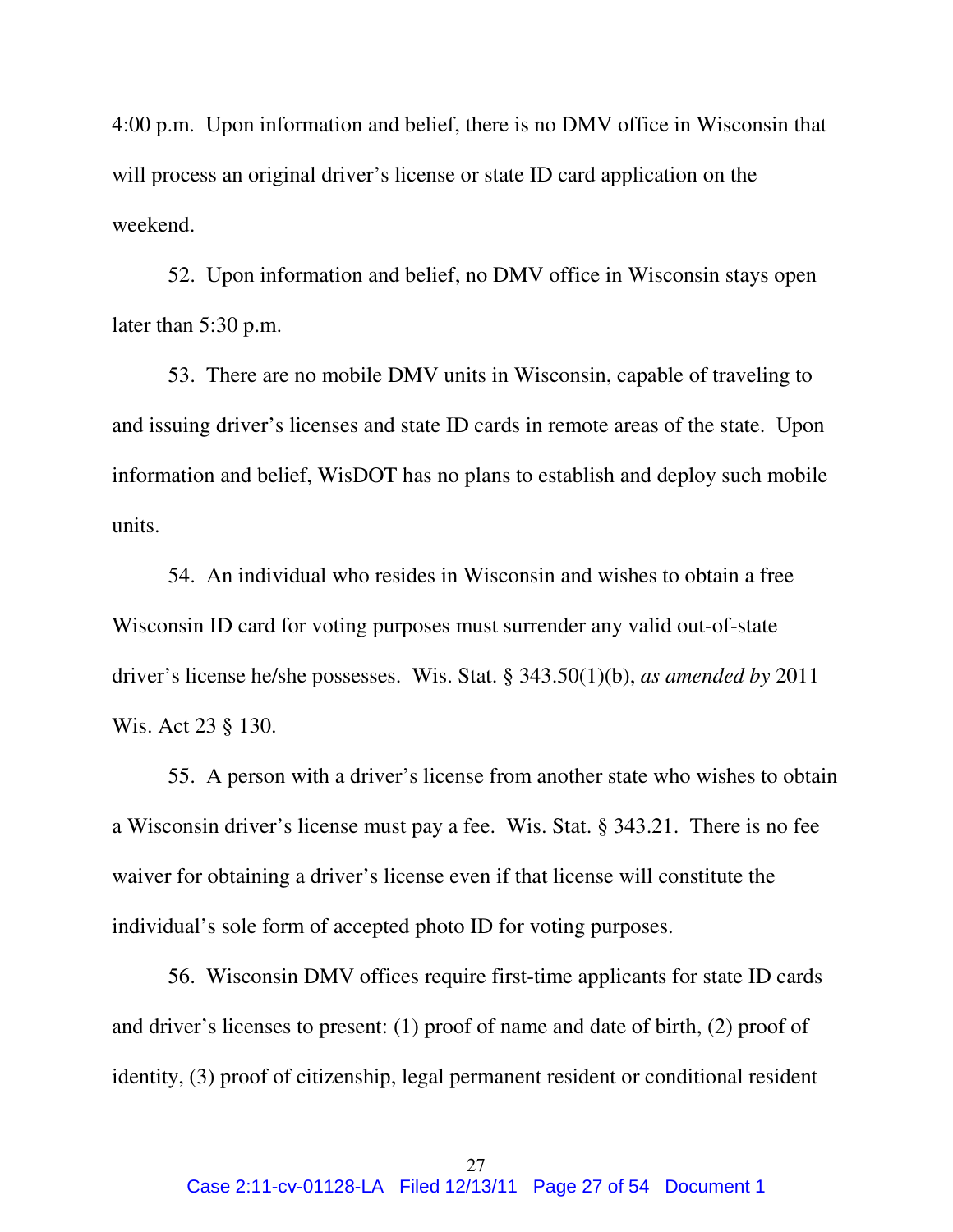4:00 p.m. Upon information and belief, there is no DMV office in Wisconsin that will process an original driver's license or state ID card application on the weekend.

52. Upon information and belief, no DMV office in Wisconsin stays open later than 5:30 p.m.

53. There are no mobile DMV units in Wisconsin, capable of traveling to and issuing driver's licenses and state ID cards in remote areas of the state. Upon information and belief, WisDOT has no plans to establish and deploy such mobile units.

54. An individual who resides in Wisconsin and wishes to obtain a free Wisconsin ID card for voting purposes must surrender any valid out-of-state driver's license he/she possesses. Wis. Stat. § 343.50(1)(b), *as amended by* 2011 Wis. Act 23 § 130.

55. A person with a driver's license from another state who wishes to obtain a Wisconsin driver's license must pay a fee. Wis. Stat. § 343.21. There is no fee waiver for obtaining a driver's license even if that license will constitute the individual's sole form of accepted photo ID for voting purposes.

56. Wisconsin DMV offices require first-time applicants for state ID cards and driver's licenses to present: (1) proof of name and date of birth, (2) proof of identity, (3) proof of citizenship, legal permanent resident or conditional resident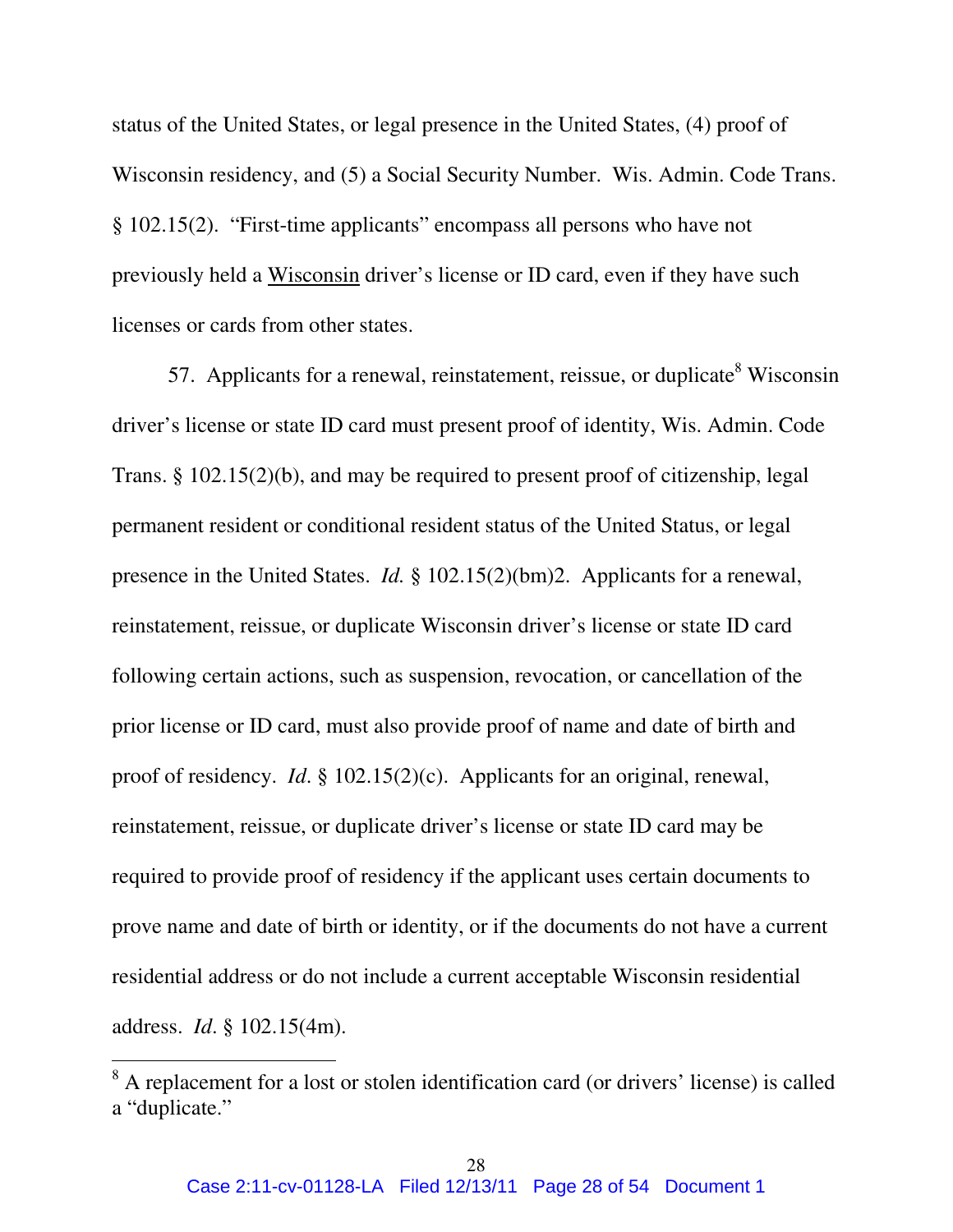status of the United States, or legal presence in the United States, (4) proof of Wisconsin residency, and (5) a Social Security Number. Wis. Admin. Code Trans. § 102.15(2). "First-time applicants" encompass all persons who have not previously held a <u>Wisconsin</u> driver's license or ID card, even if they have such licenses or cards from other states.

57. Applicants for a renewal, reinstatement, reissue, or duplicate[8] Wisconsin driver's license or state ID card must present proof of identity, Wis. Admin. Code Trans. § 102.15(2)(b), and may be required to present proof of citizenship, legal permanent resident or conditional resident status of the United Status, or legal presence in the United States. *Id.* § 102.15(2)(bm)2. Applicants for a renewal, reinstatement, reissue, or duplicate Wisconsin driver's license or state ID card following certain actions, such as suspension, revocation, or cancellation of the prior license or ID card, must also provide proof of name and date of birth and proof of residency. *Id*. § 102.15(2)(c). Applicants for an original, renewal, reinstatement, reissue, or duplicate driver's license or state ID card may be required to provide proof of residency if the applicant uses certain documents to prove name and date of birth or identity, or if the documents do not have a current residential address or do not include a current acceptable Wisconsin residential address. *Id*. § 102.15(4m).

---

[8] A replacement for a lost or stolen identification card (or drivers' license) is called a "duplicate."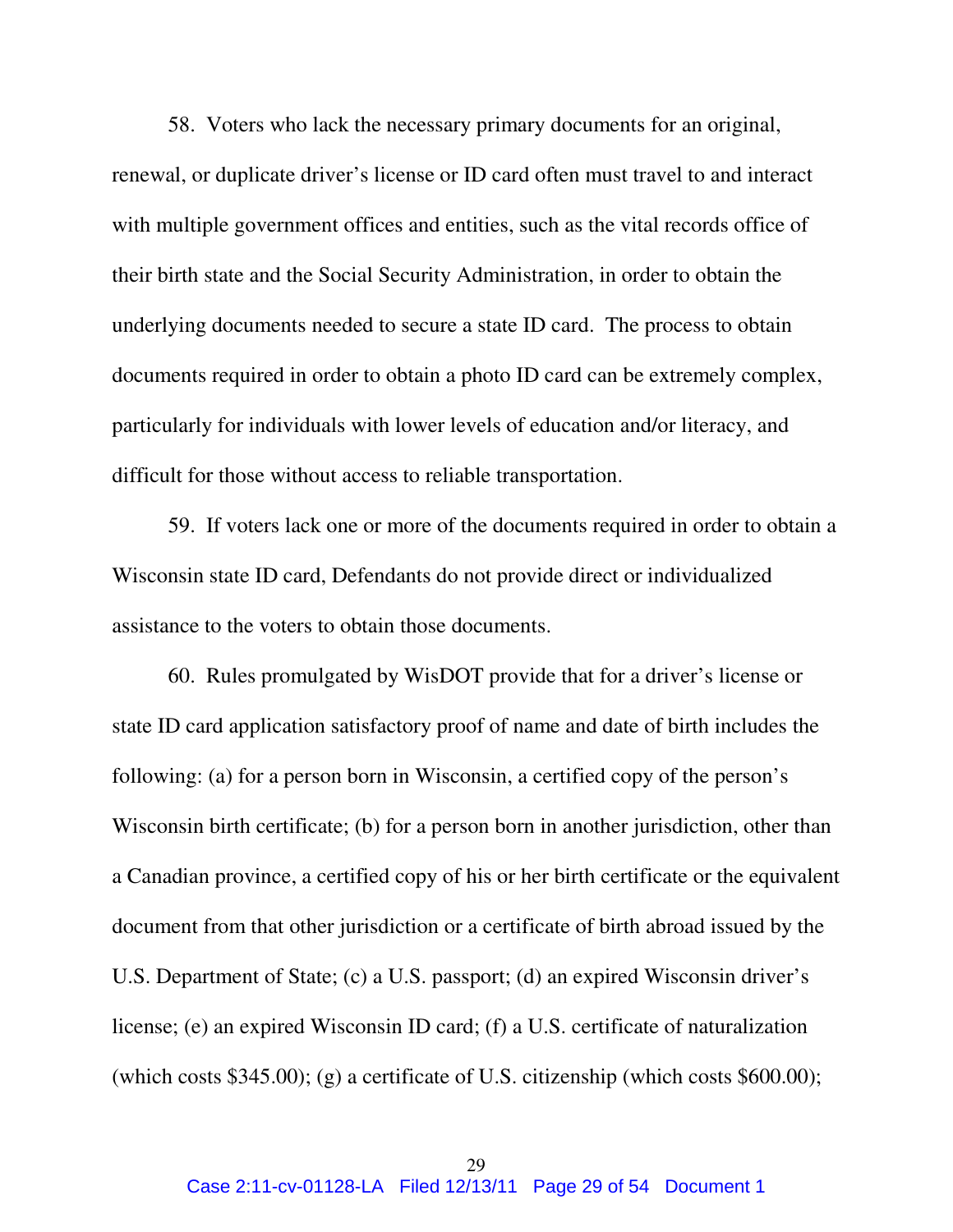58. Voters who lack the necessary primary documents for an original, renewal, or duplicate driver's license or ID card often must travel to and interact with multiple government offices and entities, such as the vital records office of their birth state and the Social Security Administration, in order to obtain the underlying documents needed to secure a state ID card. The process to obtain documents required in order to obtain a photo ID card can be extremely complex, particularly for individuals with lower levels of education and/or literacy, and difficult for those without access to reliable transportation.

59. If voters lack one or more of the documents required in order to obtain a Wisconsin state ID card, Defendants do not provide direct or individualized assistance to the voters to obtain those documents.

60. Rules promulgated by WisDOT provide that for a driver's license or state ID card application satisfactory proof of name and date of birth includes the following: (a) for a person born in Wisconsin, a certified copy of the person's Wisconsin birth certificate; (b) for a person born in another jurisdiction, other than a Canadian province, a certified copy of his or her birth certificate or the equivalent document from that other jurisdiction or a certificate of birth abroad issued by the U.S. Department of State; (c) a U.S. passport; (d) an expired Wisconsin driver's license; (e) an expired Wisconsin ID card; (f) a U.S. certificate of naturalization (which costs $345.00); (g) a certificate of U.S. citizenship (which costs $600.00);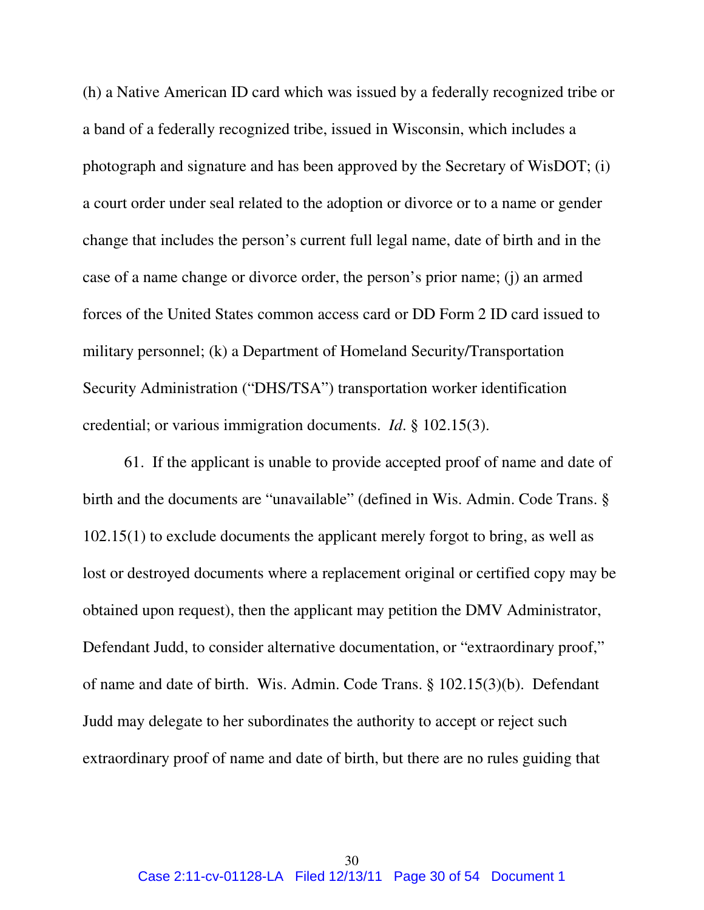(h) a Native American ID card which was issued by a federally recognized tribe or a band of a federally recognized tribe, issued in Wisconsin, which includes a photograph and signature and has been approved by the Secretary of WisDOT; (i) a court order under seal related to the adoption or divorce or to a name or gender change that includes the person's current full legal name, date of birth and in the case of a name change or divorce order, the person's prior name; (j) an armed forces of the United States common access card or DD Form 2 ID card issued to military personnel; (k) a Department of Homeland Security/Transportation Security Administration ("DHS/TSA") transportation worker identification credential; or various immigration documents. *Id*. § 102.15(3).

61. If the applicant is unable to provide accepted proof of name and date of birth and the documents are "unavailable" (defined in Wis. Admin. Code Trans. § 102.15(1) to exclude documents the applicant merely forgot to bring, as well as lost or destroyed documents where a replacement original or certified copy may be obtained upon request), then the applicant may petition the DMV Administrator, Defendant Judd, to consider alternative documentation, or "extraordinary proof," of name and date of birth. Wis. Admin. Code Trans. § 102.15(3)(b). Defendant Judd may delegate to her subordinates the authority to accept or reject such extraordinary proof of name and date of birth, but there are no rules guiding that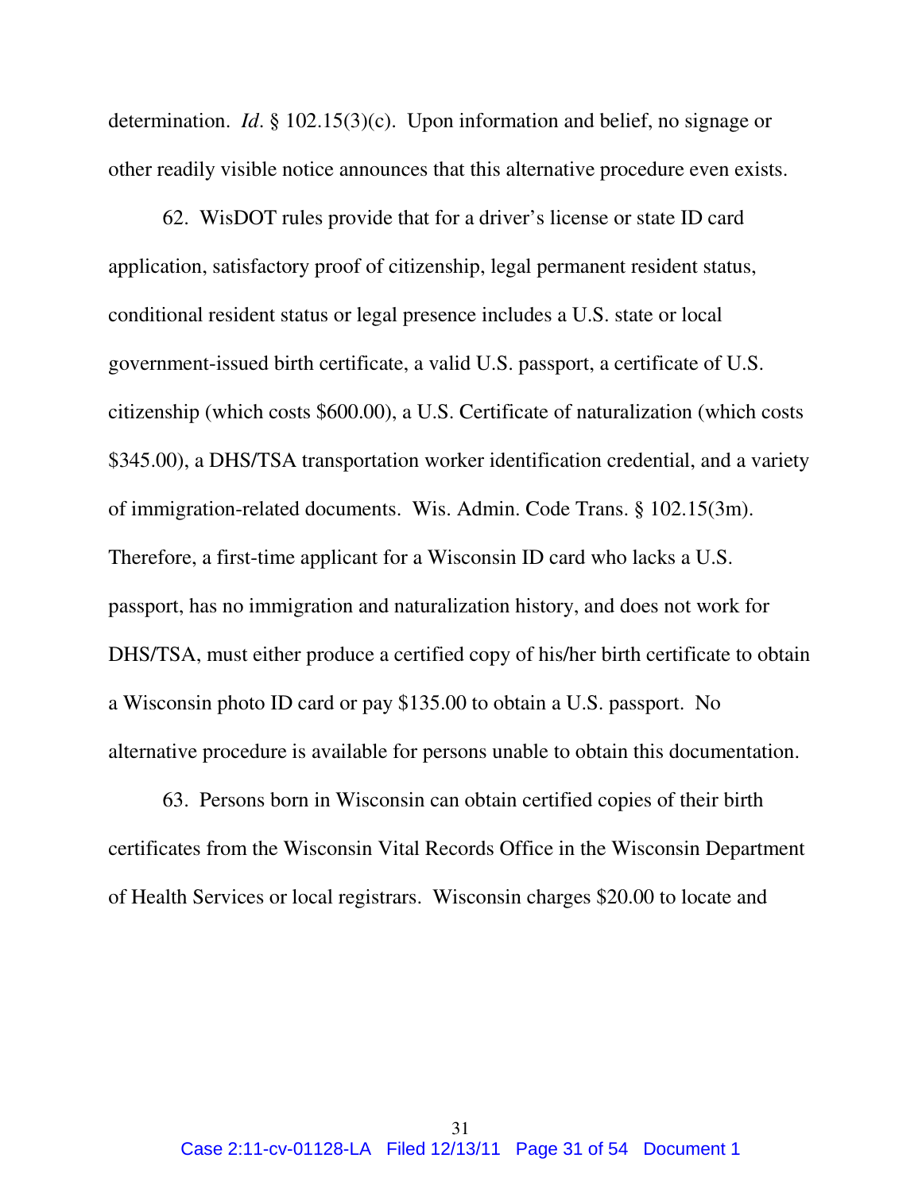determination. *Id*. § 102.15(3)(c). Upon information and belief, no signage or other readily visible notice announces that this alternative procedure even exists.

62. WisDOT rules provide that for a driver's license or state ID card application, satisfactory proof of citizenship, legal permanent resident status, conditional resident status or legal presence includes a U.S. state or local government-issued birth certificate, a valid U.S. passport, a certificate of U.S. citizenship (which costs $600.00), a U.S. Certificate of naturalization (which costs $345.00), a DHS/TSA transportation worker identification credential, and a variety of immigration-related documents. Wis. Admin. Code Trans. § 102.15(3m). Therefore, a first-time applicant for a Wisconsin ID card who lacks a U.S. passport, has no immigration and naturalization history, and does not work for DHS/TSA, must either produce a certified copy of his/her birth certificate to obtain a Wisconsin photo ID card or pay $135.00 to obtain a U.S. passport. No alternative procedure is available for persons unable to obtain this documentation.

63. Persons born in Wisconsin can obtain certified copies of their birth certificates from the Wisconsin Vital Records Office in the Wisconsin Department of Health Services or local registrars. Wisconsin charges $20.00 to locate and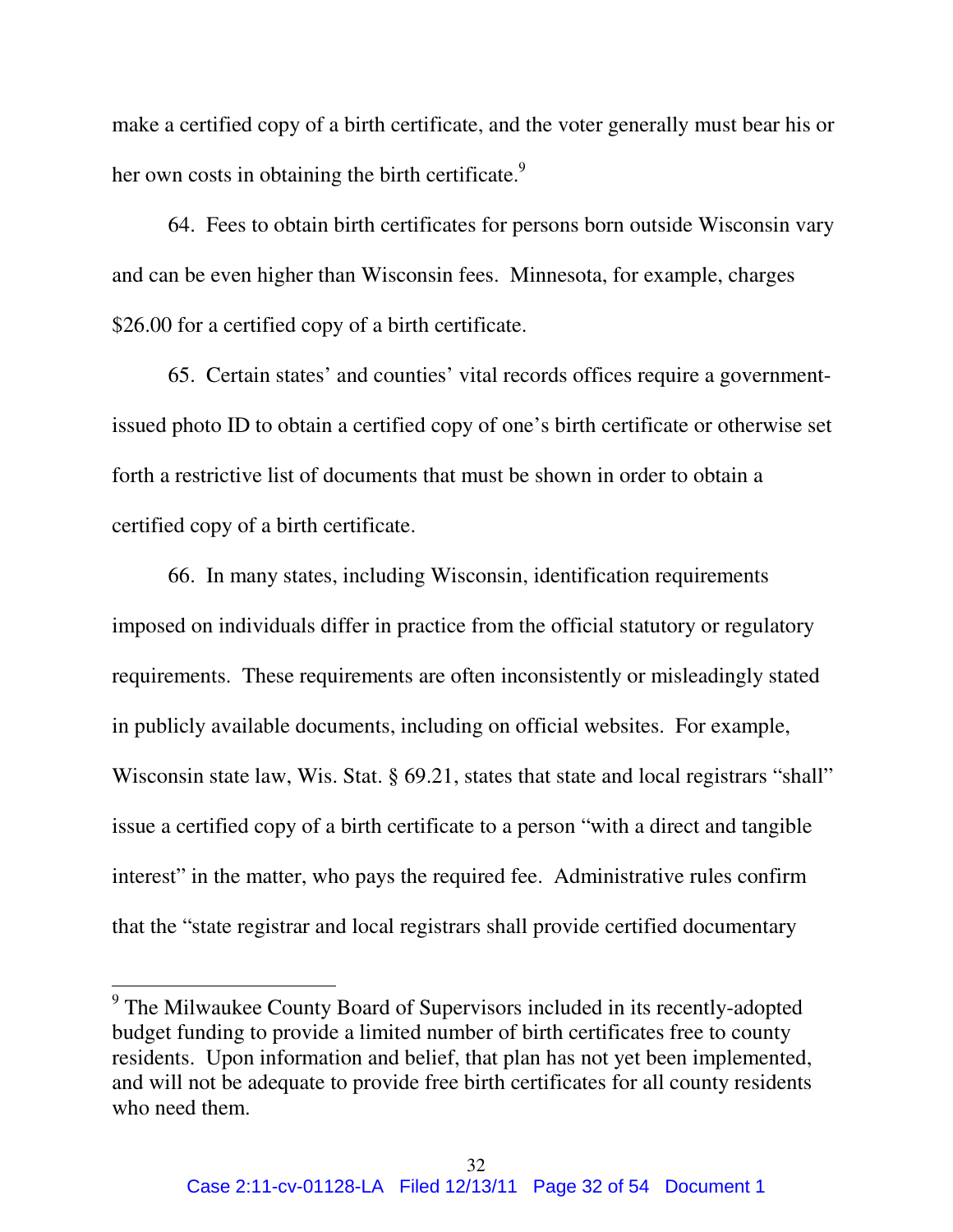make a certified copy of a birth certificate, and the voter generally must bear his or her own costs in obtaining the birth certificate.[9]

64. Fees to obtain birth certificates for persons born outside Wisconsin vary and can be even higher than Wisconsin fees. Minnesota, for example, charges $26.00 for a certified copy of a birth certificate.

65. Certain states' and counties' vital records offices require a government-issued photo ID to obtain a certified copy of one's birth certificate or otherwise set forth a restrictive list of documents that must be shown in order to obtain a certified copy of a birth certificate.

66. In many states, including Wisconsin, identification requirements imposed on individuals differ in practice from the official statutory or regulatory requirements. These requirements are often inconsistently or misleadingly stated in publicly available documents, including on official websites. For example, Wisconsin state law, Wis. Stat. § 69.21, states that state and local registrars "shall" issue a certified copy of a birth certificate to a person "with a direct and tangible interest" in the matter, who pays the required fee. Administrative rules confirm that the "state registrar and local registrars shall provide certified documentary

---

[9] The Milwaukee County Board of Supervisors included in its recently-adopted budget funding to provide a limited number of birth certificates free to county residents. Upon information and belief, that plan has not yet been implemented, and will not be adequate to provide free birth certificates for all county residents who need them.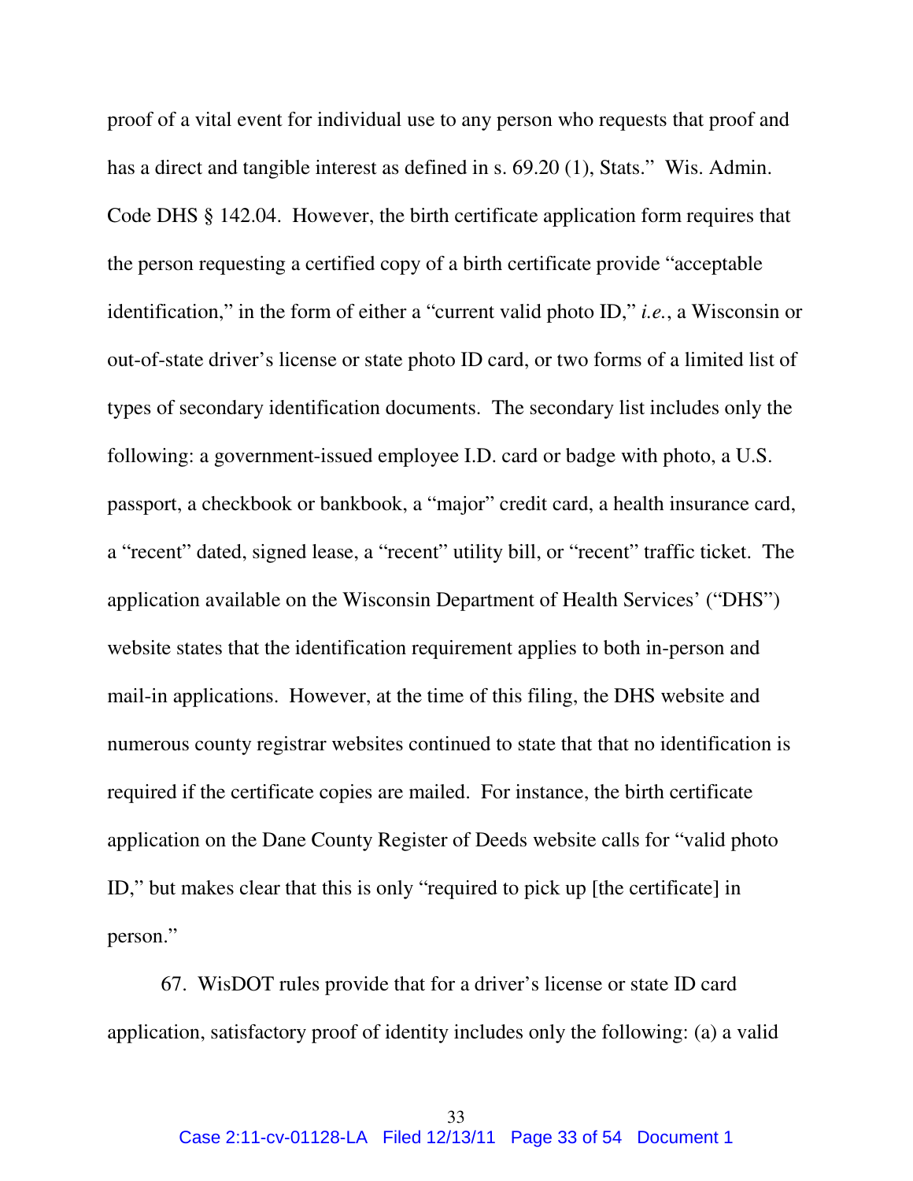proof of a vital event for individual use to any person who requests that proof and has a direct and tangible interest as defined in s. 69.20 (1), Stats." Wis. Admin. Code DHS § 142.04. However, the birth certificate application form requires that the person requesting a certified copy of a birth certificate provide "acceptable identification," in the form of either a "current valid photo ID," *i.e.*, a Wisconsin or out-of-state driver's license or state photo ID card, or two forms of a limited list of types of secondary identification documents. The secondary list includes only the following: a government-issued employee I.D. card or badge with photo, a U.S. passport, a checkbook or bankbook, a "major" credit card, a health insurance card, a "recent" dated, signed lease, a "recent" utility bill, or "recent" traffic ticket. The application available on the Wisconsin Department of Health Services' ("DHS") website states that the identification requirement applies to both in-person and mail-in applications. However, at the time of this filing, the DHS website and numerous county registrar websites continued to state that that no identification is required if the certificate copies are mailed. For instance, the birth certificate application on the Dane County Register of Deeds website calls for "valid photo ID," but makes clear that this is only "required to pick up [the certificate] in person."

67. WisDOT rules provide that for a driver's license or state ID card application, satisfactory proof of identity includes only the following: (a) a valid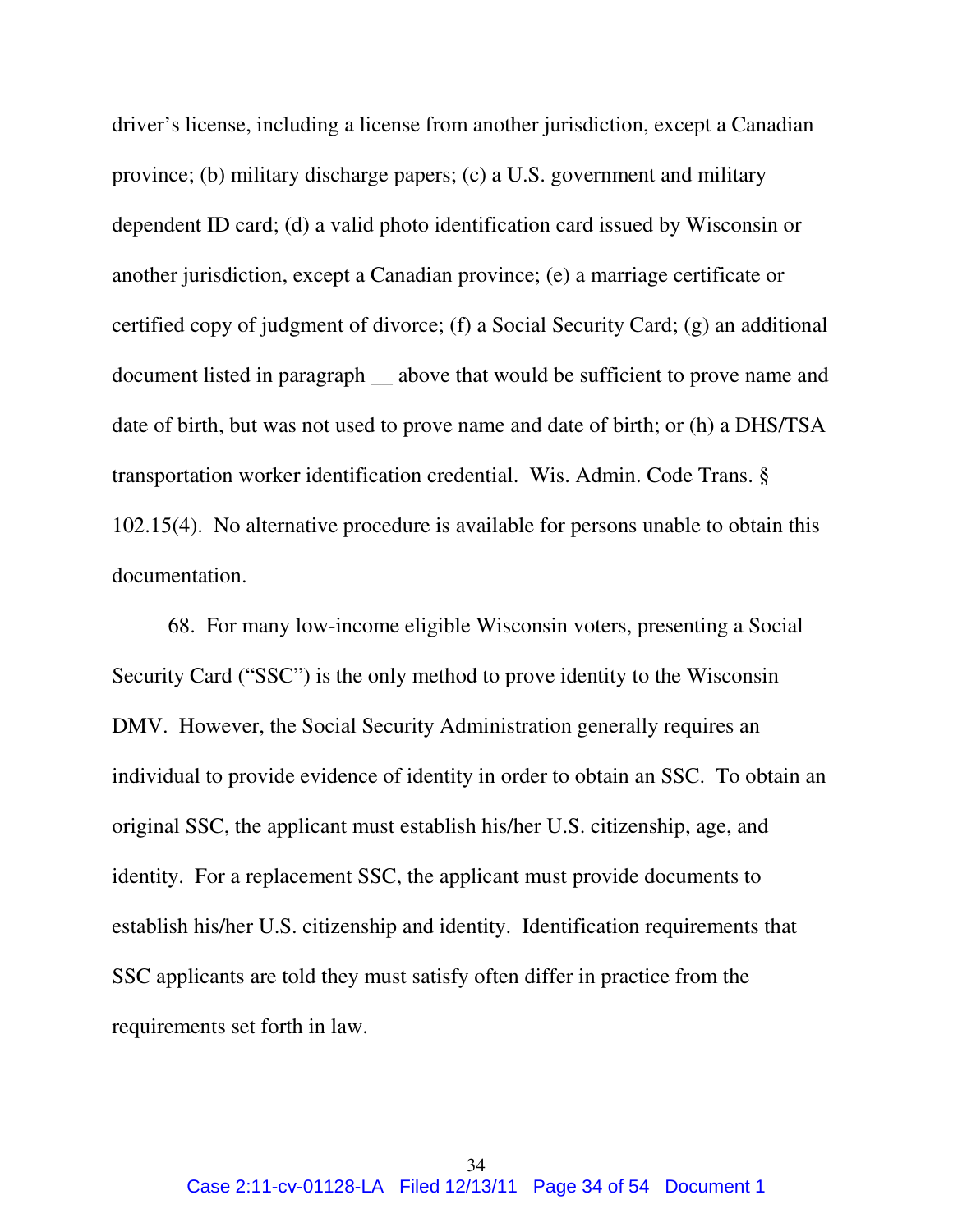driver's license, including a license from another jurisdiction, except a Canadian province; (b) military discharge papers; (c) a U.S. government and military dependent ID card; (d) a valid photo identification card issued by Wisconsin or another jurisdiction, except a Canadian province; (e) a marriage certificate or certified copy of judgment of divorce; (f) a Social Security Card; (g) an additional document listed in paragraph __ above that would be sufficient to prove name and date of birth, but was not used to prove name and date of birth; or (h) a DHS/TSA transportation worker identification credential. Wis. Admin. Code Trans. § 102.15(4). No alternative procedure is available for persons unable to obtain this documentation.

68. For many low-income eligible Wisconsin voters, presenting a Social Security Card ("SSC") is the only method to prove identity to the Wisconsin DMV. However, the Social Security Administration generally requires an individual to provide evidence of identity in order to obtain an SSC. To obtain an original SSC, the applicant must establish his/her U.S. citizenship, age, and identity. For a replacement SSC, the applicant must provide documents to establish his/her U.S. citizenship and identity. Identification requirements that SSC applicants are told they must satisfy often differ in practice from the requirements set forth in law.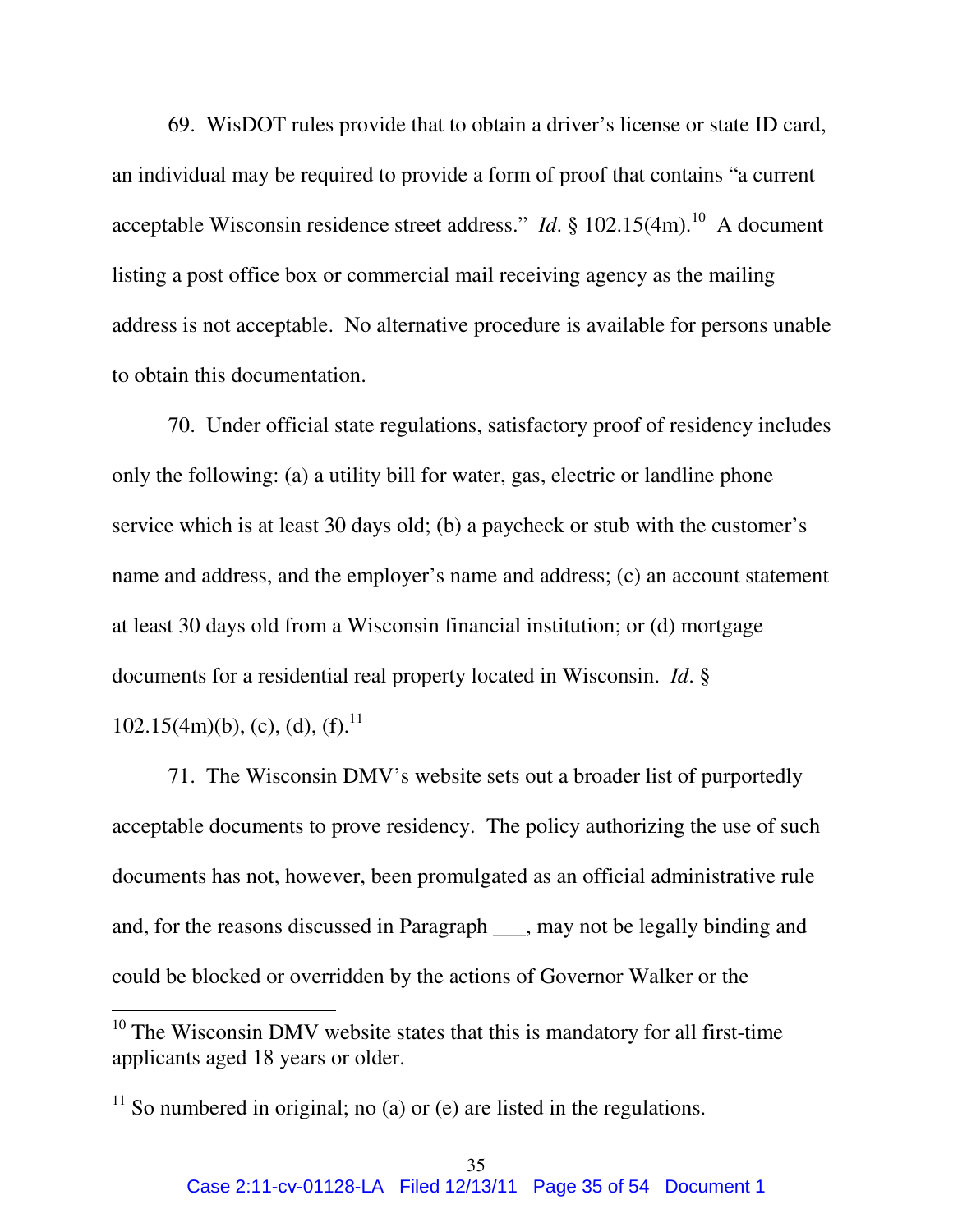69. WisDOT rules provide that to obtain a driver's license or state ID card, an individual may be required to provide a form of proof that contains "a current acceptable Wisconsin residence street address." *Id*. § 102.15(4m).[10] A document listing a post office box or commercial mail receiving agency as the mailing address is not acceptable. No alternative procedure is available for persons unable to obtain this documentation.

70. Under official state regulations, satisfactory proof of residency includes only the following: (a) a utility bill for water, gas, electric or landline phone service which is at least 30 days old; (b) a paycheck or stub with the customer's name and address, and the employer's name and address; (c) an account statement at least 30 days old from a Wisconsin financial institution; or (d) mortgage documents for a residential real property located in Wisconsin. *Id*. § 102.15(4m)(b), (c), (d), (f).[11]

71. The Wisconsin DMV's website sets out a broader list of purportedly acceptable documents to prove residency. The policy authorizing the use of such documents has not, however, been promulgated as an official administrative rule and, for the reasons discussed in Paragraph ___, may not be legally binding and could be blocked or overridden by the actions of Governor Walker or the

---

[10] The Wisconsin DMV website states that this is mandatory for all first-time applicants aged 18 years or older.

[11] So numbered in original; no (a) or (e) are listed in the regulations.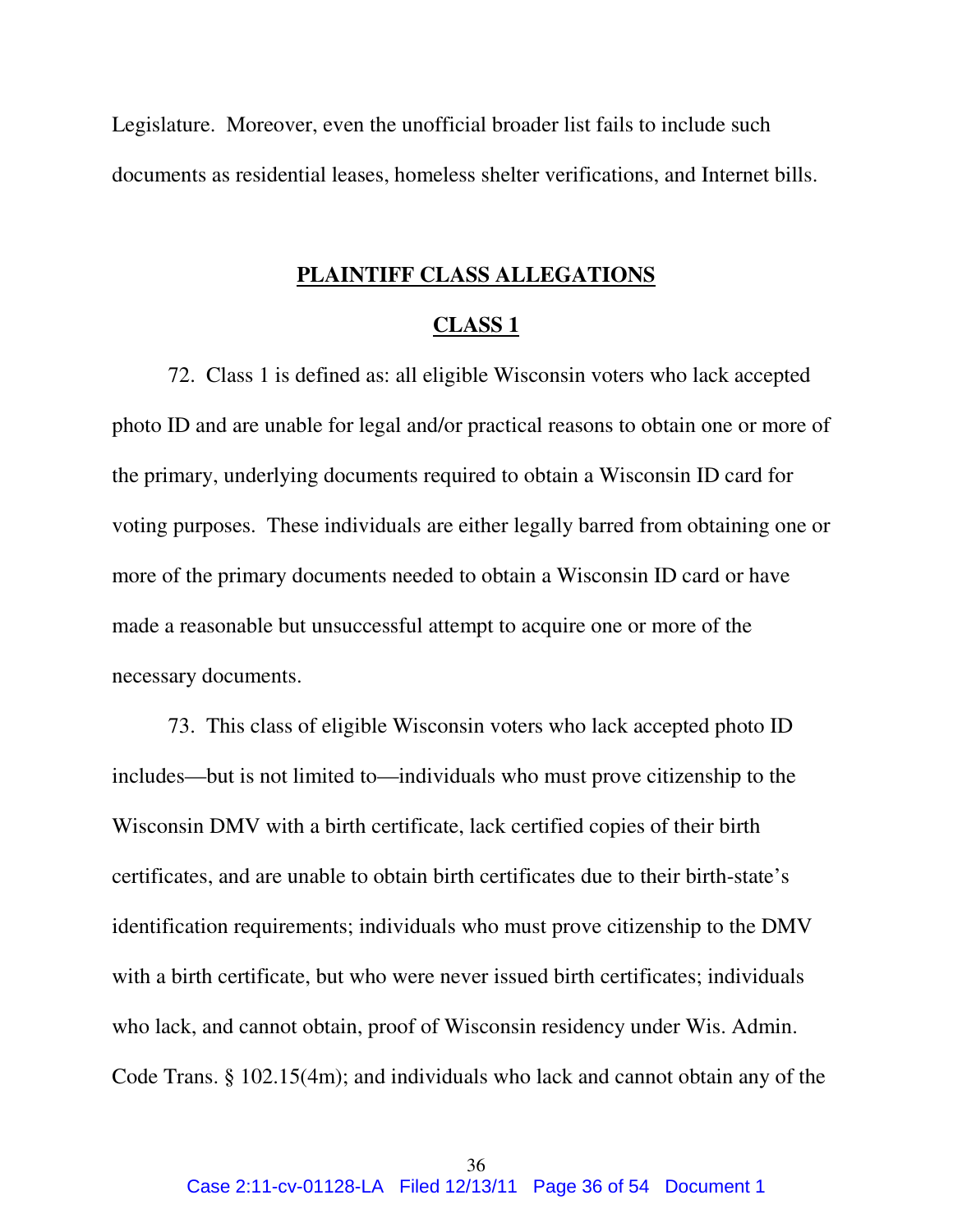Legislature. Moreover, even the unofficial broader list fails to include such documents as residential leases, homeless shelter verifications, and Internet bills.

## PLAINTIFF CLASS ALLEGATIONS

### CLASS 1

72. Class 1 is defined as: all eligible Wisconsin voters who lack accepted photo ID and are unable for legal and/or practical reasons to obtain one or more of the primary, underlying documents required to obtain a Wisconsin ID card for voting purposes. These individuals are either legally barred from obtaining one or more of the primary documents needed to obtain a Wisconsin ID card or have made a reasonable but unsuccessful attempt to acquire one or more of the necessary documents.

73. This class of eligible Wisconsin voters who lack accepted photo ID includes—but is not limited to—individuals who must prove citizenship to the Wisconsin DMV with a birth certificate, lack certified copies of their birth certificates, and are unable to obtain birth certificates due to their birth-state's identification requirements; individuals who must prove citizenship to the DMV with a birth certificate, but who were never issued birth certificates; individuals who lack, and cannot obtain, proof of Wisconsin residency under Wis. Admin. Code Trans. § 102.15(4m); and individuals who lack and cannot obtain any of the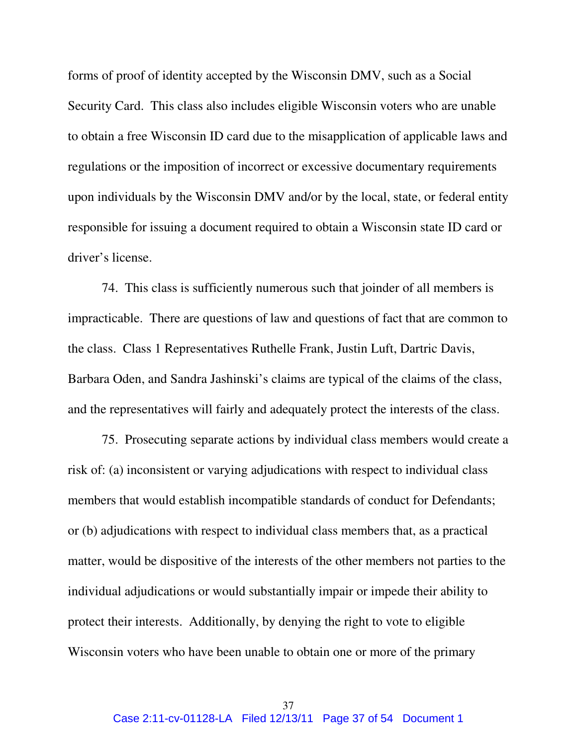forms of proof of identity accepted by the Wisconsin DMV, such as a Social Security Card. This class also includes eligible Wisconsin voters who are unable to obtain a free Wisconsin ID card due to the misapplication of applicable laws and regulations or the imposition of incorrect or excessive documentary requirements upon individuals by the Wisconsin DMV and/or by the local, state, or federal entity responsible for issuing a document required to obtain a Wisconsin state ID card or driver's license.

74. This class is sufficiently numerous such that joinder of all members is impracticable. There are questions of law and questions of fact that are common to the class. Class 1 Representatives Ruthelle Frank, Justin Luft, Dartric Davis, Barbara Oden, and Sandra Jashinski's claims are typical of the claims of the class, and the representatives will fairly and adequately protect the interests of the class.

75. Prosecuting separate actions by individual class members would create a risk of: (a) inconsistent or varying adjudications with respect to individual class members that would establish incompatible standards of conduct for Defendants; or (b) adjudications with respect to individual class members that, as a practical matter, would be dispositive of the interests of the other members not parties to the individual adjudications or would substantially impair or impede their ability to protect their interests. Additionally, by denying the right to vote to eligible Wisconsin voters who have been unable to obtain one or more of the primary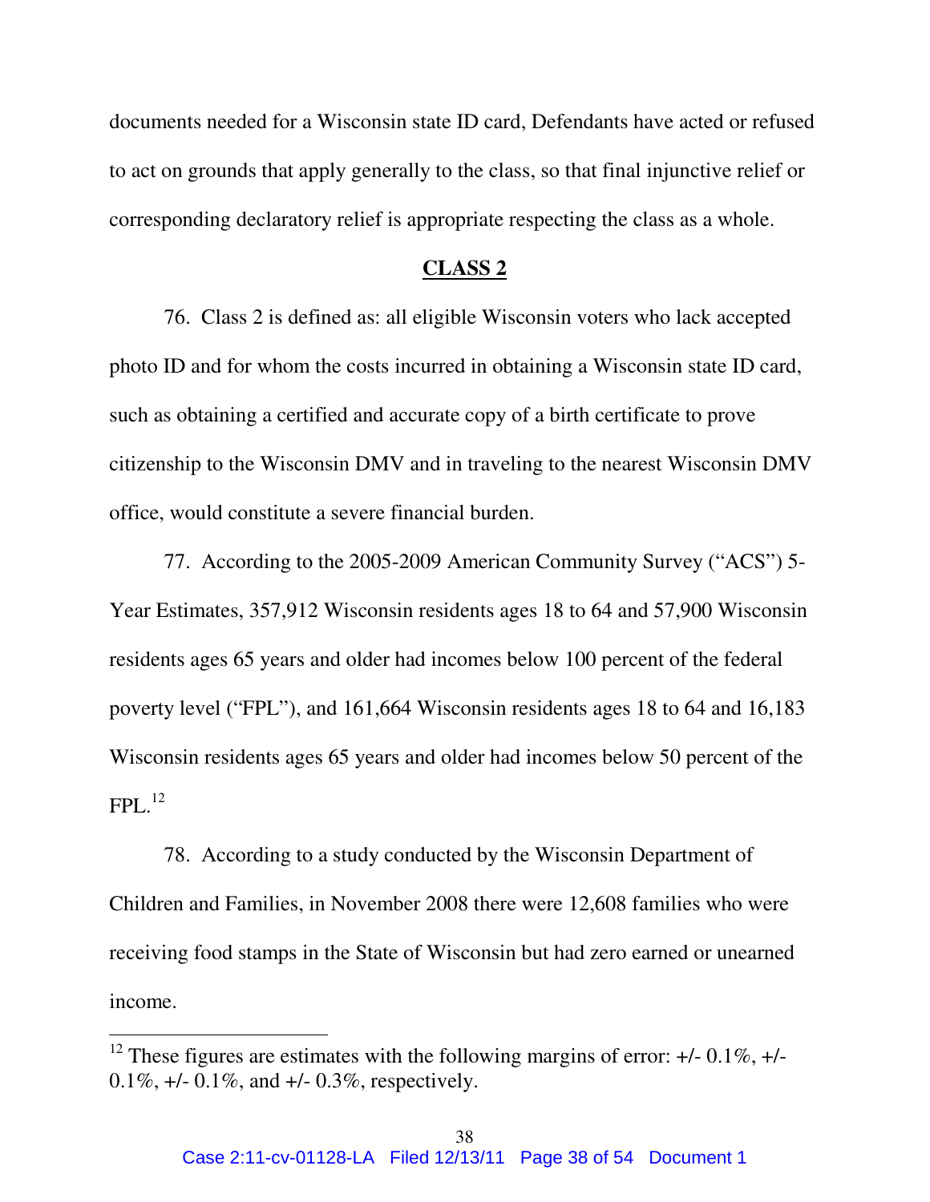documents needed for a Wisconsin state ID card, Defendants have acted or refused to act on grounds that apply generally to the class, so that final injunctive relief or corresponding declaratory relief is appropriate respecting the class as a whole.

## CLASS 2

76. Class 2 is defined as: all eligible Wisconsin voters who lack accepted photo ID and for whom the costs incurred in obtaining a Wisconsin state ID card, such as obtaining a certified and accurate copy of a birth certificate to prove citizenship to the Wisconsin DMV and in traveling to the nearest Wisconsin DMV office, would constitute a severe financial burden.

77. According to the 2005-2009 American Community Survey ("ACS") 5-Year Estimates, 357,912 Wisconsin residents ages 18 to 64 and 57,900 Wisconsin residents ages 65 years and older had incomes below 100 percent of the federal poverty level ("FPL"), and 161,664 Wisconsin residents ages 18 to 64 and 16,183 Wisconsin residents ages 65 years and older had incomes below 50 percent of the FPL.[12]

78. According to a study conducted by the Wisconsin Department of Children and Families, in November 2008 there were 12,608 families who were receiving food stamps in the State of Wisconsin but had zero earned or unearned income.

---

[12] These figures are estimates with the following margins of error: +/- 0.1%, +/- 0.1%, +/- 0.1%, and +/- 0.3%, respectively.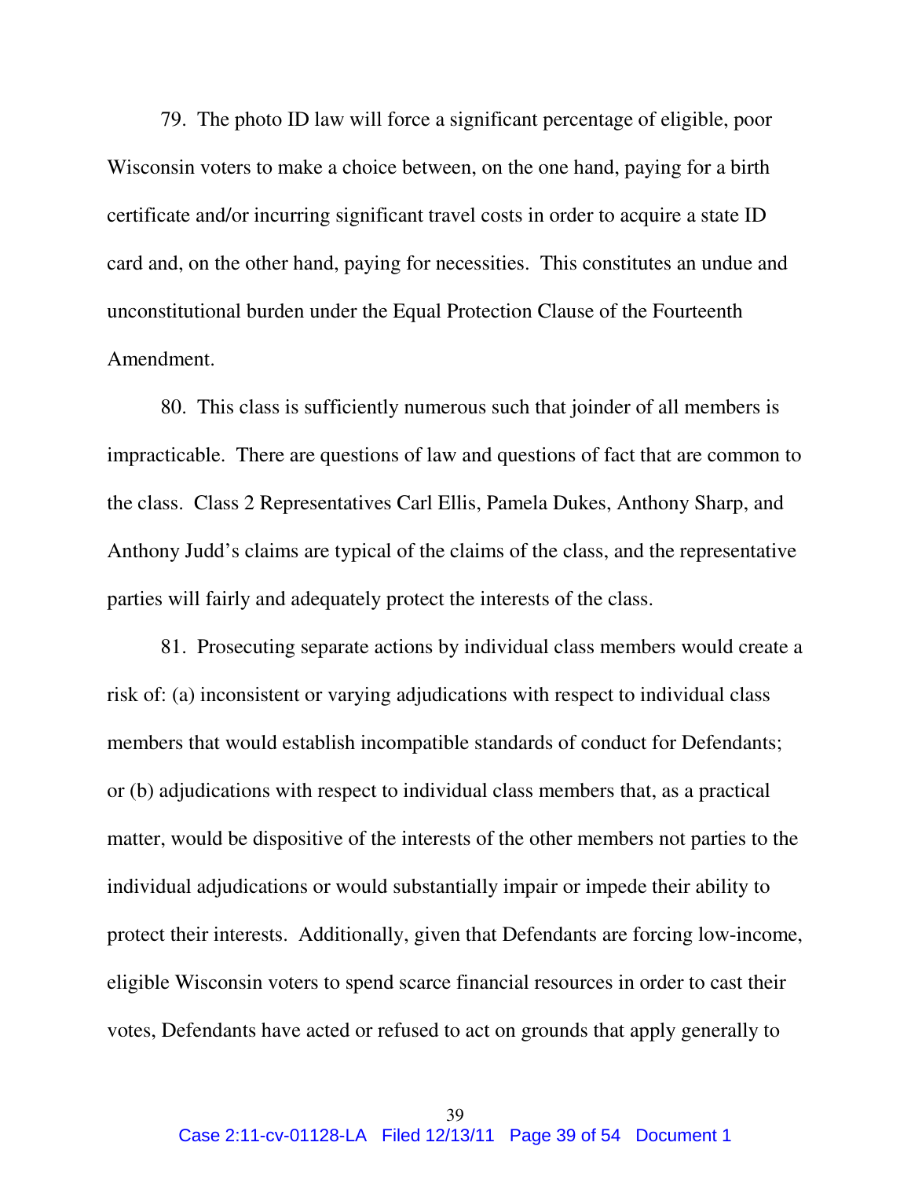79. The photo ID law will force a significant percentage of eligible, poor Wisconsin voters to make a choice between, on the one hand, paying for a birth certificate and/or incurring significant travel costs in order to acquire a state ID card and, on the other hand, paying for necessities. This constitutes an undue and unconstitutional burden under the Equal Protection Clause of the Fourteenth Amendment.

80. This class is sufficiently numerous such that joinder of all members is impracticable. There are questions of law and questions of fact that are common to the class. Class 2 Representatives Carl Ellis, Pamela Dukes, Anthony Sharp, and Anthony Judd's claims are typical of the claims of the class, and the representative parties will fairly and adequately protect the interests of the class.

81. Prosecuting separate actions by individual class members would create a risk of: (a) inconsistent or varying adjudications with respect to individual class members that would establish incompatible standards of conduct for Defendants; or (b) adjudications with respect to individual class members that, as a practical matter, would be dispositive of the interests of the other members not parties to the individual adjudications or would substantially impair or impede their ability to protect their interests. Additionally, given that Defendants are forcing low-income, eligible Wisconsin voters to spend scarce financial resources in order to cast their votes, Defendants have acted or refused to act on grounds that apply generally to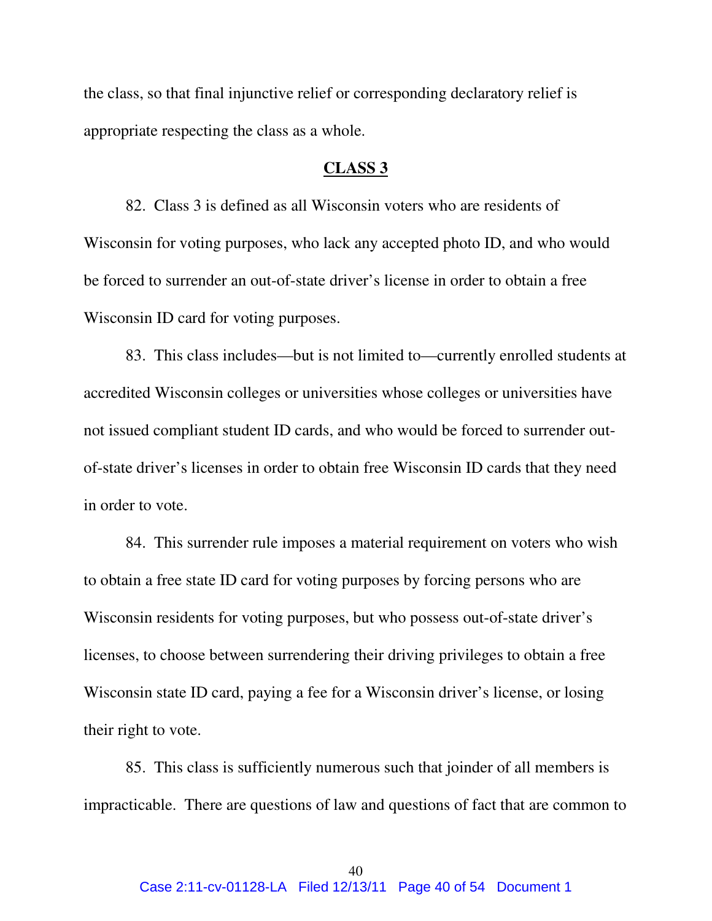the class, so that final injunctive relief or corresponding declaratory relief is appropriate respecting the class as a whole.

**CLASS 3**

82. Class 3 is defined as all Wisconsin voters who are residents of Wisconsin for voting purposes, who lack any accepted photo ID, and who would be forced to surrender an out-of-state driver's license in order to obtain a free Wisconsin ID card for voting purposes.

83. This class includes—but is not limited to—currently enrolled students at accredited Wisconsin colleges or universities whose colleges or universities have not issued compliant student ID cards, and who would be forced to surrender out-of-state driver's licenses in order to obtain free Wisconsin ID cards that they need in order to vote.

84. This surrender rule imposes a material requirement on voters who wish to obtain a free state ID card for voting purposes by forcing persons who are Wisconsin residents for voting purposes, but who possess out-of-state driver's licenses, to choose between surrendering their driving privileges to obtain a free Wisconsin state ID card, paying a fee for a Wisconsin driver's license, or losing their right to vote.

85. This class is sufficiently numerous such that joinder of all members is impracticable. There are questions of law and questions of fact that are common to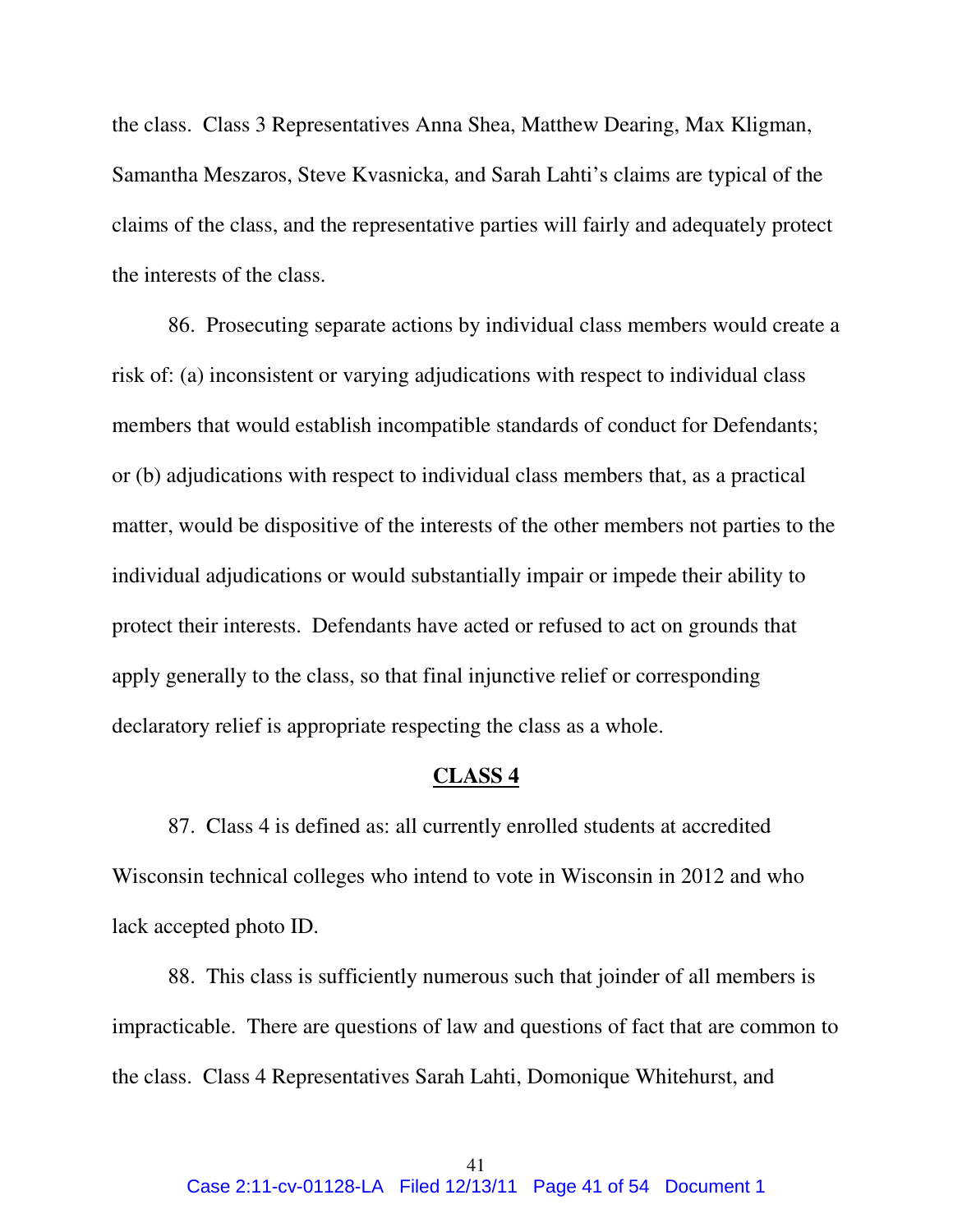the class. Class 3 Representatives Anna Shea, Matthew Dearing, Max Kligman, Samantha Meszaros, Steve Kvasnicka, and Sarah Lahti's claims are typical of the claims of the class, and the representative parties will fairly and adequately protect the interests of the class.

86. Prosecuting separate actions by individual class members would create a risk of: (a) inconsistent or varying adjudications with respect to individual class members that would establish incompatible standards of conduct for Defendants; or (b) adjudications with respect to individual class members that, as a practical matter, would be dispositive of the interests of the other members not parties to the individual adjudications or would substantially impair or impede their ability to protect their interests. Defendants have acted or refused to act on grounds that apply generally to the class, so that final injunctive relief or corresponding declaratory relief is appropriate respecting the class as a whole.

## CLASS 4

87. Class 4 is defined as: all currently enrolled students at accredited Wisconsin technical colleges who intend to vote in Wisconsin in 2012 and who lack accepted photo ID.

88. This class is sufficiently numerous such that joinder of all members is impracticable. There are questions of law and questions of fact that are common to the class. Class 4 Representatives Sarah Lahti, Domonique Whitehurst, and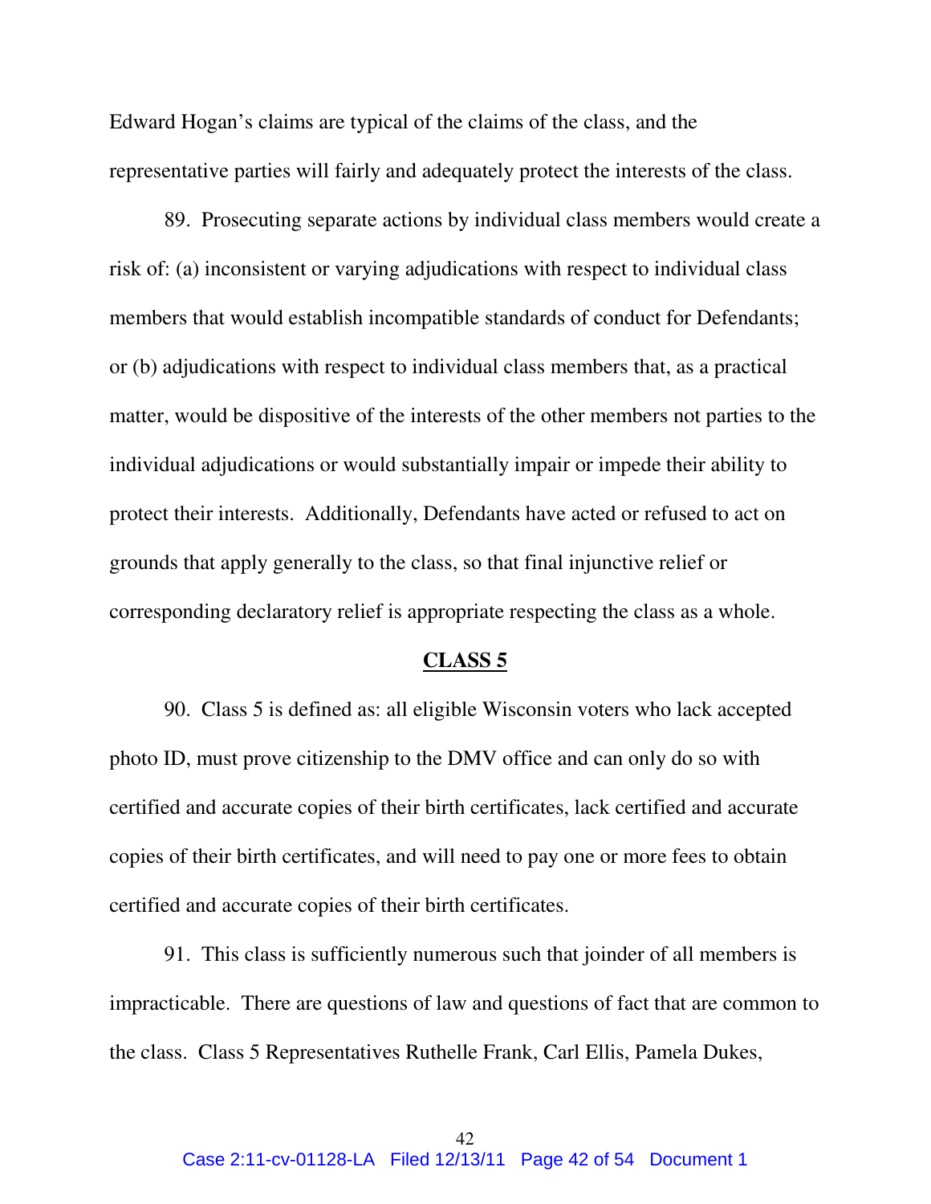Edward Hogan's claims are typical of the claims of the class, and the representative parties will fairly and adequately protect the interests of the class.

89. Prosecuting separate actions by individual class members would create a risk of: (a) inconsistent or varying adjudications with respect to individual class members that would establish incompatible standards of conduct for Defendants; or (b) adjudications with respect to individual class members that, as a practical matter, would be dispositive of the interests of the other members not parties to the individual adjudications or would substantially impair or impede their ability to protect their interests. Additionally, Defendants have acted or refused to act on grounds that apply generally to the class, so that final injunctive relief or corresponding declaratory relief is appropriate respecting the class as a whole.

**CLASS 5**

90. Class 5 is defined as: all eligible Wisconsin voters who lack accepted photo ID, must prove citizenship to the DMV office and can only do so with certified and accurate copies of their birth certificates, lack certified and accurate copies of their birth certificates, and will need to pay one or more fees to obtain certified and accurate copies of their birth certificates.

91. This class is sufficiently numerous such that joinder of all members is impracticable. There are questions of law and questions of fact that are common to the class. Class 5 Representatives Ruthelle Frank, Carl Ellis, Pamela Dukes,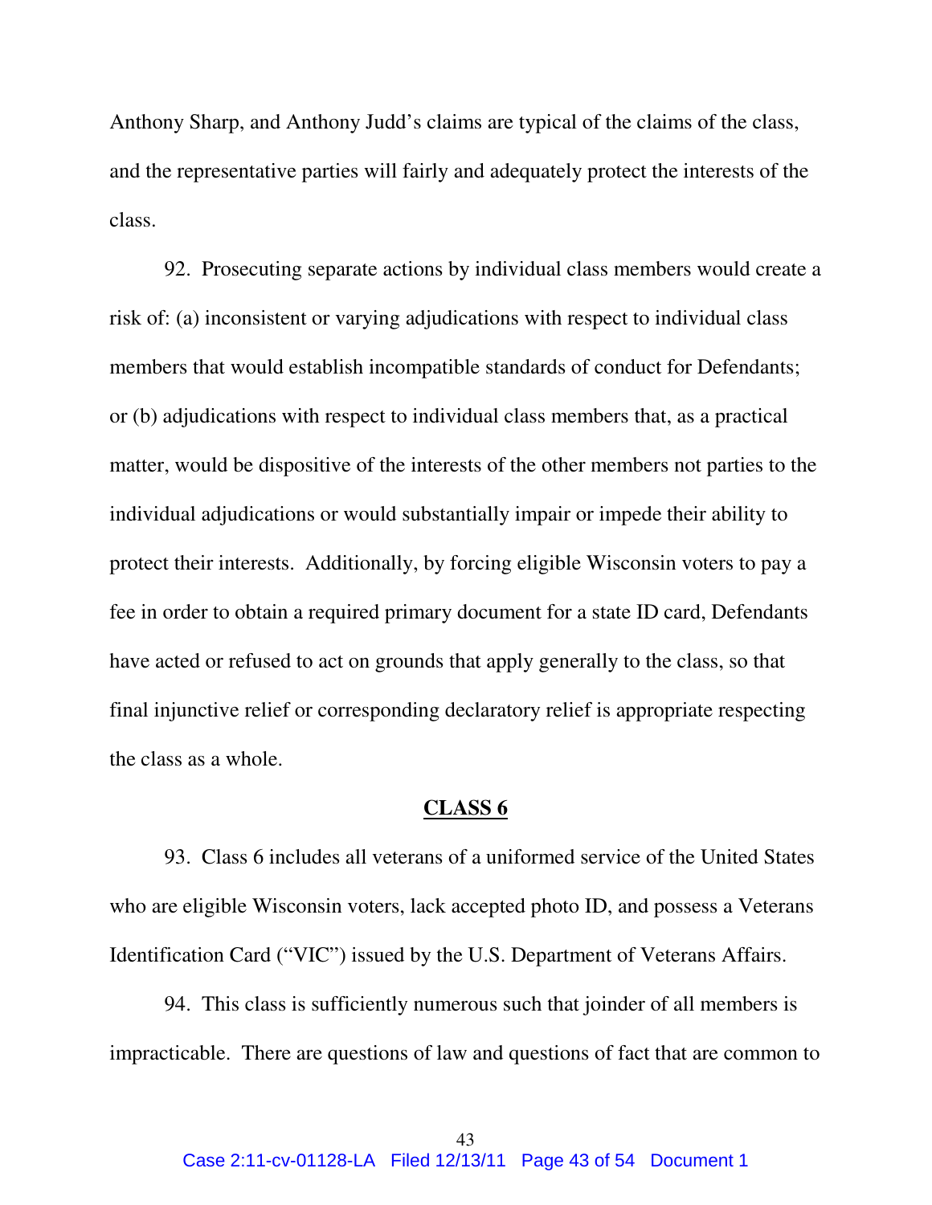Anthony Sharp, and Anthony Judd's claims are typical of the claims of the class, and the representative parties will fairly and adequately protect the interests of the class.

92. Prosecuting separate actions by individual class members would create a risk of: (a) inconsistent or varying adjudications with respect to individual class members that would establish incompatible standards of conduct for Defendants; or (b) adjudications with respect to individual class members that, as a practical matter, would be dispositive of the interests of the other members not parties to the individual adjudications or would substantially impair or impede their ability to protect their interests. Additionally, by forcing eligible Wisconsin voters to pay a fee in order to obtain a required primary document for a state ID card, Defendants have acted or refused to act on grounds that apply generally to the class, so that final injunctive relief or corresponding declaratory relief is appropriate respecting the class as a whole.

## CLASS 6

93. Class 6 includes all veterans of a uniformed service of the United States who are eligible Wisconsin voters, lack accepted photo ID, and possess a Veterans Identification Card ("VIC") issued by the U.S. Department of Veterans Affairs.

94. This class is sufficiently numerous such that joinder of all members is impracticable. There are questions of law and questions of fact that are common to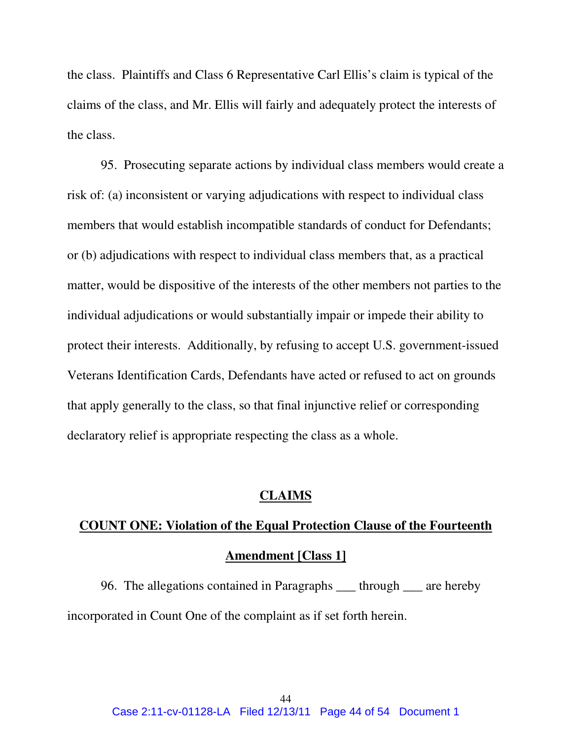the class. Plaintiffs and Class 6 Representative Carl Ellis's claim is typical of the claims of the class, and Mr. Ellis will fairly and adequately protect the interests of the class.

95. Prosecuting separate actions by individual class members would create a risk of: (a) inconsistent or varying adjudications with respect to individual class members that would establish incompatible standards of conduct for Defendants; or (b) adjudications with respect to individual class members that, as a practical matter, would be dispositive of the interests of the other members not parties to the individual adjudications or would substantially impair or impede their ability to protect their interests. Additionally, by refusing to accept U.S. government-issued Veterans Identification Cards, Defendants have acted or refused to act on grounds that apply generally to the class, so that final injunctive relief or corresponding declaratory relief is appropriate respecting the class as a whole.

## **CLAIMS**

### **COUNT ONE: Violation of the Equal Protection Clause of the Fourteenth Amendment [Class 1]**

96. The allegations contained in Paragraphs ___ through ___ are hereby incorporated in Count One of the complaint as if set forth herein.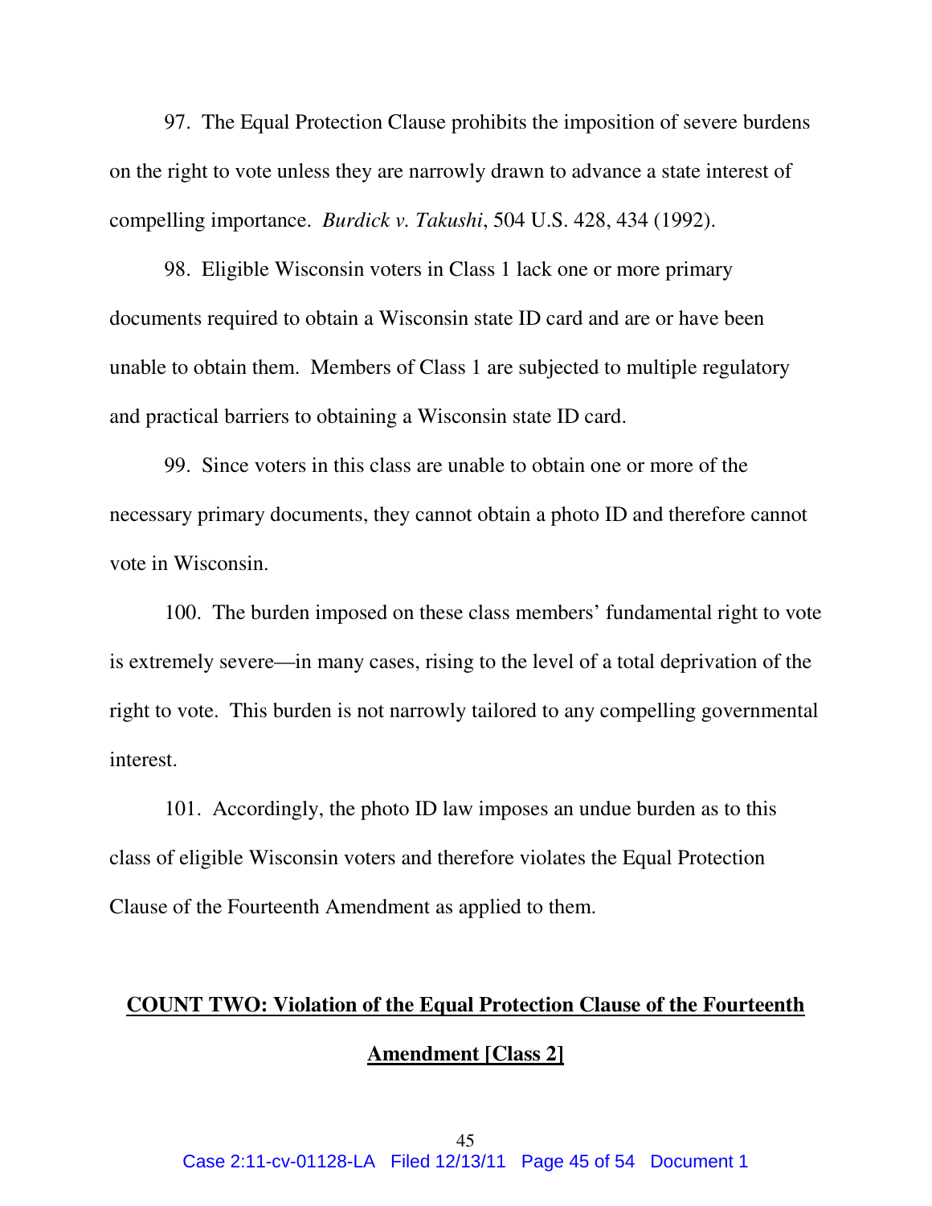97. The Equal Protection Clause prohibits the imposition of severe burdens on the right to vote unless they are narrowly drawn to advance a state interest of compelling importance. *Burdick v. Takushi*, 504 U.S. 428, 434 (1992).

98. Eligible Wisconsin voters in Class 1 lack one or more primary documents required to obtain a Wisconsin state ID card and are or have been unable to obtain them. Members of Class 1 are subjected to multiple regulatory and practical barriers to obtaining a Wisconsin state ID card.

99. Since voters in this class are unable to obtain one or more of the necessary primary documents, they cannot obtain a photo ID and therefore cannot vote in Wisconsin.

100. The burden imposed on these class members' fundamental right to vote is extremely severe—in many cases, rising to the level of a total deprivation of the right to vote. This burden is not narrowly tailored to any compelling governmental interest.

101. Accordingly, the photo ID law imposes an undue burden as to this class of eligible Wisconsin voters and therefore violates the Equal Protection Clause of the Fourteenth Amendment as applied to them.

## **COUNT TWO: Violation of the Equal Protection Clause of the Fourteenth Amendment [Class 2]**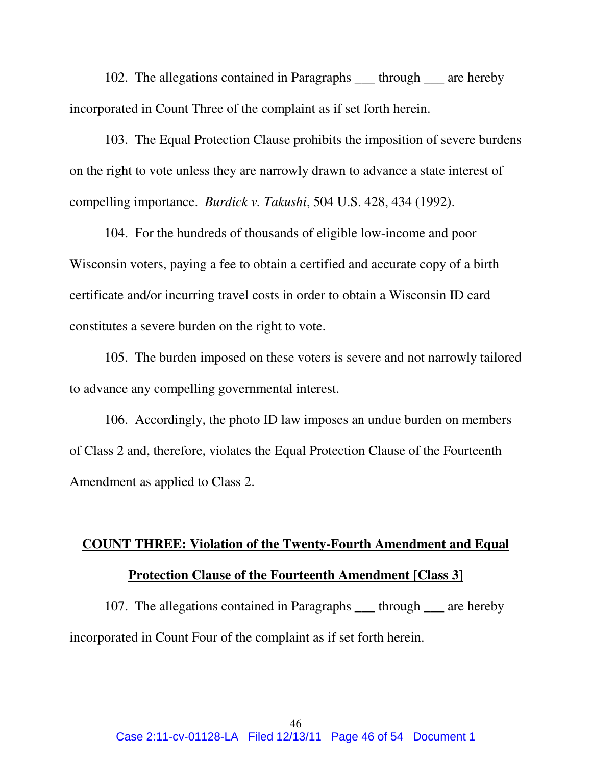102. The allegations contained in Paragraphs ___ through ___ are hereby incorporated in Count Three of the complaint as if set forth herein.

103. The Equal Protection Clause prohibits the imposition of severe burdens on the right to vote unless they are narrowly drawn to advance a state interest of compelling importance. *Burdick v. Takushi*, 504 U.S. 428, 434 (1992).

104. For the hundreds of thousands of eligible low-income and poor Wisconsin voters, paying a fee to obtain a certified and accurate copy of a birth certificate and/or incurring travel costs in order to obtain a Wisconsin ID card constitutes a severe burden on the right to vote.

105. The burden imposed on these voters is severe and not narrowly tailored to advance any compelling governmental interest.

106. Accordingly, the photo ID law imposes an undue burden on members of Class 2 and, therefore, violates the Equal Protection Clause of the Fourteenth Amendment as applied to Class 2.

**COUNT THREE: Violation of the Twenty-Fourth Amendment and Equal Protection Clause of the Fourteenth Amendment [Class 3]**

107. The allegations contained in Paragraphs ___ through ___ are hereby incorporated in Count Four of the complaint as if set forth herein.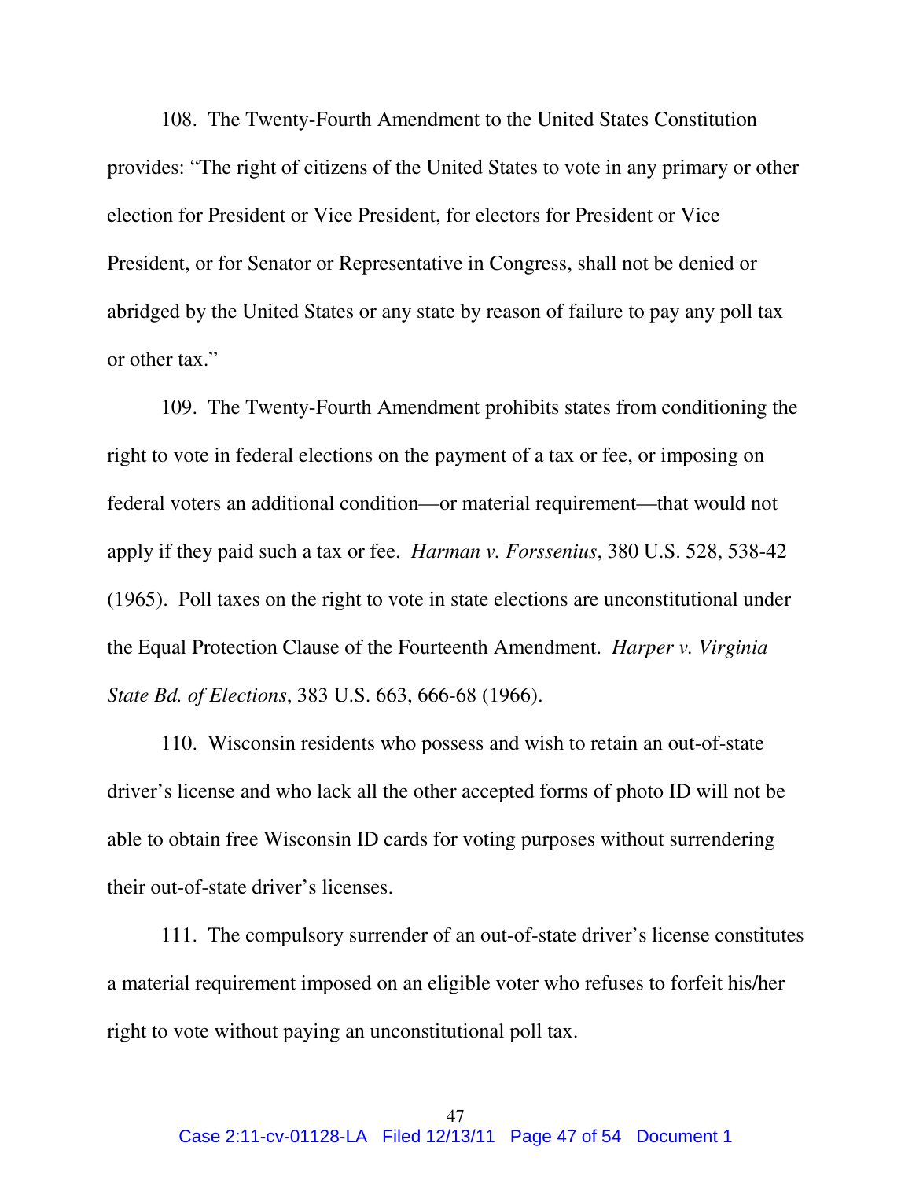108. The Twenty-Fourth Amendment to the United States Constitution provides: "The right of citizens of the United States to vote in any primary or other election for President or Vice President, for electors for President or Vice President, or for Senator or Representative in Congress, shall not be denied or abridged by the United States or any state by reason of failure to pay any poll tax or other tax."

109. The Twenty-Fourth Amendment prohibits states from conditioning the right to vote in federal elections on the payment of a tax or fee, or imposing on federal voters an additional condition—or material requirement—that would not apply if they paid such a tax or fee. *Harman v. Forssenius*, 380 U.S. 528, 538-42 (1965). Poll taxes on the right to vote in state elections are unconstitutional under the Equal Protection Clause of the Fourteenth Amendment. *Harper v. Virginia State Bd. of Elections*, 383 U.S. 663, 666-68 (1966).

110. Wisconsin residents who possess and wish to retain an out-of-state driver's license and who lack all the other accepted forms of photo ID will not be able to obtain free Wisconsin ID cards for voting purposes without surrendering their out-of-state driver's licenses.

111. The compulsory surrender of an out-of-state driver's license constitutes a material requirement imposed on an eligible voter who refuses to forfeit his/her right to vote without paying an unconstitutional poll tax.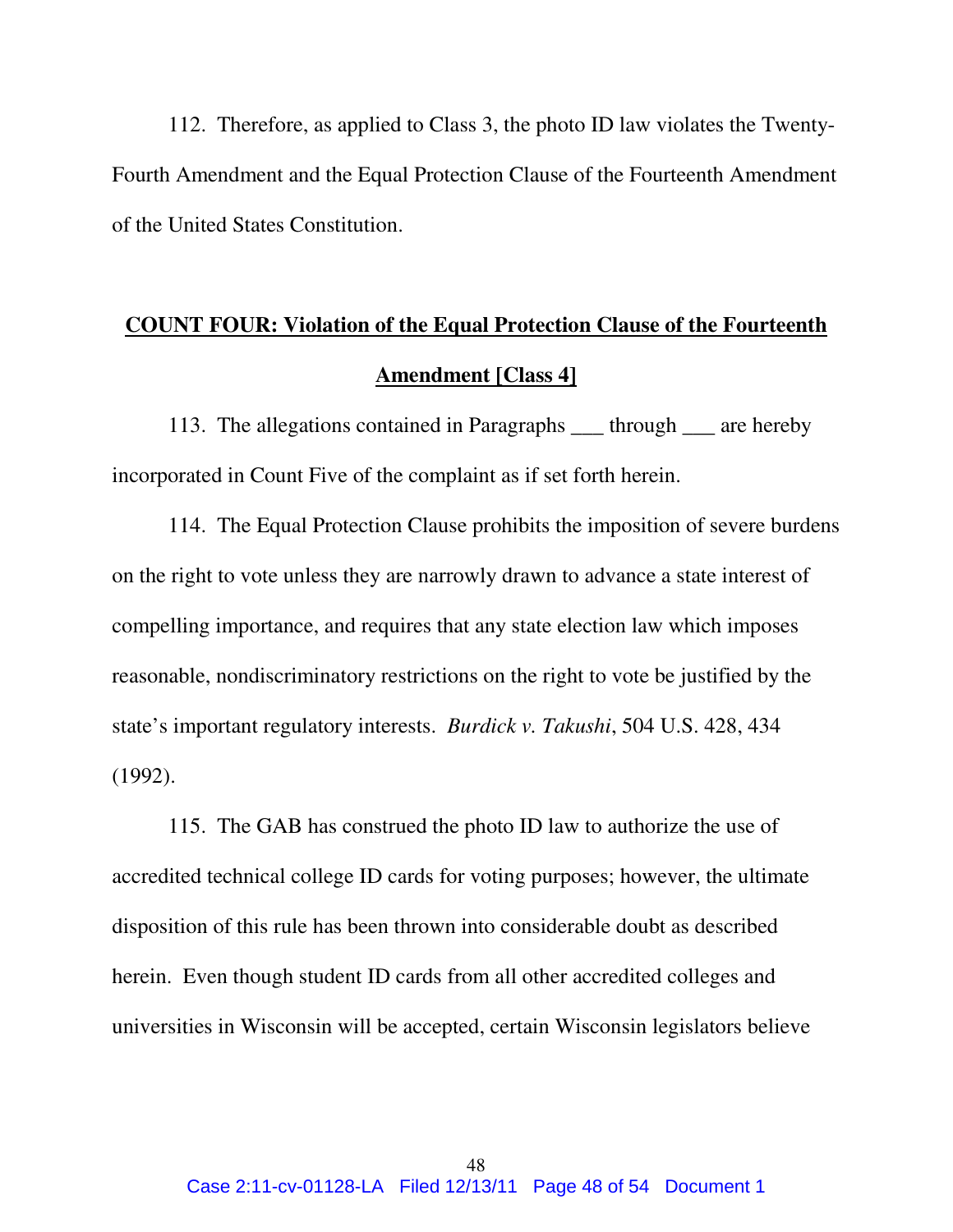112. Therefore, as applied to Class 3, the photo ID law violates the Twenty-Fourth Amendment and the Equal Protection Clause of the Fourteenth Amendment of the United States Constitution.

**COUNT FOUR: Violation of the Equal Protection Clause of the Fourteenth Amendment [Class 4]**

113. The allegations contained in Paragraphs ___ through ___ are hereby incorporated in Count Five of the complaint as if set forth herein.

114. The Equal Protection Clause prohibits the imposition of severe burdens on the right to vote unless they are narrowly drawn to advance a state interest of compelling importance, and requires that any state election law which imposes reasonable, nondiscriminatory restrictions on the right to vote be justified by the state's important regulatory interests. *Burdick v. Takushi*, 504 U.S. 428, 434 (1992).

115. The GAB has construed the photo ID law to authorize the use of accredited technical college ID cards for voting purposes; however, the ultimate disposition of this rule has been thrown into considerable doubt as described herein. Even though student ID cards from all other accredited colleges and universities in Wisconsin will be accepted, certain Wisconsin legislators believe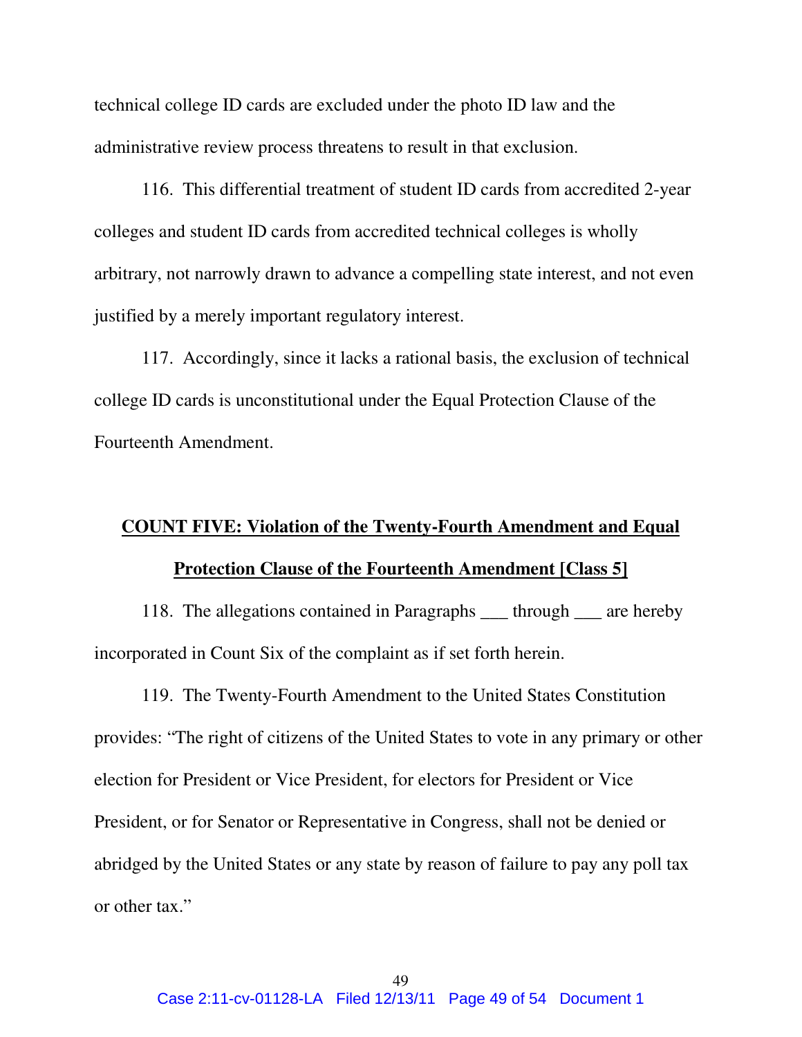technical college ID cards are excluded under the photo ID law and the administrative review process threatens to result in that exclusion.

116. This differential treatment of student ID cards from accredited 2-year colleges and student ID cards from accredited technical colleges is wholly arbitrary, not narrowly drawn to advance a compelling state interest, and not even justified by a merely important regulatory interest.

117. Accordingly, since it lacks a rational basis, the exclusion of technical college ID cards is unconstitutional under the Equal Protection Clause of the Fourteenth Amendment.

## COUNT FIVE: Violation of the Twenty-Fourth Amendment and Equal Protection Clause of the Fourteenth Amendment [Class 5]

118. The allegations contained in Paragraphs ___ through ___ are hereby incorporated in Count Six of the complaint as if set forth herein.

119. The Twenty-Fourth Amendment to the United States Constitution provides: "The right of citizens of the United States to vote in any primary or other election for President or Vice President, for electors for President or Vice President, or for Senator or Representative in Congress, shall not be denied or abridged by the United States or any state by reason of failure to pay any poll tax or other tax."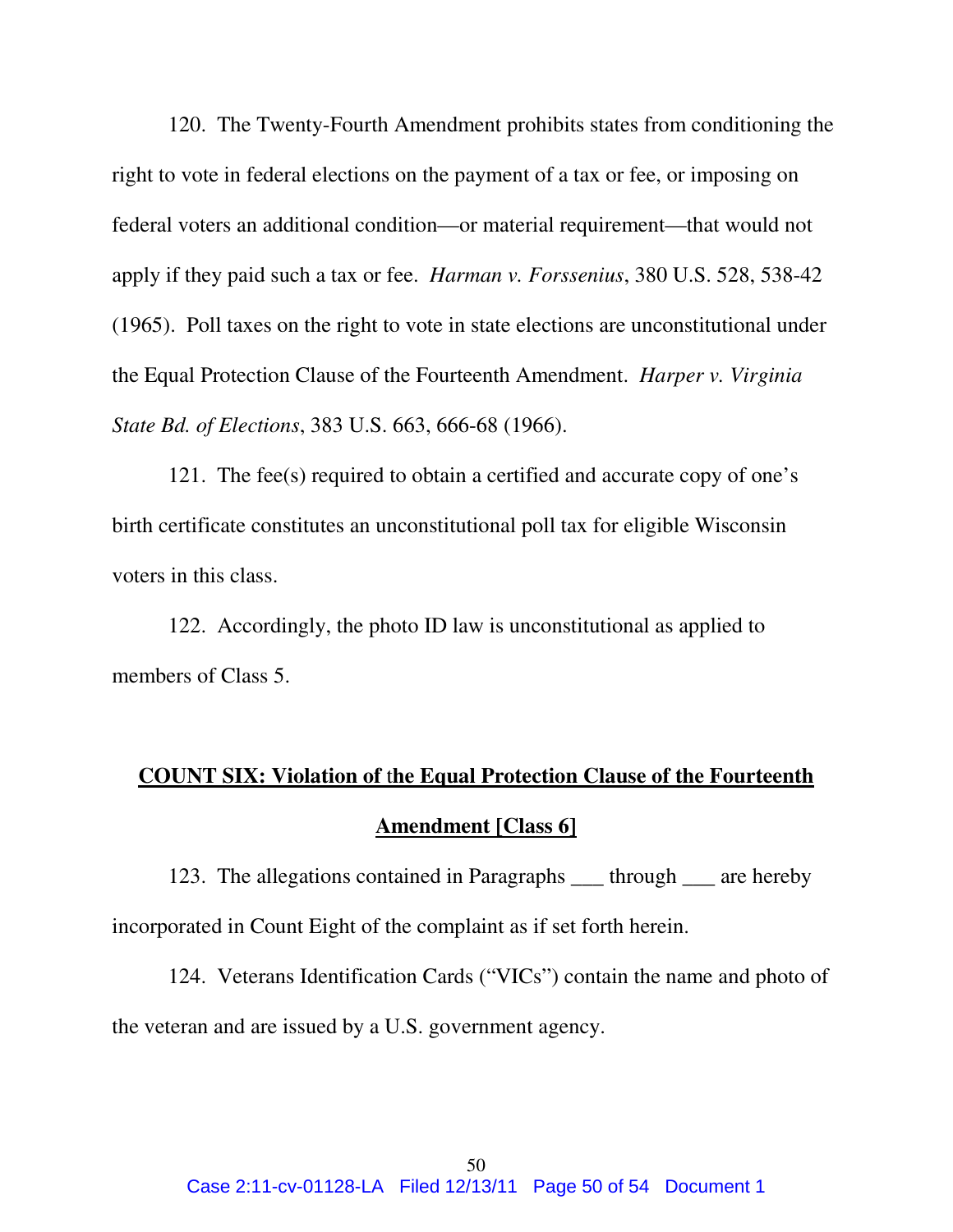120. The Twenty-Fourth Amendment prohibits states from conditioning the right to vote in federal elections on the payment of a tax or fee, or imposing on federal voters an additional condition—or material requirement—that would not apply if they paid such a tax or fee. *Harman v. Forssenius*, 380 U.S. 528, 538-42 (1965). Poll taxes on the right to vote in state elections are unconstitutional under the Equal Protection Clause of the Fourteenth Amendment. *Harper v. Virginia State Bd. of Elections*, 383 U.S. 663, 666-68 (1966).

121. The fee(s) required to obtain a certified and accurate copy of one's birth certificate constitutes an unconstitutional poll tax for eligible Wisconsin voters in this class.

122. Accordingly, the photo ID law is unconstitutional as applied to members of Class 5.

## **COUNT SIX: Violation of the Equal Protection Clause of the Fourteenth Amendment [Class 6]**

123. The allegations contained in Paragraphs ___ through ___ are hereby incorporated in Count Eight of the complaint as if set forth herein.

124. Veterans Identification Cards ("VICs") contain the name and photo of the veteran and are issued by a U.S. government agency.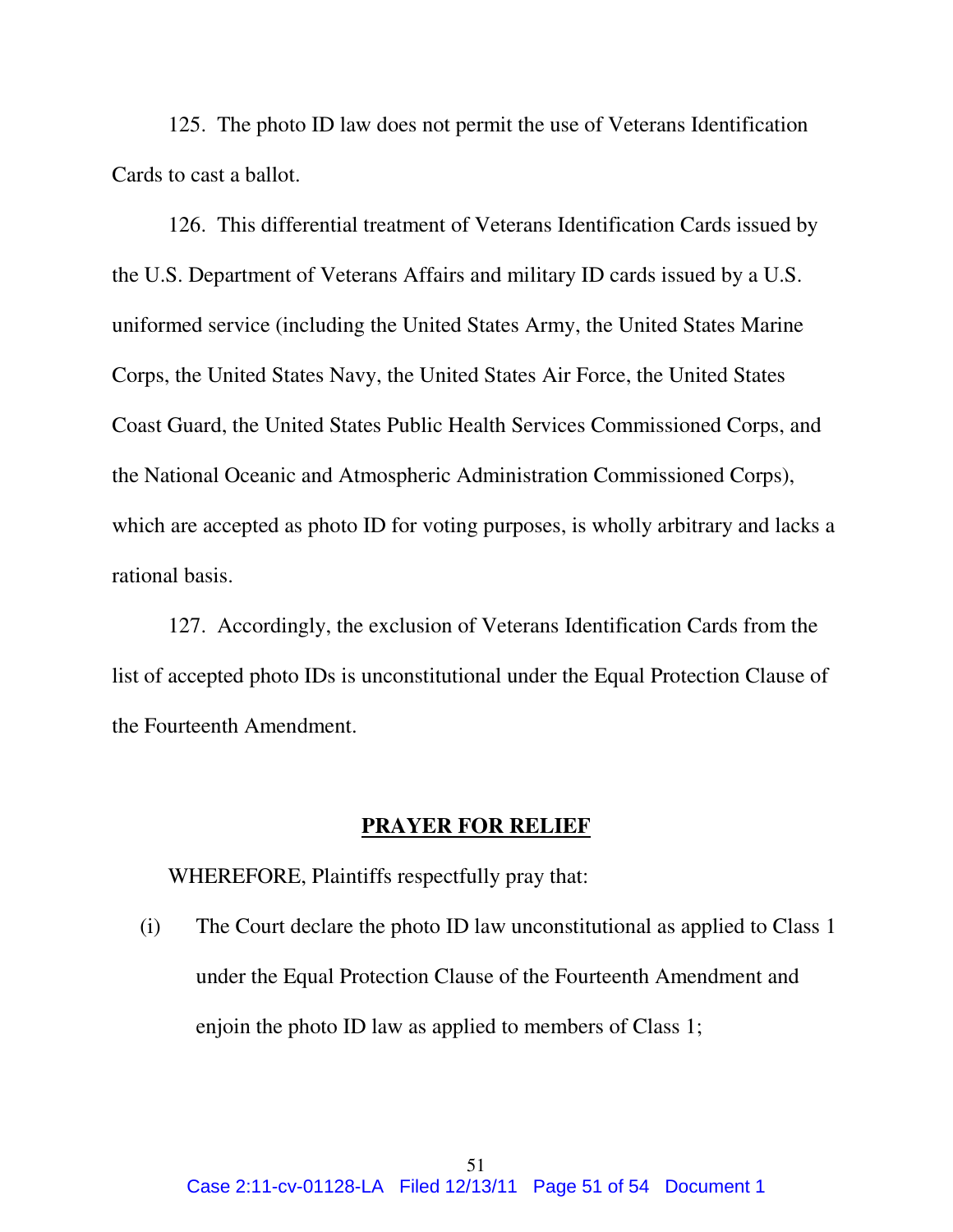125. The photo ID law does not permit the use of Veterans Identification Cards to cast a ballot.

126. This differential treatment of Veterans Identification Cards issued by the U.S. Department of Veterans Affairs and military ID cards issued by a U.S. uniformed service (including the United States Army, the United States Marine Corps, the United States Navy, the United States Air Force, the United States Coast Guard, the United States Public Health Services Commissioned Corps, and the National Oceanic and Atmospheric Administration Commissioned Corps), which are accepted as photo ID for voting purposes, is wholly arbitrary and lacks a rational basis.

127. Accordingly, the exclusion of Veterans Identification Cards from the list of accepted photo IDs is unconstitutional under the Equal Protection Clause of the Fourteenth Amendment.

## PRAYER FOR RELIEF

WHEREFORE, Plaintiffs respectfully pray that:

(i) The Court declare the photo ID law unconstitutional as applied to Class 1 under the Equal Protection Clause of the Fourteenth Amendment and enjoin the photo ID law as applied to members of Class 1;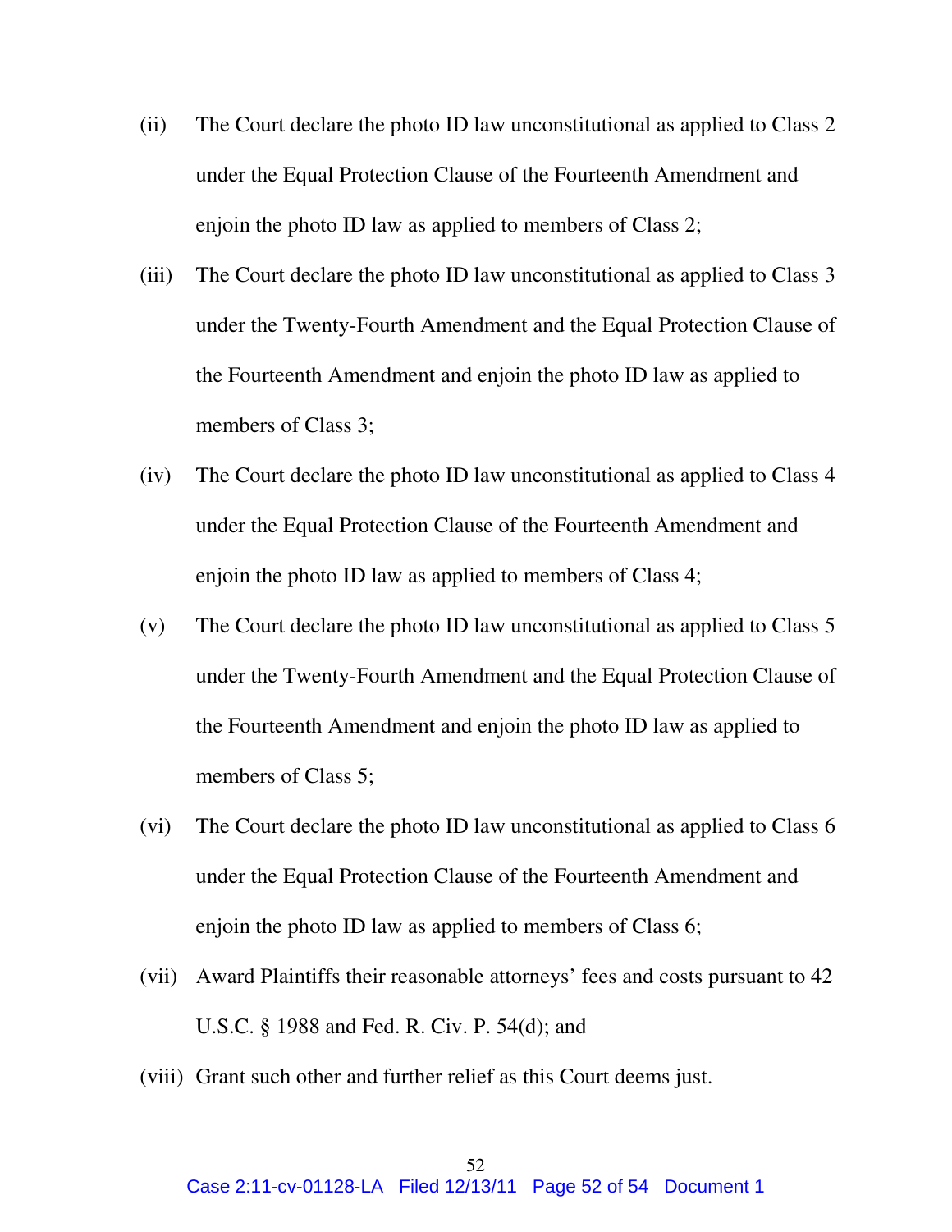(ii) The Court declare the photo ID law unconstitutional as applied to Class 2 under the Equal Protection Clause of the Fourteenth Amendment and enjoin the photo ID law as applied to members of Class 2;

(iii) The Court declare the photo ID law unconstitutional as applied to Class 3 under the Twenty-Fourth Amendment and the Equal Protection Clause of the Fourteenth Amendment and enjoin the photo ID law as applied to members of Class 3;

(iv) The Court declare the photo ID law unconstitutional as applied to Class 4 under the Equal Protection Clause of the Fourteenth Amendment and enjoin the photo ID law as applied to members of Class 4;

(v) The Court declare the photo ID law unconstitutional as applied to Class 5 under the Twenty-Fourth Amendment and the Equal Protection Clause of the Fourteenth Amendment and enjoin the photo ID law as applied to members of Class 5;

(vi) The Court declare the photo ID law unconstitutional as applied to Class 6 under the Equal Protection Clause of the Fourteenth Amendment and enjoin the photo ID law as applied to members of Class 6;

(vii) Award Plaintiffs their reasonable attorneys' fees and costs pursuant to 42 U.S.C. § 1988 and Fed. R. Civ. P. 54(d); and

(viii) Grant such other and further relief as this Court deems just.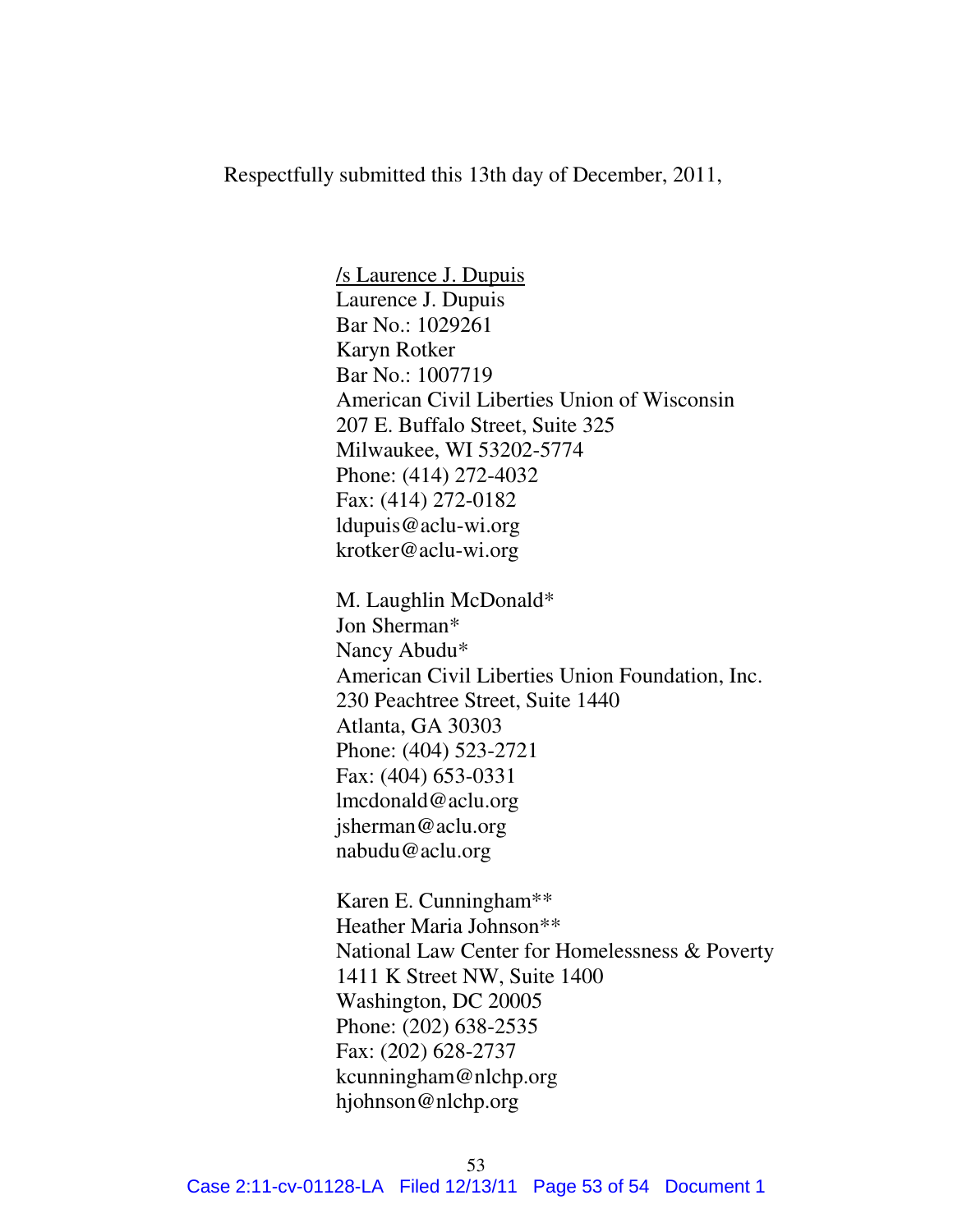Respectfully submitted this 13th day of December, 2011,

/s Laurence J. Dupuis
Laurence J. Dupuis
Bar No.: 1029261
Karyn Rotker
Bar No.: 1007719
American Civil Liberties Union of Wisconsin
207 E. Buffalo Street, Suite 325
Milwaukee, WI 53202-5774
Phone: (414) 272-4032
Fax: (414) 272-0182
ldupuis@aclu-wi.org
krotker@aclu-wi.org

M. Laughlin McDonald*
Jon Sherman*
Nancy Abudu*
American Civil Liberties Union Foundation, Inc.
230 Peachtree Street, Suite 1440
Atlanta, GA 30303
Phone: (404) 523-2721
Fax: (404) 653-0331
lmcdonald@aclu.org
jsherman@aclu.org
nabudu@aclu.org

Karen E. Cunningham**
Heather Maria Johnson**
National Law Center for Homelessness & Poverty
1411 K Street NW, Suite 1400
Washington, DC 20005
Phone: (202) 638-2535
Fax: (202) 628-2737
kcunningham@nlchp.org
hjohnson@nlchp.org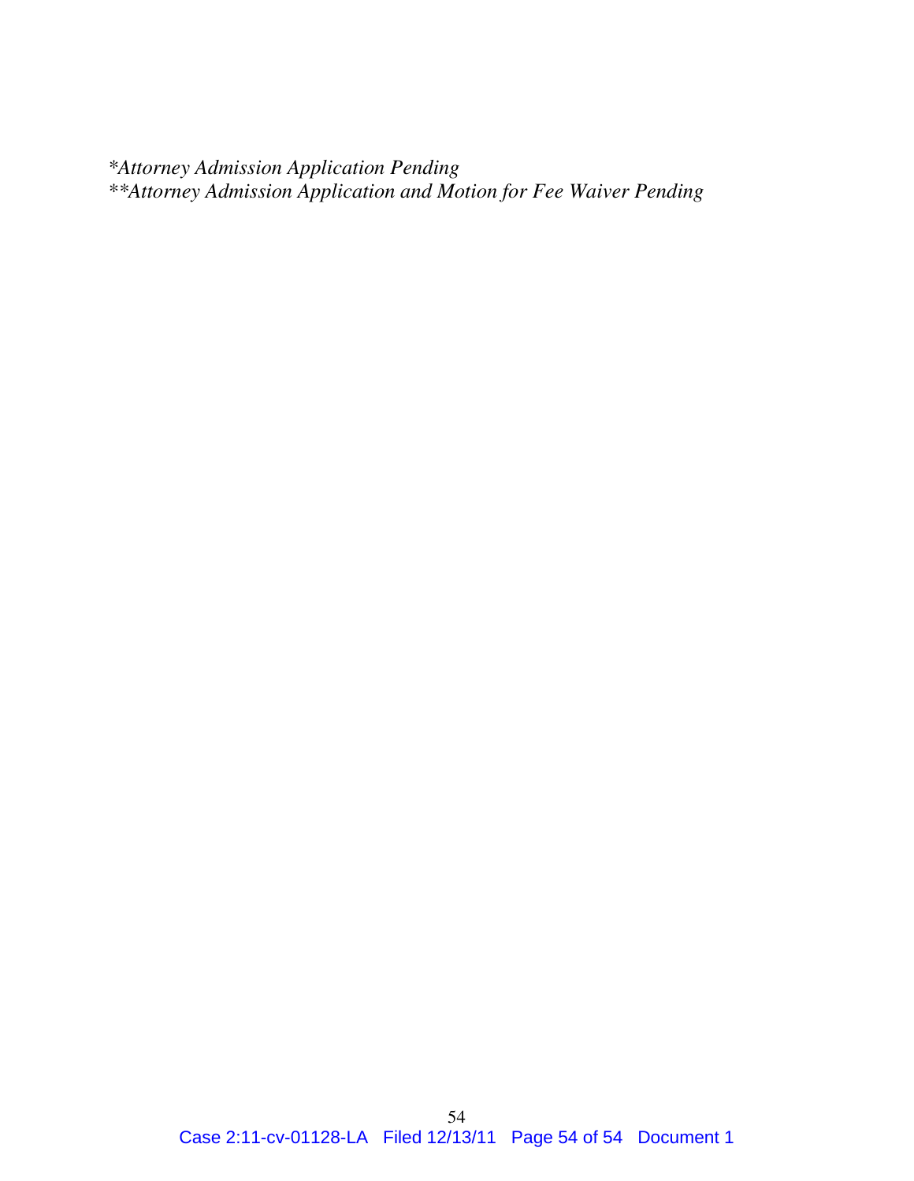*\*Attorney Admission Application Pending*
*\*\*Attorney Admission Application and Motion for Fee Waiver Pending*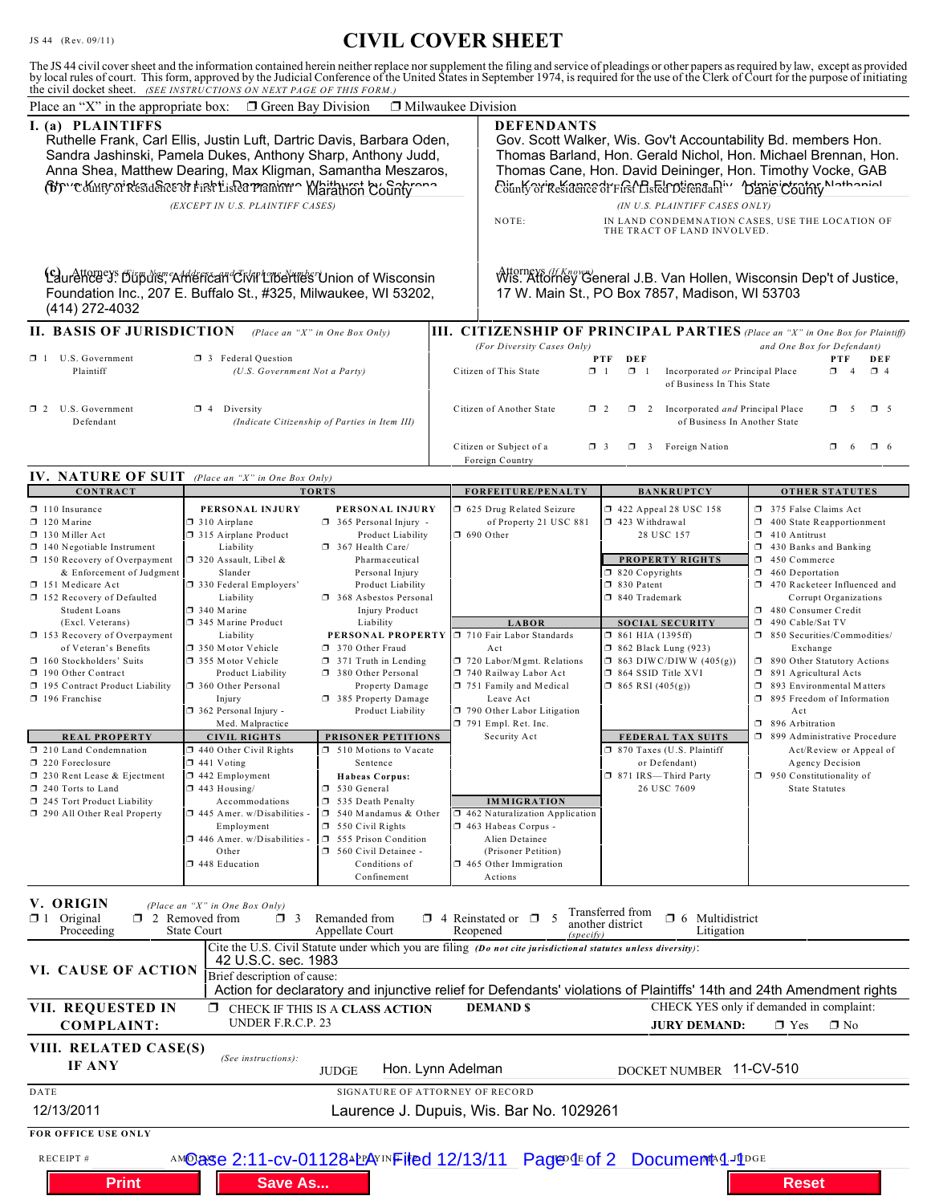JS 44 (Rev. 09/11)

# CIVIL COVER SHEET

The JS 44 civil cover sheet and the information contained herein neither replace nor supplement the filing and service of pleadings or other papers as required by law, except as provided by local rules of court. This form, approved by the Judicial Conference of the United States in September 1974, is required for the use of the Clerk of Court for the purpose of initiating the civil docket sheet. *(SEE INSTRUCTIONS ON NEXT PAGE OF THIS FORM.)*

Place an "X" in the appropriate box: ❒ Green Bay Division ❒ Milwaukee Division

## I. (a) PLAINTIFFS

Ruthelle Frank, Carl Ellis, Justin Luft, Dartric Davis, Barbara Oden, Sandra Jashinski, Pamela Dukes, Anthony Sharp, Anthony Judd, Anna Shea, Matthew Dearing, Max Kligman, Samantha Meszaros, Steve Kvaryniks, Sarah Lahti, Domonique Whitehurst by Sabrena...

**(b)** County of Residence of First Listed Plaintiff: Marathon County
*(EXCEPT IN U.S. PLAINTIFF CASES)*

**(c)** Attorneys *(Firm Name, Address, and Telephone Number)*
Laurence J. Dupuis, American Civil Liberties Union of Wisconsin Foundation Inc., 207 E. Buffalo St., #325, Milwaukee, WI 53202, (414) 272-4032

## DEFENDANTS

Gov. Scott Walker, Wis. Gov't Accountability Bd. members Hon. Thomas Barland, Hon. Gerald Nichol, Hon. Michael Brennan, Hon. Thomas Cane, Hon. David Deininger, Hon. Timothy Vocke, GAB Dir. Kevin Kennedy, GAB Elections Div. Administrator Nathaniel...

County of Residence of First Listed Defendant: Dane County
*(IN U.S. PLAINTIFF CASES ONLY)*

NOTE: IN LAND CONDEMNATION CASES, USE THE LOCATION OF THE TRACT OF LAND INVOLVED.

Attorneys *(If Known)*
Wis. Attorney General J.B. Van Hollen, Wisconsin Dep't of Justice, 17 W. Main St., PO Box 7857, Madison, WI 53703

## II. BASIS OF JURISDICTION *(Place an "X" in One Box Only)*

- ❒ 1 U.S. Government Plaintiff
- ❒ 3 Federal Question (U.S. Government Not a Party)
- ❒ 2 U.S. Government Defendant
- ❒ 4 Diversity (Indicate Citizenship of Parties in Item III)

## III. CITIZENSHIP OF PRINCIPAL PARTIES *(Place an "X" in One Box for Plaintiff and One Box for Defendant)*
*(For Diversity Cases Only)*

| | PTF | DEF | | PTF | DEF |
|---|---|---|---|---|---|
| Citizen of This State | ❒ 1 | ❒ 1 | Incorporated *or* Principal Place of Business In This State | ❒ 4 | ❒ 4 |
| Citizen of Another State | ❒ 2 | ❒ 2 | Incorporated *and* Principal Place of Business In Another State | ❒ 5 | ❒ 5 |
| Citizen or Subject of a Foreign Country | ❒ 3 | ❒ 3 | Foreign Nation | ❒ 6 | ❒ 6 |

## IV. NATURE OF SUIT *(Place an "X" in One Box Only)*

**CONTRACT**
- ❒ 110 Insurance
- ❒ 120 Marine
- ❒ 130 Miller Act
- ❒ 140 Negotiable Instrument
- ❒ 150 Recovery of Overpayment & Enforcement of Judgment
- ❒ 151 Medicare Act
- ❒ 152 Recovery of Defaulted Student Loans (Excl. Veterans)
- ❒ 153 Recovery of Overpayment of Veteran's Benefits
- ❒ 160 Stockholders' Suits
- ❒ 190 Other Contract
- ❒ 195 Contract Product Liability
- ❒ 196 Franchise

**REAL PROPERTY**
- ❒ 210 Land Condemnation
- ❒ 220 Foreclosure
- ❒ 230 Rent Lease & Ejectment
- ❒ 240 Torts to Land
- ❒ 245 Tort Product Liability
- ❒ 290 All Other Real Property

**TORTS — PERSONAL INJURY**
- ❒ 310 Airplane
- ❒ 315 Airplane Product Liability
- ❒ 320 Assault, Libel & Slander
- ❒ 330 Federal Employers' Liability
- ❒ 340 Marine
- ❒ 345 Marine Product Liability
- ❒ 350 Motor Vehicle
- ❒ 355 Motor Vehicle Product Liability
- ❒ 360 Other Personal Injury
- ❒ 362 Personal Injury - Med. Malpractice

**PERSONAL INJURY**
- ❒ 365 Personal Injury - Product Liability
- ❒ 367 Health Care/ Pharmaceutical Personal Injury Product Liability
- ❒ 368 Asbestos Personal Injury Product Liability

**PERSONAL PROPERTY**
- ❒ 370 Other Fraud
- ❒ 371 Truth in Lending
- ❒ 380 Other Personal Property Damage
- ❒ 385 Property Damage Product Liability

**CIVIL RIGHTS**
- ❒ 440 Other Civil Rights
- ❒ 441 Voting
- ❒ 442 Employment
- ❒ 443 Housing/ Accommodations
- ❒ 445 Amer. w/Disabilities - Employment
- ❒ 446 Amer. w/Disabilities - Other
- ❒ 448 Education

**PRISONER PETITIONS**
- ❒ 510 Motions to Vacate Sentence
- **Habeas Corpus:**
- ❒ 530 General
- ❒ 535 Death Penalty
- ❒ 540 Mandamus & Other
- ❒ 550 Civil Rights
- ❒ 555 Prison Condition
- ❒ 560 Civil Detainee - Conditions of Confinement

**FORFEITURE/PENALTY**
- ❒ 625 Drug Related Seizure of Property 21 USC 881
- ❒ 690 Other

**LABOR**
- ❒ 710 Fair Labor Standards Act
- ❒ 720 Labor/Mgmt. Relations
- ❒ 740 Railway Labor Act
- ❒ 751 Family and Medical Leave Act
- ❒ 790 Other Labor Litigation
- ❒ 791 Empl. Ret. Inc. Security Act

**IMMIGRATION**
- ❒ 462 Naturalization Application
- ❒ 463 Habeas Corpus - Alien Detainee (Prisoner Petition)
- ❒ 465 Other Immigration Actions

**BANKRUPTCY**
- ❒ 422 Appeal 28 USC 158
- ❒ 423 Withdrawal 28 USC 157

**PROPERTY RIGHTS**
- ❒ 820 Copyrights
- ❒ 830 Patent
- ❒ 840 Trademark

**SOCIAL SECURITY**
- ❒ 861 HIA (1395ff)
- ❒ 862 Black Lung (923)
- ❒ 863 DIWC/DIWW (405(g))
- ❒ 864 SSID Title XVI
- ❒ 865 RSI (405(g))

**FEDERAL TAX SUITS**
- ❒ 870 Taxes (U.S. Plaintiff or Defendant)
- ❒ 871 IRS—Third Party 26 USC 7609

**OTHER STATUTES**
- ❒ 375 False Claims Act
- ❒ 400 State Reapportionment
- ❒ 410 Antitrust
- ❒ 430 Banks and Banking
- ❒ 450 Commerce
- ❒ 460 Deportation
- ❒ 470 Racketeer Influenced and Corrupt Organizations
- ❒ 480 Consumer Credit
- ❒ 490 Cable/Sat TV
- ❒ 850 Securities/Commodities/ Exchange
- ❒ 890 Other Statutory Actions
- ❒ 891 Agricultural Acts
- ❒ 893 Environmental Matters
- ❒ 895 Freedom of Information Act
- ❒ 896 Arbitration
- ❒ 899 Administrative Procedure Act/Review or Appeal of Agency Decision
- ❒ 950 Constitutionality of State Statutes

## V. ORIGIN *(Place an "X" in One Box Only)*

❒ 1 Original Proceeding ❒ 2 Removed from State Court ❒ 3 Remanded from Appellate Court ❒ 4 Reinstated or Reopened ❒ 5 Transferred from another district *(specify)* ❒ 6 Multidistrict Litigation

## VI. CAUSE OF ACTION

Cite the U.S. Civil Statute under which you are filing *(Do not cite jurisdictional statutes unless diversity)*:
42 U.S.C. sec. 1983

Brief description of cause:
Action for declaratory and injunctive relief for Defendants' violations of Plaintiffs' 14th and 24th Amendment rights

## VII. REQUESTED IN COMPLAINT:

❒ CHECK IF THIS IS A CLASS ACTION UNDER F.R.C.P. 23

DEMAND $

CHECK YES only if demanded in complaint:
JURY DEMAND: ❒ Yes ❒ No

## VIII. RELATED CASE(S) IF ANY

*(See instructions)*: JUDGE Hon. Lynn Adelman DOCKET NUMBER 11-CV-510

DATE: 12/13/2011

SIGNATURE OF ATTORNEY OF RECORD: Laurence J. Dupuis, Wis. Bar No. 1029261

**FOR OFFICE USE ONLY**

RECEIPT # AMOUNT APPLYING IFP JUDGE MAG. JUDGE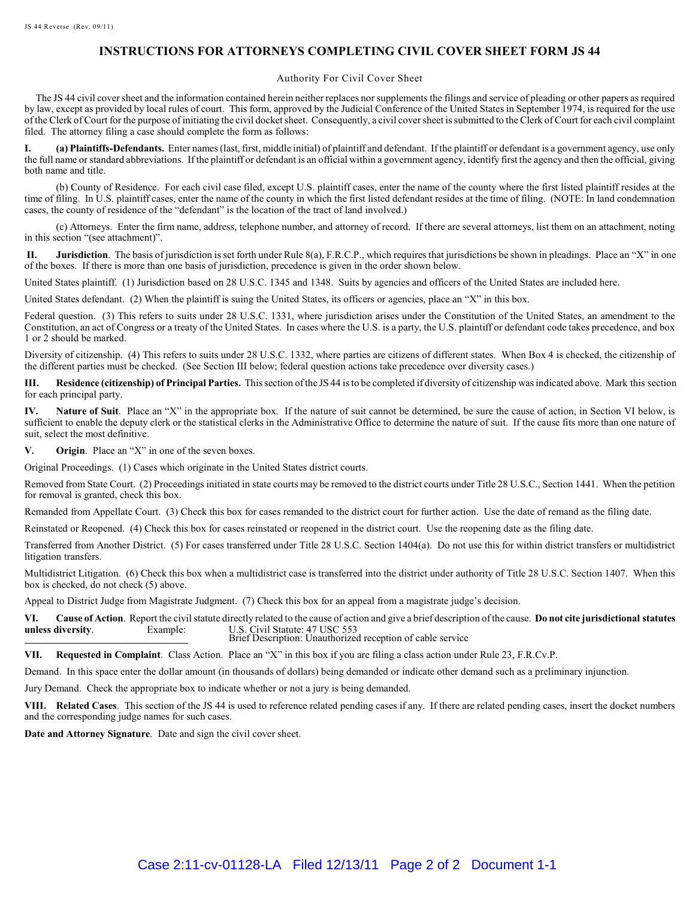# INSTRUCTIONS FOR ATTORNEYS COMPLETING CIVIL COVER SHEET FORM JS 44

Authority For Civil Cover Sheet

The JS 44 civil cover sheet and the information contained herein neither replaces nor supplements the filings and service of pleading or other papers as required by law, except as provided by local rules of court. This form, approved by the Judicial Conference of the United States in September 1974, is required for the use of the Clerk of Court for the purpose of initiating the civil docket sheet. Consequently, a civil cover sheet is submitted to the Clerk of Court for each civil complaint filed. The attorney filing a case should complete the form as follows:

**I. (a) Plaintiffs-Defendants.** Enter names (last, first, middle initial) of plaintiff and defendant. If the plaintiff or defendant is a government agency, use only the full name or standard abbreviations. If the plaintiff or defendant is an official within a government agency, identify first the agency and then the official, giving both name and title.

(b) County of Residence. For each civil case filed, except U.S. plaintiff cases, enter the name of the county where the first listed plaintiff resides at the time of filing. In U.S. plaintiff cases, enter the name of the county in which the first listed defendant resides at the time of filing. (NOTE: In land condemnation cases, the county of residence of the "defendant" is the location of the tract of land involved.)

(c) Attorneys. Enter the firm name, address, telephone number, and attorney of record. If there are several attorneys, list them on an attachment, noting in this section "(see attachment)".

**II. Jurisdiction**. The basis of jurisdiction is set forth under Rule 8(a), F.R.C.P., which requires that jurisdictions be shown in pleadings. Place an "X" in one of the boxes. If there is more than one basis of jurisdiction, precedence is given in the order shown below.

United States plaintiff. (1) Jurisdiction based on 28 U.S.C. 1345 and 1348. Suits by agencies and officers of the United States are included here.

United States defendant. (2) When the plaintiff is suing the United States, its officers or agencies, place an "X" in this box.

Federal question. (3) This refers to suits under 28 U.S.C. 1331, where jurisdiction arises under the Constitution of the United States, an amendment to the Constitution, an act of Congress or a treaty of the United States. In cases where the U.S. is a party, the U.S. plaintiff or defendant code takes precedence, and box 1 or 2 should be marked.

Diversity of citizenship. (4) This refers to suits under 28 U.S.C. 1332, where parties are citizens of different states. When Box 4 is checked, the citizenship of the different parties must be checked. (See Section III below; federal question actions take precedence over diversity cases.)

**III. Residence (citizenship) of Principal Parties.** This section of the JS 44 is to be completed if diversity of citizenship was indicated above. Mark this section for each principal party.

**IV. Nature of Suit**. Place an "X" in the appropriate box. If the nature of suit cannot be determined, be sure the cause of action, in Section VI below, is sufficient to enable the deputy clerk or the statistical clerks in the Administrative Office to determine the nature of suit. If the cause fits more than one nature of suit, select the most definitive.

**V. Origin**. Place an "X" in one of the seven boxes.

Original Proceedings. (1) Cases which originate in the United States district courts.

Removed from State Court. (2) Proceedings initiated in state courts may be removed to the district courts under Title 28 U.S.C., Section 1441. When the petition for removal is granted, check this box.

Remanded from Appellate Court. (3) Check this box for cases remanded to the district court for further action. Use the date of remand as the filing date.

Reinstated or Reopened. (4) Check this box for cases reinstated or reopened in the district court. Use the reopening date as the filing date.

Transferred from Another District. (5) For cases transferred under Title 28 U.S.C. Section 1404(a). Do not use this for within district transfers or multidistrict litigation transfers.

Multidistrict Litigation. (6) Check this box when a multidistrict case is transferred into the district under authority of Title 28 U.S.C. Section 1407. When this box is checked, do not check (5) above.

Appeal to District Judge from Magistrate Judgment. (7) Check this box for an appeal from a magistrate judge's decision.

**VI. Cause of Action**. Report the civil statute directly related to the cause of action and give a brief description of the cause. **Do not cite jurisdictional statutes unless diversity**. Example:
U.S. Civil Statute: 47 USC 553
Brief Description: Unauthorized reception of cable service

**VII. Requested in Complaint**. Class Action. Place an "X" in this box if you are filing a class action under Rule 23, F.R.Cv.P.

Demand. In this space enter the dollar amount (in thousands of dollars) being demanded or indicate other demand such as a preliminary injunction.

Jury Demand. Check the appropriate box to indicate whether or not a jury is being demanded.

**VIII. Related Cases**. This section of the JS 44 is used to reference related pending cases if any. If there are related pending cases, insert the docket numbers and the corresponding judge names for such cases.

**Date and Attorney Signature**. Date and sign the civil cover sheet.